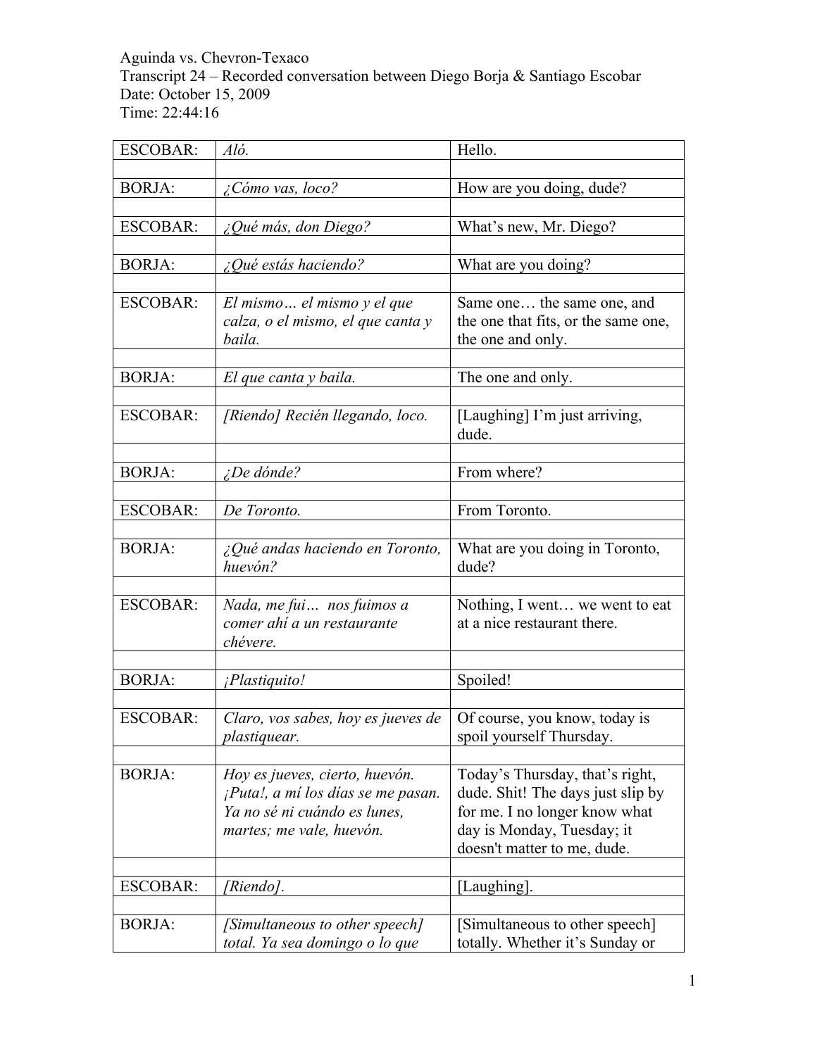Aguinda vs. Chevron-Texaco
Transcript 24 – Recorded conversation between Diego Borja & Santiago Escobar
Date: October 15, 2009
Time: 22:44:16

| | | |
|---|---|---|
| ESCOBAR: | *Aló.* | Hello. |
| | | |
| BORJA: | *¿Cómo vas, loco?* | How are you doing, dude? |
| | | |
| ESCOBAR: | *¿Qué más, don Diego?* | What's new, Mr. Diego? |
| | | |
| BORJA: | *¿Qué estás haciendo?* | What are you doing? |
| | | |
| ESCOBAR: | *El mismo… el mismo y el que calza, o el mismo, el que canta y baila.* | Same one… the same one, and the one that fits, or the same one, the one and only. |
| | | |
| BORJA: | *El que canta y baila.* | The one and only. |
| | | |
| ESCOBAR: | *[Riendo] Recién llegando, loco.* | [Laughing] I'm just arriving, dude. |
| | | |
| BORJA: | *¿De dónde?* | From where? |
| | | |
| ESCOBAR: | *De Toronto.* | From Toronto. |
| | | |
| BORJA: | *¿Qué andas haciendo en Toronto, huevón?* | What are you doing in Toronto, dude? |
| | | |
| ESCOBAR: | *Nada, me fui… nos fuimos a comer ahí a un restaurante chévere.* | Nothing, I went… we went to eat at a nice restaurant there. |
| | | |
| BORJA: | *¡Plastiquito!* | Spoiled! |
| | | |
| ESCOBAR: | *Claro, vos sabes, hoy es jueves de plastiquear.* | Of course, you know, today is spoil yourself Thursday. |
| | | |
| BORJA: | *Hoy es jueves, cierto, huevón. ¡Puta!, a mí los días se me pasan. Ya no sé ni cuándo es lunes, martes; me vale, huevón.* | Today's Thursday, that's right, dude. Shit! The days just slip by for me. I no longer know what day is Monday, Tuesday; it doesn't matter to me, dude. |
| | | |
| ESCOBAR: | *[Riendo].* | [Laughing]. |
| | | |
| BORJA: | *[Simultaneous to other speech] total. Ya sea domingo o lo que* | [Simultaneous to other speech] totally. Whether it's Sunday or |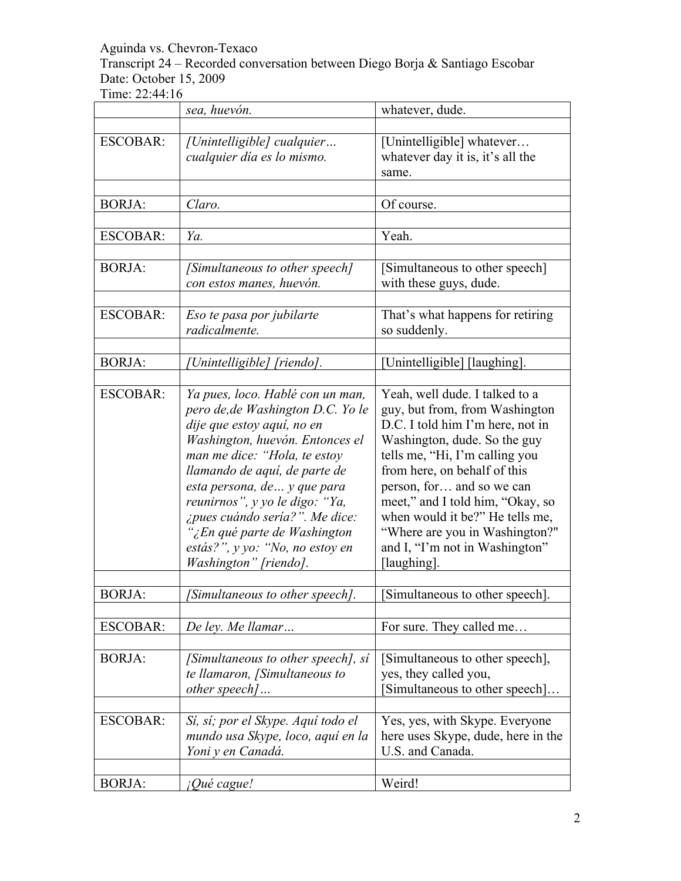Aguinda vs. Chevron-Texaco
Transcript 24 – Recorded conversation between Diego Borja & Santiago Escobar
Date: October 15, 2009
Time: 22:44:16

| | | |
|---|---|---|
| | *sea, huevón.* | whatever, dude. |
| | | |
| ESCOBAR: | *[Unintelligible] cualquier… cualquier día es lo mismo.* | [Unintelligible] whatever… whatever day it is, it's all the same. |
| | | |
| BORJA: | *Claro.* | Of course. |
| | | |
| ESCOBAR: | *Ya.* | Yeah. |
| | | |
| BORJA: | *[Simultaneous to other speech] con estos manes, huevón.* | [Simultaneous to other speech] with these guys, dude. |
| | | |
| ESCOBAR: | *Eso te pasa por jubilarte radicalmente.* | That's what happens for retiring so suddenly. |
| | | |
| BORJA: | *[Unintelligible] [riendo].* | [Unintelligible] [laughing]. |
| | | |
| ESCOBAR: | *Ya pues, loco. Hablé con un man, pero de,de Washington D.C. Yo le dije que estoy aquí, no en Washington, huevón. Entonces el man me dice: "Hola, te estoy llamando de aquí, de parte de esta persona, de… y que para reunirnos", y yo le digo: "Ya, ¿pues cuándo sería?". Me dice: "¿En qué parte de Washington estás?", y yo: "No, no estoy en Washington" [riendo].* | Yeah, well dude. I talked to a guy, but from, from Washington D.C. I told him I'm here, not in Washington, dude. So the guy tells me, "Hi, I'm calling you from here, on behalf of this person, for… and so we can meet," and I told him, "Okay, so when would it be?" He tells me, "Where are you in Washington?" and I, "I'm not in Washington" [laughing]. |
| | | |
| BORJA: | *[Simultaneous to other speech].* | [Simultaneous to other speech]. |
| | | |
| ESCOBAR: | *De ley. Me llamar…* | For sure. They called me… |
| | | |
| BORJA: | *[Simultaneous to other speech], sí te llamaron, [Simultaneous to other speech]…* | [Simultaneous to other speech], yes, they called you, [Simultaneous to other speech]… |
| | | |
| ESCOBAR: | *Sí, sí; por el Skype. Aquí todo el mundo usa Skype, loco, aquí en la Yoni y en Canadá.* | Yes, yes, with Skype. Everyone here uses Skype, dude, here in the U.S. and Canada. |
| | | |
| BORJA: | *¡Qué cague!* | Weird! |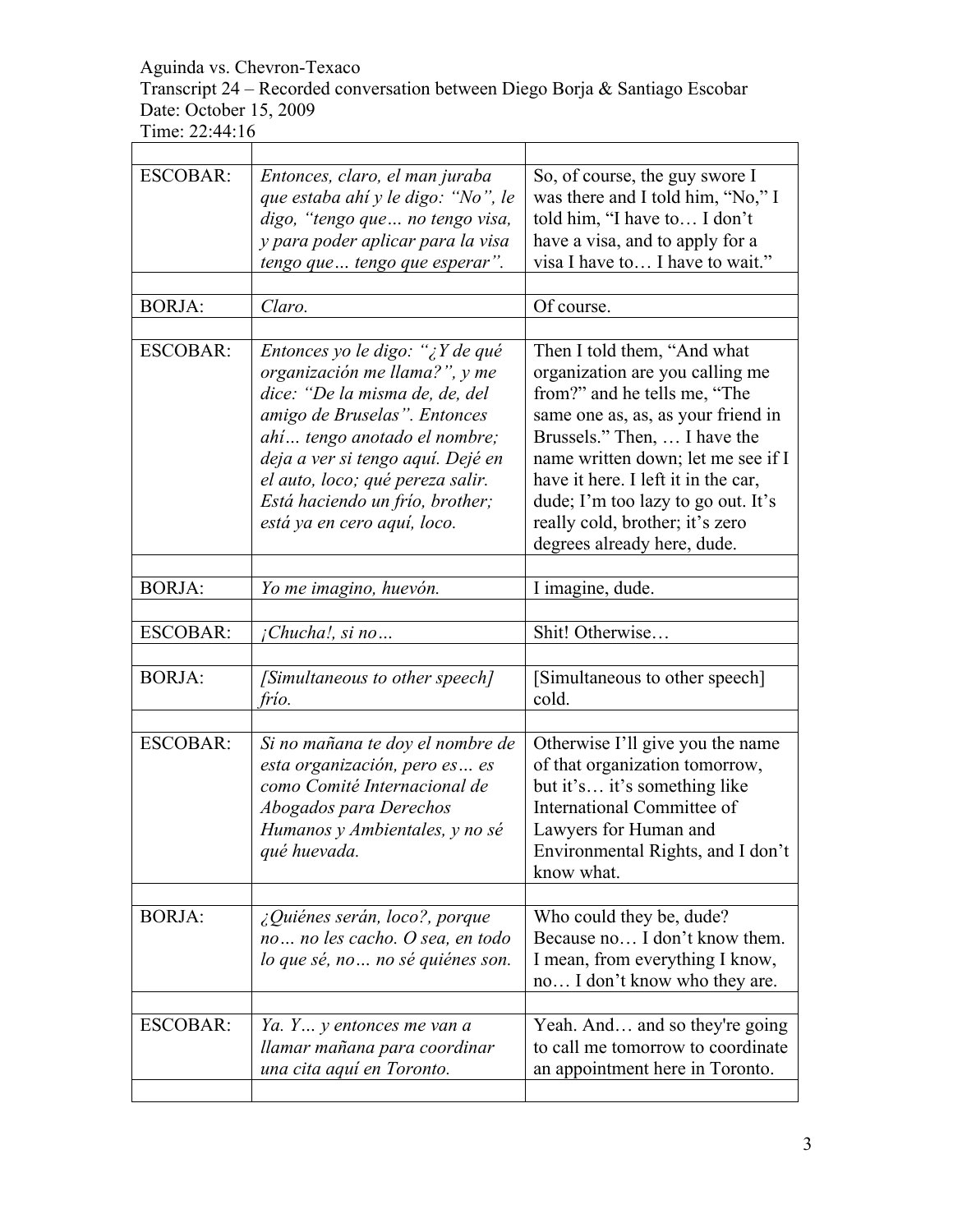Aguinda vs. Chevron-Texaco
Transcript 24 – Recorded conversation between Diego Borja & Santiago Escobar
Date: October 15, 2009
Time: 22:44:16

| | | |
|---|---|---|
| ESCOBAR: | *Entonces, claro, el man juraba que estaba ahí y le digo: "No", le digo, "tengo que… no tengo visa, y para poder aplicar para la visa tengo que… tengo que esperar".* | So, of course, the guy swore I was there and I told him, "No," I told him, "I have to… I don't have a visa, and to apply for a visa I have to… I have to wait." |
| | | |
| BORJA: | *Claro.* | Of course. |
| | | |
| ESCOBAR: | *Entonces yo le digo: "¿Y de qué organización me llama?", y me dice: "De la misma de, de, del amigo de Bruselas". Entonces ahí… tengo anotado el nombre; deja a ver si tengo aquí. Dejé en el auto, loco; qué pereza salir. Está haciendo un frío, brother; está ya en cero aquí, loco.* | Then I told them, "And what organization are you calling me from?" and he tells me, "The same one as, as, as your friend in Brussels." Then, … I have the name written down; let me see if I have it here. I left it in the car, dude; I'm too lazy to go out. It's really cold, brother; it's zero degrees already here, dude. |
| | | |
| BORJA: | *Yo me imagino, huevón.* | I imagine, dude. |
| | | |
| ESCOBAR: | *¡Chucha!, si no…* | Shit! Otherwise… |
| | | |
| BORJA: | *[Simultaneous to other speech] frío.* | [Simultaneous to other speech] cold. |
| | | |
| ESCOBAR: | *Si no mañana te doy el nombre de esta organización, pero es… es como Comité Internacional de Abogados para Derechos Humanos y Ambientales, y no sé qué huevada.* | Otherwise I'll give you the name of that organization tomorrow, but it's… it's something like International Committee of Lawyers for Human and Environmental Rights, and I don't know what. |
| | | |
| BORJA: | *¿Quiénes serán, loco?, porque no… no les cacho. O sea, en todo lo que sé, no… no sé quiénes son.* | Who could they be, dude? Because no… I don't know them. I mean, from everything I know, no… I don't know who they are. |
| | | |
| ESCOBAR: | *Ya. Y… y entonces me van a llamar mañana para coordinar una cita aquí en Toronto.* | Yeah. And… and so they're going to call me tomorrow to coordinate an appointment here in Toronto. |
| | | |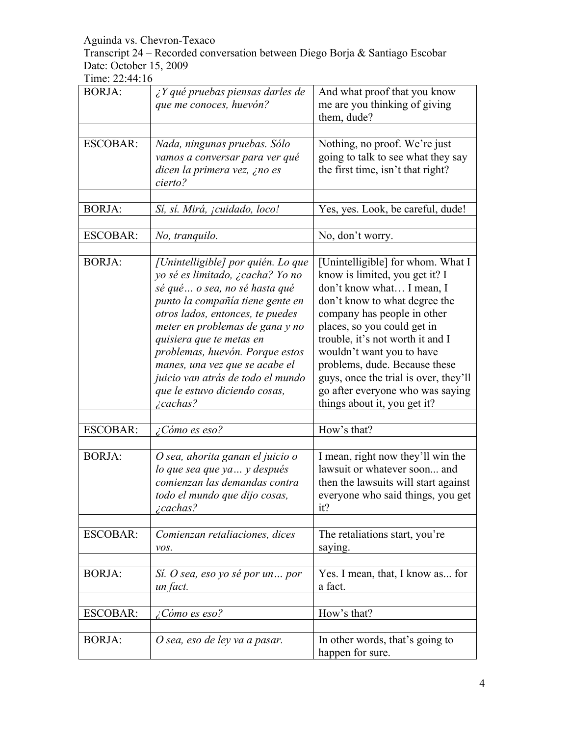Aguinda vs. Chevron-Texaco
Transcript 24 – Recorded conversation between Diego Borja & Santiago Escobar
Date: October 15, 2009
Time: 22:44:16

| | | |
|---|---|---|
| BORJA: | *¿Y qué pruebas piensas darles de que me conoces, huevón?* | And what proof that you know me are you thinking of giving them, dude? |
| | | |
| ESCOBAR: | *Nada, ningunas pruebas. Sólo vamos a conversar para ver qué dicen la primera vez, ¿no es cierto?* | Nothing, no proof. We're just going to talk to see what they say the first time, isn't that right? |
| | | |
| BORJA: | *Sí, sí. Mirá, ¡cuidado, loco!* | Yes, yes. Look, be careful, dude! |
| | | |
| ESCOBAR: | *No, tranquilo.* | No, don't worry. |
| | | |
| BORJA: | *[Unintelligible] por quién. Lo que yo sé es limitado, ¿cacha? Yo no sé qué… o sea, no sé hasta qué punto la compañía tiene gente en otros lados, entonces, te puedes meter en problemas de gana y no quisiera que te metas en problemas, huevón. Porque estos manes, una vez que se acabe el juicio van atrás de todo el mundo que le estuvo diciendo cosas, ¿cachas?* | [Unintelligible] for whom. What I know is limited, you get it? I don't know what… I mean, I don't know to what degree the company has people in other places, so you could get in trouble, it's not worth it and I wouldn't want you to have problems, dude. Because these guys, once the trial is over, they'll go after everyone who was saying things about it, you get it? |
| | | |
| ESCOBAR: | *¿Cómo es eso?* | How's that? |
| | | |
| BORJA: | *O sea, ahorita ganan el juicio o lo que sea que ya… y después comienzan las demandas contra todo el mundo que dijo cosas, ¿cachas?* | I mean, right now they'll win the lawsuit or whatever soon... and then the lawsuits will start against everyone who said things, you get it? |
| | | |
| ESCOBAR: | *Comienzan retaliaciones, dices vos.* | The retaliations start, you're saying. |
| | | |
| BORJA: | *Sí. O sea, eso yo sé por un… por un fact.* | Yes. I mean, that, I know as... for a fact. |
| | | |
| ESCOBAR: | *¿Cómo es eso?* | How's that? |
| | | |
| BORJA: | *O sea, eso de ley va a pasar.* | In other words, that's going to happen for sure. |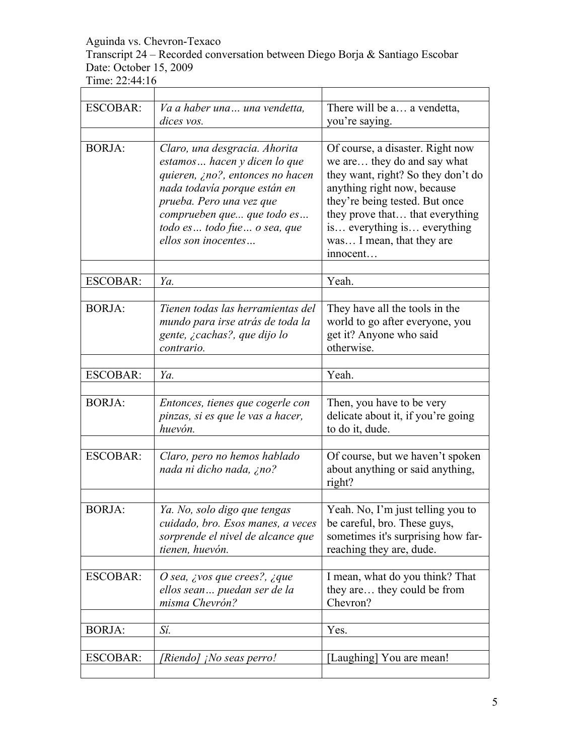Aguinda vs. Chevron-Texaco
Transcript 24 – Recorded conversation between Diego Borja & Santiago Escobar
Date: October 15, 2009
Time: 22:44:16

| | | |
|---|---|---|
| ESCOBAR: | *Va a haber una… una vendetta, dices vos.* | There will be a… a vendetta, you're saying. |
| | | |
| BORJA: | *Claro, una desgracia. Ahorita estamos… hacen y dicen lo que quieren, ¿no?, entonces no hacen nada todavía porque están en prueba. Pero una vez que comprueben que... que todo es… todo es… todo fue… o sea, que ellos son inocentes…* | Of course, a disaster. Right now we are… they do and say what they want, right? So they don't do anything right now, because they're being tested. But once they prove that… that everything is… everything is… everything was… I mean, that they are innocent… |
| | | |
| ESCOBAR: | *Ya.* | Yeah. |
| | | |
| BORJA: | *Tienen todas las herramientas del mundo para irse atrás de toda la gente, ¿cachas?, que dijo lo contrario.* | They have all the tools in the world to go after everyone, you get it? Anyone who said otherwise. |
| | | |
| ESCOBAR: | *Ya.* | Yeah. |
| | | |
| BORJA: | *Entonces, tienes que cogerle con pinzas, si es que le vas a hacer, huevón.* | Then, you have to be very delicate about it, if you're going to do it, dude. |
| | | |
| ESCOBAR: | *Claro, pero no hemos hablado nada ni dicho nada, ¿no?* | Of course, but we haven't spoken about anything or said anything, right? |
| | | |
| BORJA: | *Ya. No, solo digo que tengas cuidado, bro. Esos manes, a veces sorprende el nivel de alcance que tienen, huevón.* | Yeah. No, I'm just telling you to be careful, bro. These guys, sometimes it's surprising how far-reaching they are, dude. |
| | | |
| ESCOBAR: | *O sea, ¿vos que crees?, ¿que ellos sean… puedan ser de la misma Chevrón?* | I mean, what do you think? That they are… they could be from Chevron? |
| | | |
| BORJA: | *Sí.* | Yes. |
| | | |
| ESCOBAR: | *[Riendo] ¡No seas perro!* | [Laughing] You are mean! |
| | | |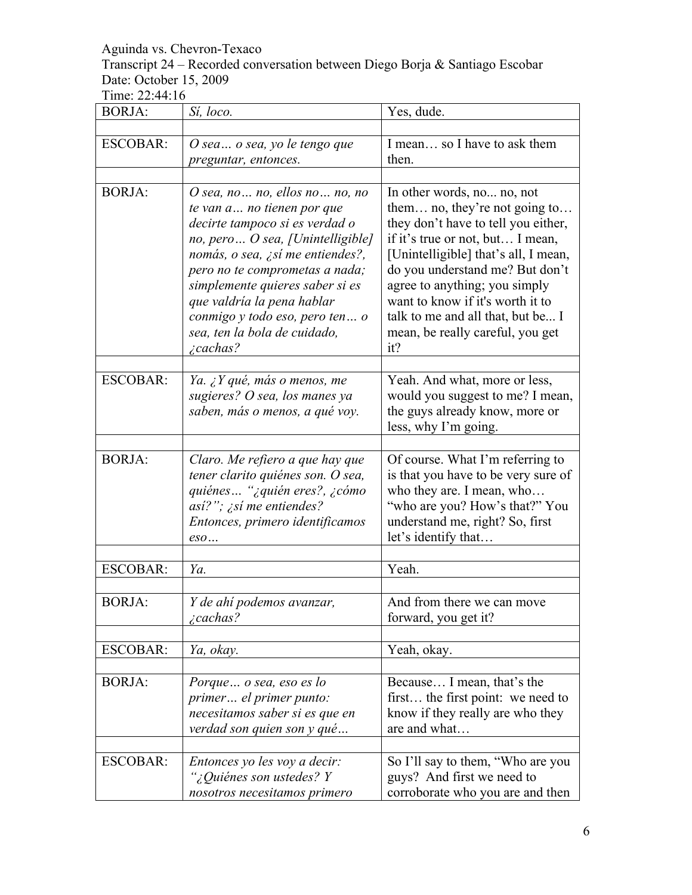| BORJA: | *Sí, loco.* | Yes, dude. |
|---|---|---|
| ESCOBAR: | *O sea… o sea, yo le tengo que preguntar, entonces.* | I mean… so I have to ask them then. |
| BORJA: | *O sea, no… no, ellos no… no, no te van a… no tienen por que decirte tampoco si es verdad o no, pero… O sea, [Unintelligible] nomás, o sea, ¿sí me entiendes?, pero no te comprometas a nada; simplemente quieres saber si es que valdría la pena hablar conmigo y todo eso, pero ten… o sea, ten la bola de cuidado, ¿cachas?* | In other words, no... no, not them… no, they're not going to… they don't have to tell you either, if it's true or not, but… I mean, [Unintelligible] that's all, I mean, do you understand me? But don't agree to anything; you simply want to know if it's worth it to talk to me and all that, but be... I mean, be really careful, you get it? |
| ESCOBAR: | *Ya. ¿Y qué, más o menos, me sugieres? O sea, los manes ya saben, más o menos, a qué voy.* | Yeah. And what, more or less, would you suggest to me? I mean, the guys already know, more or less, why I'm going. |
| BORJA: | *Claro. Me refiero a que hay que tener clarito quiénes son. O sea, quiénes… "¿quién eres?, ¿cómo así?"; ¿sí me entiendes? Entonces, primero identificamos eso…* | Of course. What I'm referring to is that you have to be very sure of who they are. I mean, who… "who are you? How's that?" You understand me, right? So, first let's identify that… |
| ESCOBAR: | *Ya.* | Yeah. |
| BORJA: | *Y de ahí podemos avanzar, ¿cachas?* | And from there we can move forward, you get it? |
| ESCOBAR: | *Ya, okay.* | Yeah, okay. |
| BORJA: | *Porque… o sea, eso es lo primer… el primer punto: necesitamos saber si es que en verdad son quien son y qué…* | Because… I mean, that's the first… the first point: we need to know if they really are who they are and what… |
| ESCOBAR: | *Entonces yo les voy a decir: "¿Quiénes son ustedes? Y nosotros necesitamos primero* | So I'll say to them, "Who are you guys? And first we need to corroborate who you are and then |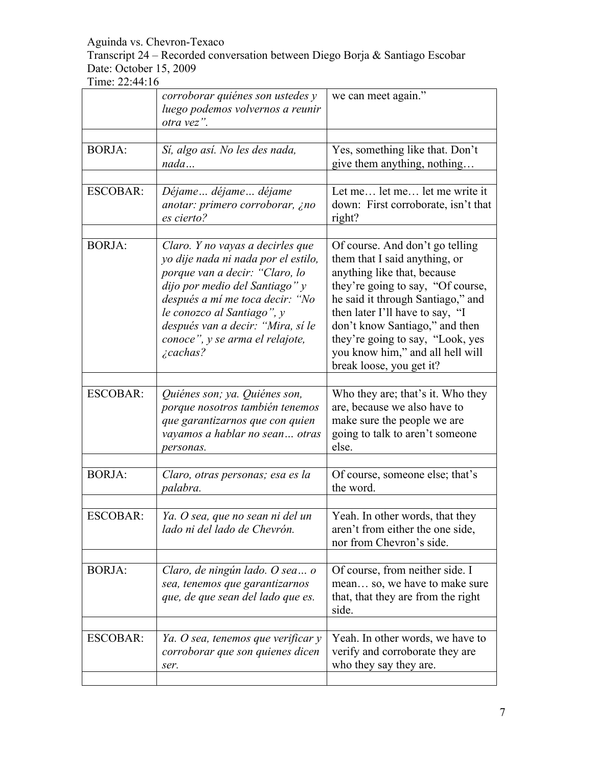| | *corroborar quiénes son ustedes y luego podemos volvernos a reunir otra vez".* | we can meet again." |
|---|---|---|
| | | |
| BORJA: | *Sí, algo así. No les des nada, nada…* | Yes, something like that. Don't give them anything, nothing… |
| | | |
| ESCOBAR: | *Déjame… déjame… déjame anotar: primero corroborar, ¿no es cierto?* | Let me… let me… let me write it down: First corroborate, isn't that right? |
| | | |
| BORJA: | *Claro. Y no vayas a decirles que yo dije nada ni nada por el estilo, porque van a decir: "Claro, lo dijo por medio del Santiago" y después a mí me toca decir: "No le conozco al Santiago", y después van a decir: "Mira, sí le conoce", y se arma el relajote, ¿cachas?* | Of course. And don't go telling them that I said anything, or anything like that, because they're going to say, "Of course, he said it through Santiago," and then later I'll have to say, "I don't know Santiago," and then they're going to say, "Look, yes you know him," and all hell will break loose, you get it? |
| | | |
| ESCOBAR: | *Quiénes son; ya. Quiénes son, porque nosotros también tenemos que garantizarnos que con quien vayamos a hablar no sean… otras personas.* | Who they are; that's it. Who they are, because we also have to make sure the people we are going to talk to aren't someone else. |
| | | |
| BORJA: | *Claro, otras personas; esa es la palabra.* | Of course, someone else; that's the word. |
| | | |
| ESCOBAR: | *Ya. O sea, que no sean ni del un lado ni del lado de Chevrón.* | Yeah. In other words, that they aren't from either the one side, nor from Chevron's side. |
| | | |
| BORJA: | *Claro, de ningún lado. O sea… o sea, tenemos que garantizarnos que, de que sean del lado que es.* | Of course, from neither side. I mean… so, we have to make sure that, that they are from the right side. |
| | | |
| ESCOBAR: | *Ya. O sea, tenemos que verificar y corroborar que son quienes dicen ser.* | Yeah. In other words, we have to verify and corroborate they are who they say they are. |
| | | |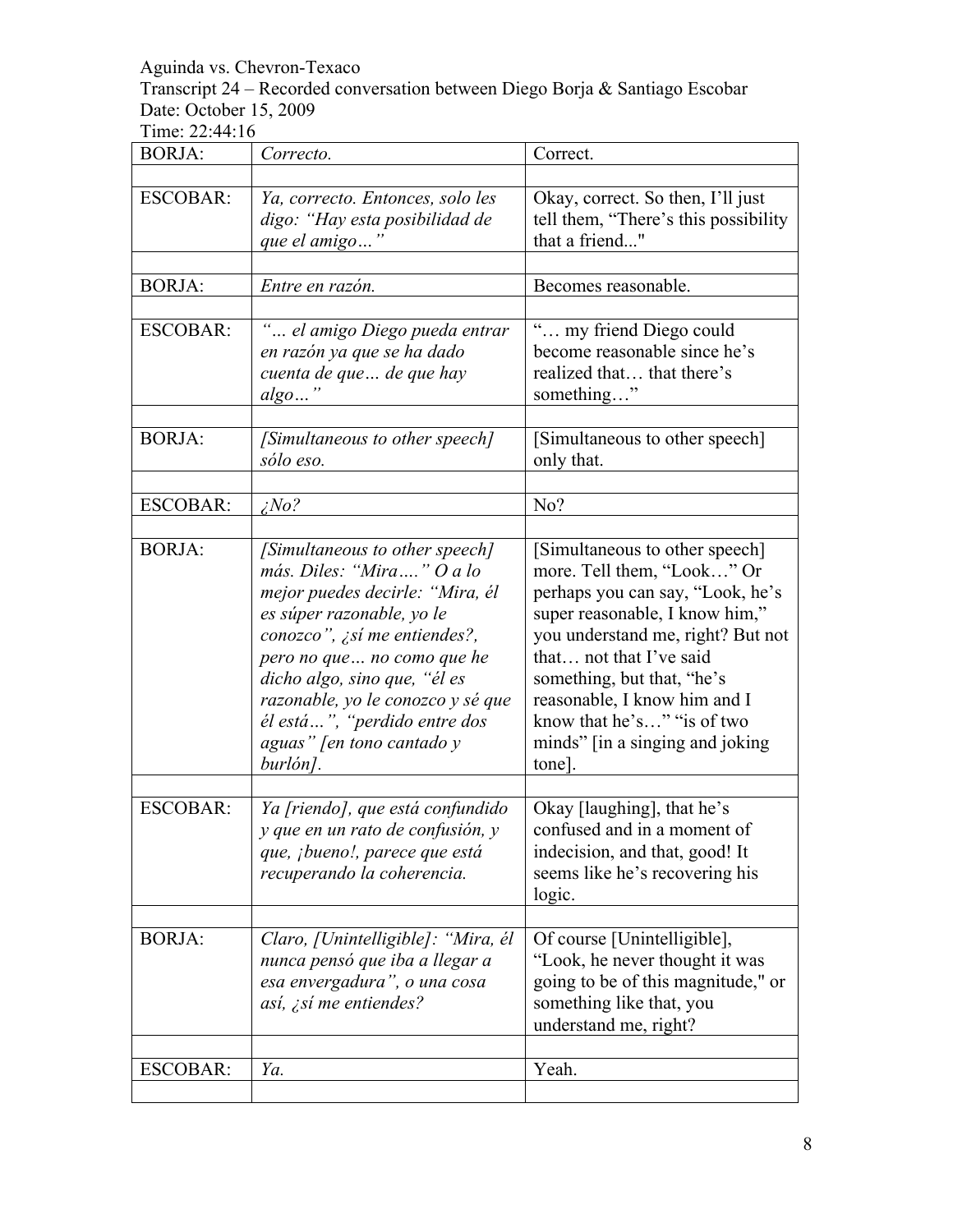Aguinda vs. Chevron-Texaco
Transcript 24 – Recorded conversation between Diego Borja & Santiago Escobar
Date: October 15, 2009
Time: 22:44:16

| | | |
|---|---|---|
| BORJA: | *Correcto.* | Correct. |
| | | |
| ESCOBAR: | *Ya, correcto. Entonces, solo les digo: "Hay esta posibilidad de que el amigo…"* | Okay, correct. So then, I'll just tell them, "There's this possibility that a friend..." |
| | | |
| BORJA: | *Entre en razón.* | Becomes reasonable. |
| | | |
| ESCOBAR: | *"… el amigo Diego pueda entrar en razón ya que se ha dado cuenta de que… de que hay algo…"* | "… my friend Diego could become reasonable since he's realized that… that there's something…" |
| | | |
| BORJA: | *[Simultaneous to other speech] sólo eso.* | [Simultaneous to other speech] only that. |
| | | |
| ESCOBAR: | *¿No?* | No? |
| | | |
| BORJA: | *[Simultaneous to other speech] más. Diles: "Mira…." O a lo mejor puedes decirle: "Mira, él es súper razonable, yo le conozco", ¿sí me entiendes?, pero no que… no como que he dicho algo, sino que, "él es razonable, yo le conozco y sé que él está…", "perdido entre dos aguas" [en tono cantado y burlón].* | [Simultaneous to other speech] more. Tell them, "Look…" Or perhaps you can say, "Look, he's super reasonable, I know him," you understand me, right? But not that… not that I've said something, but that, "he's reasonable, I know him and I know that he's…" "is of two minds" [in a singing and joking tone]. |
| | | |
| ESCOBAR: | *Ya [riendo], que está confundido y que en un rato de confusión, y que, ¡bueno!, parece que está recuperando la coherencia.* | Okay [laughing], that he's confused and in a moment of indecision, and that, good! It seems like he's recovering his logic. |
| | | |
| BORJA: | *Claro, [Unintelligible]: "Mira, él nunca pensó que iba a llegar a esa envergadura", o una cosa así, ¿sí me entiendes?* | Of course [Unintelligible], "Look, he never thought it was going to be of this magnitude," or something like that, you understand me, right? |
| | | |
| ESCOBAR: | *Ya.* | Yeah. |
| | | |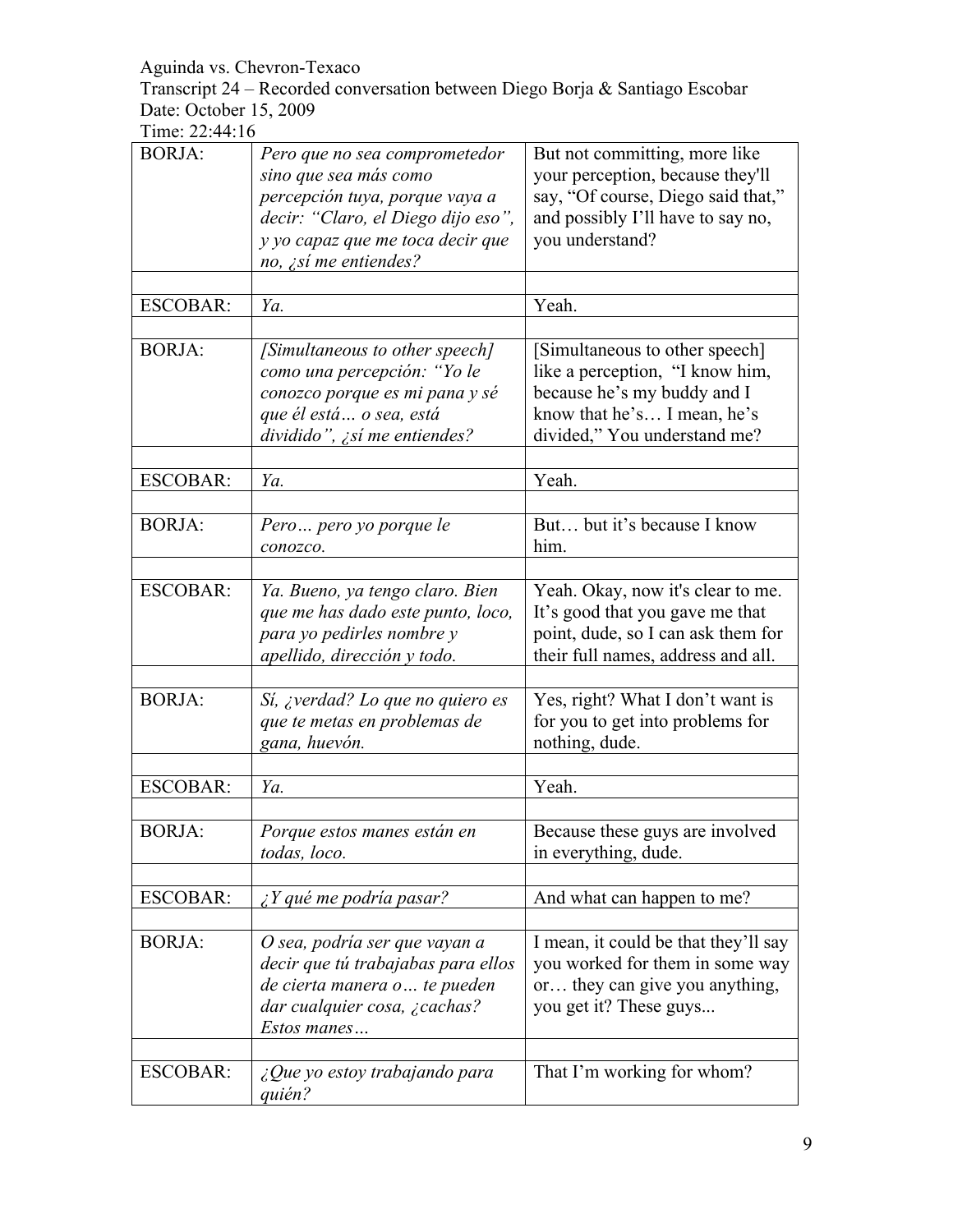Aguinda vs. Chevron-Texaco
Transcript 24 – Recorded conversation between Diego Borja & Santiago Escobar
Date: October 15, 2009
Time: 22:44:16

| | | |
|---|---|---|
| BORJA: | *Pero que no sea comprometedor sino que sea más como percepción tuya, porque vaya a decir: "Claro, el Diego dijo eso", y yo capaz que me toca decir que no, ¿sí me entiendes?* | But not committing, more like your perception, because they'll say, "Of course, Diego said that," and possibly I'll have to say no, you understand? |
| | | |
| ESCOBAR: | *Ya.* | Yeah. |
| | | |
| BORJA: | *[Simultaneous to other speech] como una percepción: "Yo le conozco porque es mi pana y sé que él está… o sea, está dividido", ¿sí me entiendes?* | [Simultaneous to other speech] like a perception, "I know him, because he's my buddy and I know that he's… I mean, he's divided," You understand me? |
| | | |
| ESCOBAR: | *Ya.* | Yeah. |
| | | |
| BORJA: | *Pero… pero yo porque le conozco.* | But… but it's because I know him. |
| | | |
| ESCOBAR: | *Ya. Bueno, ya tengo claro. Bien que me has dado este punto, loco, para yo pedirles nombre y apellido, dirección y todo.* | Yeah. Okay, now it's clear to me. It's good that you gave me that point, dude, so I can ask them for their full names, address and all. |
| | | |
| BORJA: | *Sí, ¿verdad? Lo que no quiero es que te metas en problemas de gana, huevón.* | Yes, right? What I don't want is for you to get into problems for nothing, dude. |
| | | |
| ESCOBAR: | *Ya.* | Yeah. |
| | | |
| BORJA: | *Porque estos manes están en todas, loco.* | Because these guys are involved in everything, dude. |
| | | |
| ESCOBAR: | *¿Y qué me podría pasar?* | And what can happen to me? |
| | | |
| BORJA: | *O sea, podría ser que vayan a decir que tú trabajabas para ellos de cierta manera o… te pueden dar cualquier cosa, ¿cachas? Estos manes…* | I mean, it could be that they'll say you worked for them in some way or… they can give you anything, you get it? These guys... |
| | | |
| ESCOBAR: | *¿Que yo estoy trabajando para quién?* | That I'm working for whom? |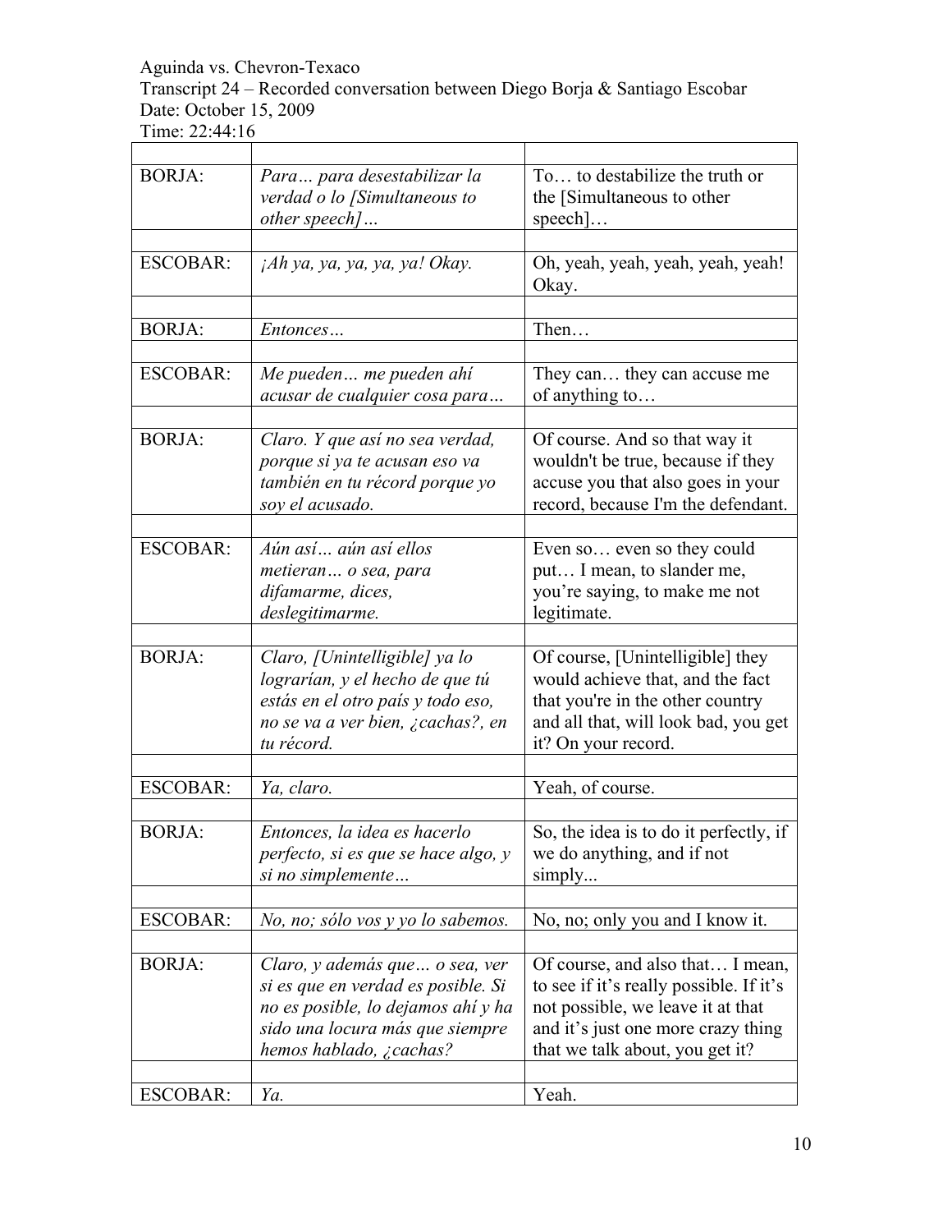Aguinda vs. Chevron-Texaco
Transcript 24 – Recorded conversation between Diego Borja & Santiago Escobar
Date: October 15, 2009
Time: 22:44:16

| | | |
|---|---|---|
| BORJA: | *Para… para desestabilizar la verdad o lo [Simultaneous to other speech]…* | To… to destabilize the truth or the [Simultaneous to other speech]… |
| ESCOBAR: | *¡Ah ya, ya, ya, ya, ya! Okay.* | Oh, yeah, yeah, yeah, yeah, yeah! Okay. |
| BORJA: | *Entonces…* | Then… |
| ESCOBAR: | *Me pueden… me pueden ahí acusar de cualquier cosa para…* | They can… they can accuse me of anything to… |
| BORJA: | *Claro. Y que así no sea verdad, porque si ya te acusan eso va también en tu récord porque yo soy el acusado.* | Of course. And so that way it wouldn't be true, because if they accuse you that also goes in your record, because I'm the defendant. |
| ESCOBAR: | *Aún así… aún así ellos metieran… o sea, para difamarme, dices, deslegitimarme.* | Even so… even so they could put… I mean, to slander me, you're saying, to make me not legitimate. |
| BORJA: | *Claro, [Unintelligible] ya lo lograrían, y el hecho de que tú estás en el otro país y todo eso, no se va a ver bien, ¿cachas?, en tu récord.* | Of course, [Unintelligible] they would achieve that, and the fact that you're in the other country and all that, will look bad, you get it? On your record. |
| ESCOBAR: | *Ya, claro.* | Yeah, of course. |
| BORJA: | *Entonces, la idea es hacerlo perfecto, si es que se hace algo, y si no simplemente…* | So, the idea is to do it perfectly, if we do anything, and if not simply... |
| ESCOBAR: | *No, no; sólo vos y yo lo sabemos.* | No, no; only you and I know it. |
| BORJA: | *Claro, y además que… o sea, ver si es que en verdad es posible. Si no es posible, lo dejamos ahí y ha sido una locura más que siempre hemos hablado, ¿cachas?* | Of course, and also that… I mean, to see if it's really possible. If it's not possible, we leave it at that and it's just one more crazy thing that we talk about, you get it? |
| ESCOBAR: | *Ya.* | Yeah. |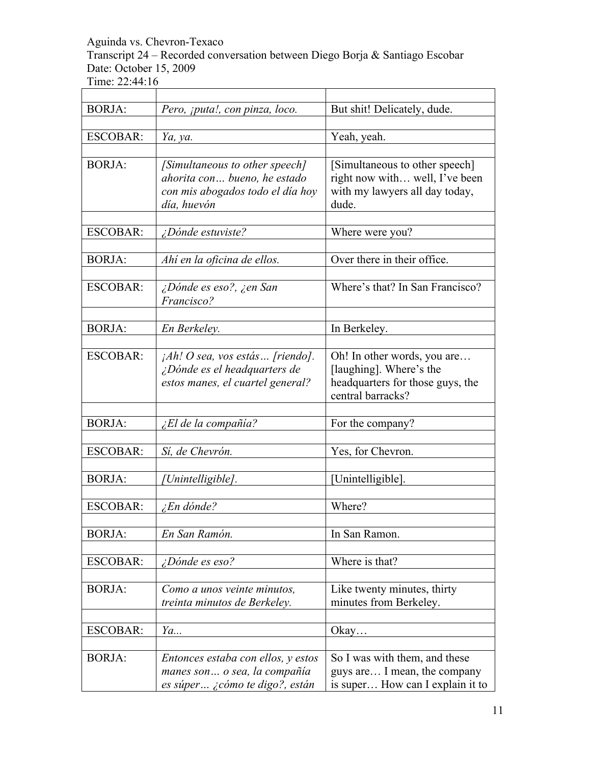Aguinda vs. Chevron-Texaco
Transcript 24 – Recorded conversation between Diego Borja & Santiago Escobar
Date: October 15, 2009
Time: 22:44:16

| | | |
|---|---|---|
| BORJA: | *Pero, ¡puta!, con pinza, loco.* | But shit! Delicately, dude. |
| | | |
| ESCOBAR: | *Ya, ya.* | Yeah, yeah. |
| | | |
| BORJA: | *[Simultaneous to other speech] ahorita con… bueno, he estado con mis abogados todo el día hoy día, huevón* | [Simultaneous to other speech] right now with… well, I've been with my lawyers all day today, dude. |
| | | |
| ESCOBAR: | *¿Dónde estuviste?* | Where were you? |
| | | |
| BORJA: | *Ahí en la oficina de ellos.* | Over there in their office. |
| | | |
| ESCOBAR: | *¿Dónde es eso?, ¿en San Francisco?* | Where's that? In San Francisco? |
| | | |
| BORJA: | *En Berkeley.* | In Berkeley. |
| | | |
| ESCOBAR: | *¡Ah! O sea, vos estás… [riendo]. ¿Dónde es el headquarters de estos manes, el cuartel general?* | Oh! In other words, you are… [laughing]. Where's the headquarters for those guys, the central barracks? |
| | | |
| BORJA: | *¿El de la compañía?* | For the company? |
| | | |
| ESCOBAR: | *Sí, de Chevrón.* | Yes, for Chevron. |
| | | |
| BORJA: | *[Unintelligible].* | [Unintelligible]. |
| | | |
| ESCOBAR: | *¿En dónde?* | Where? |
| | | |
| BORJA: | *En San Ramón.* | In San Ramon. |
| | | |
| ESCOBAR: | *¿Dónde es eso?* | Where is that? |
| | | |
| BORJA: | *Como a unos veinte minutos, treinta minutos de Berkeley.* | Like twenty minutes, thirty minutes from Berkeley. |
| | | |
| ESCOBAR: | *Ya...* | Okay… |
| | | |
| BORJA: | *Entonces estaba con ellos, y estos manes son… o sea, la compañía es súper… ¿cómo te digo?, están* | So I was with them, and these guys are… I mean, the company is super… How can I explain it to |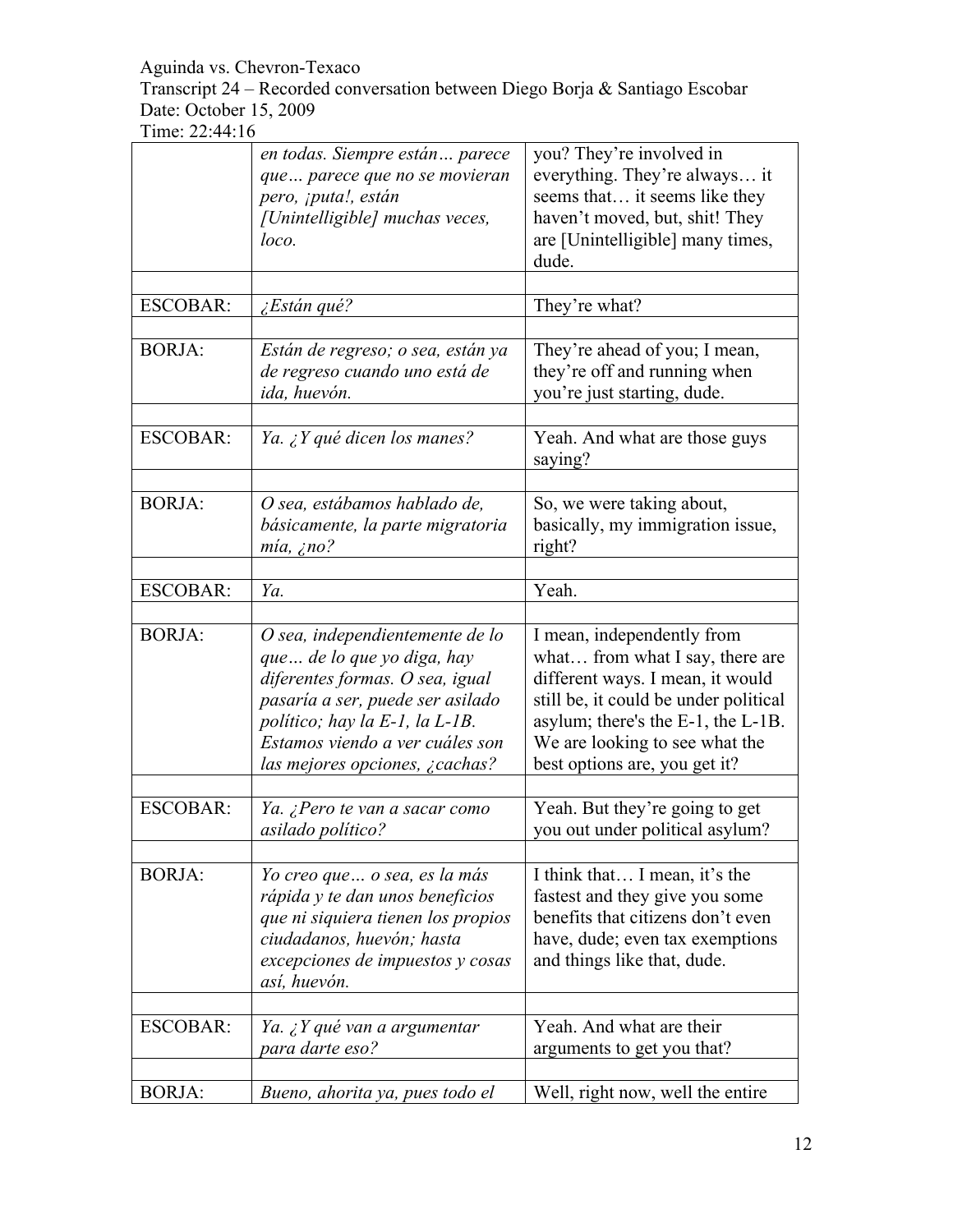| | | |
|---|---|---|
| | *en todas. Siempre están… parece que… parece que no se movieran pero, ¡puta!, están [Unintelligible] muchas veces, loco.* | you? They're involved in everything. They're always… it seems that… it seems like they haven't moved, but, shit! They are [Unintelligible] many times, dude. |
| | | |
| ESCOBAR: | *¿Están qué?* | They're what? |
| | | |
| BORJA: | *Están de regreso; o sea, están ya de regreso cuando uno está de ida, huevón.* | They're ahead of you; I mean, they're off and running when you're just starting, dude. |
| | | |
| ESCOBAR: | *Ya. ¿Y qué dicen los manes?* | Yeah. And what are those guys saying? |
| | | |
| BORJA: | *O sea, estábamos hablado de, básicamente, la parte migratoria mía, ¿no?* | So, we were taking about, basically, my immigration issue, right? |
| | | |
| ESCOBAR: | *Ya.* | Yeah. |
| | | |
| BORJA: | *O sea, independientemente de lo que… de lo que yo diga, hay diferentes formas. O sea, igual pasaría a ser, puede ser asilado político; hay la E-1, la L-1B. Estamos viendo a ver cuáles son las mejores opciones, ¿cachas?* | I mean, independently from what… from what I say, there are different ways. I mean, it would still be, it could be under political asylum; there's the E-1, the L-1B. We are looking to see what the best options are, you get it? |
| | | |
| ESCOBAR: | *Ya. ¿Pero te van a sacar como asilado político?* | Yeah. But they're going to get you out under political asylum? |
| | | |
| BORJA: | *Yo creo que… o sea, es la más rápida y te dan unos beneficios que ni siquiera tienen los propios ciudadanos, huevón; hasta excepciones de impuestos y cosas así, huevón.* | I think that… I mean, it's the fastest and they give you some benefits that citizens don't even have, dude; even tax exemptions and things like that, dude. |
| | | |
| ESCOBAR: | *Ya. ¿Y qué van a argumentar para darte eso?* | Yeah. And what are their arguments to get you that? |
| | | |
| BORJA: | *Bueno, ahorita ya, pues todo el* | Well, right now, well the entire |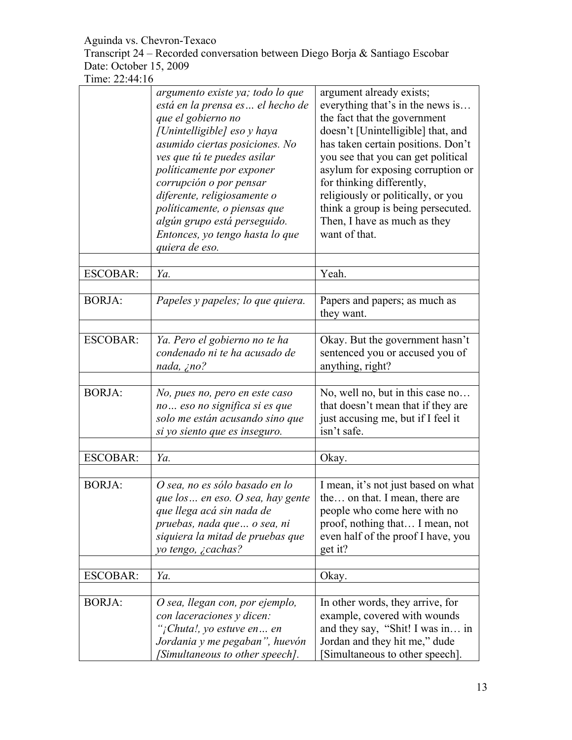| | | |
|---|---|---|
| | *argumento existe ya; todo lo que está en la prensa es… el hecho de que el gobierno no [Unintelligible] eso y haya asumido ciertas posiciones. No ves que tú te puedes asilar políticamente por exponer corrupción o por pensar diferente, religiosamente o políticamente, o piensas que algún grupo está perseguido. Entonces, yo tengo hasta lo que quiera de eso.* | argument already exists; everything that's in the news is… the fact that the government doesn't [Unintelligible] that, and has taken certain positions. Don't you see that you can get political asylum for exposing corruption or for thinking differently, religiously or politically, or you think a group is being persecuted. Then, I have as much as they want of that. |
| | | |
| ESCOBAR: | *Ya.* | Yeah. |
| | | |
| BORJA: | *Papeles y papeles; lo que quiera.* | Papers and papers; as much as they want. |
| | | |
| ESCOBAR: | *Ya. Pero el gobierno no te ha condenado ni te ha acusado de nada, ¿no?* | Okay. But the government hasn't sentenced you or accused you of anything, right? |
| | | |
| BORJA: | *No, pues no, pero en este caso no… eso no significa si es que solo me están acusando sino que si yo siento que es inseguro.* | No, well no, but in this case no… that doesn't mean that if they are just accusing me, but if I feel it isn't safe. |
| | | |
| ESCOBAR: | *Ya.* | Okay. |
| | | |
| BORJA: | *O sea, no es sólo basado en lo que los… en eso. O sea, hay gente que llega acá sin nada de pruebas, nada que… o sea, ni siquiera la mitad de pruebas que yo tengo, ¿cachas?* | I mean, it's not just based on what the… on that. I mean, there are people who come here with no proof, nothing that… I mean, not even half of the proof I have, you get it? |
| | | |
| ESCOBAR: | *Ya.* | Okay. |
| | | |
| BORJA: | *O sea, llegan con, por ejemplo, con laceraciones y dicen: "¡Chuta!, yo estuve en… en Jordania y me pegaban", huevón [Simultaneous to other speech].* | In other words, they arrive, for example, covered with wounds and they say, "Shit! I was in… in Jordan and they hit me," dude [Simultaneous to other speech]. |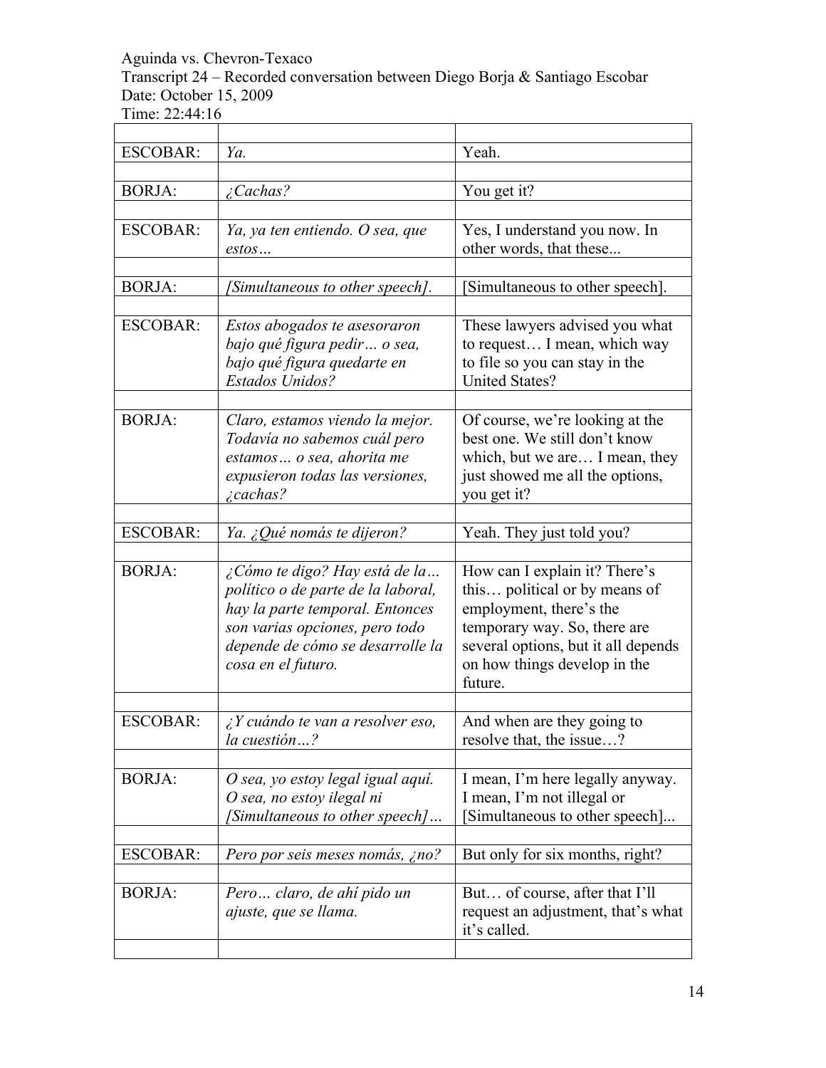Aguinda vs. Chevron-Texaco
Transcript 24 – Recorded conversation between Diego Borja & Santiago Escobar
Date: October 15, 2009
Time: 22:44:16

| | | |
|---|---|---|
| ESCOBAR: | *Ya.* | Yeah. |
| | | |
| BORJA: | *¿Cachas?* | You get it? |
| | | |
| ESCOBAR: | *Ya, ya ten entiendo. O sea, que estos…* | Yes, I understand you now. In other words, that these... |
| | | |
| BORJA: | *[Simultaneous to other speech].* | [Simultaneous to other speech]. |
| | | |
| ESCOBAR: | *Estos abogados te asesoraron bajo qué figura pedir… o sea, bajo qué figura quedarte en Estados Unidos?* | These lawyers advised you what to request… I mean, which way to file so you can stay in the United States? |
| | | |
| BORJA: | *Claro, estamos viendo la mejor. Todavía no sabemos cuál pero estamos… o sea, ahorita me expusieron todas las versiones, ¿cachas?* | Of course, we're looking at the best one. We still don't know which, but we are… I mean, they just showed me all the options, you get it? |
| | | |
| ESCOBAR: | *Ya. ¿Qué nomás te dijeron?* | Yeah. They just told you? |
| | | |
| BORJA: | *¿Cómo te digo? Hay está de la… político o de parte de la laboral, hay la parte temporal. Entonces son varias opciones, pero todo depende de cómo se desarrolle la cosa en el futuro.* | How can I explain it? There's this… political or by means of employment, there's the temporary way. So, there are several options, but it all depends on how things develop in the future. |
| | | |
| ESCOBAR: | *¿Y cuándo te van a resolver eso, la cuestión…?* | And when are they going to resolve that, the issue…? |
| | | |
| BORJA: | *O sea, yo estoy legal igual aquí. O sea, no estoy ilegal ni [Simultaneous to other speech]…* | I mean, I'm here legally anyway. I mean, I'm not illegal or [Simultaneous to other speech]... |
| | | |
| ESCOBAR: | *Pero por seis meses nomás, ¿no?* | But only for six months, right? |
| | | |
| BORJA: | *Pero… claro, de ahí pido un ajuste, que se llama.* | But… of course, after that I'll request an adjustment, that's what it's called. |
| | | |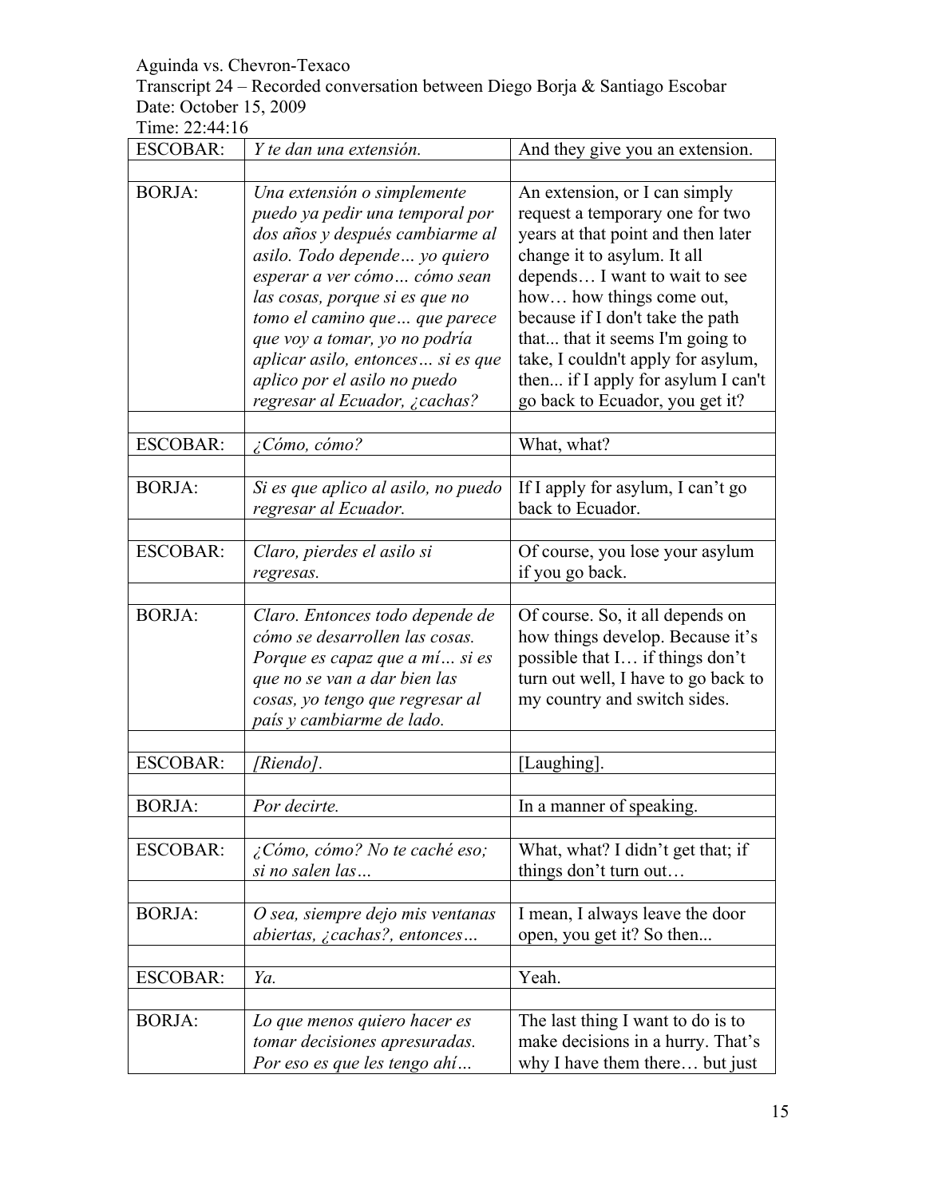Aguinda vs. Chevron-Texaco
Transcript 24 – Recorded conversation between Diego Borja & Santiago Escobar
Date: October 15, 2009
Time: 22:44:16

| | | |
|---|---|---|
| ESCOBAR: | *Y te dan una extensión.* | And they give you an extension. |
| | | |
| BORJA: | *Una extensión o simplemente puedo ya pedir una temporal por dos años y después cambiarme al asilo. Todo depende… yo quiero esperar a ver cómo… cómo sean las cosas, porque si es que no tomo el camino que… que parece que voy a tomar, yo no podría aplicar asilo, entonces… si es que aplico por el asilo no puedo regresar al Ecuador, ¿cachas?* | An extension, or I can simply request a temporary one for two years at that point and then later change it to asylum. It all depends… I want to wait to see how… how things come out, because if I don't take the path that... that it seems I'm going to take, I couldn't apply for asylum, then... if I apply for asylum I can't go back to Ecuador, you get it? |
| | | |
| ESCOBAR: | *¿Cómo, cómo?* | What, what? |
| | | |
| BORJA: | *Si es que aplico al asilo, no puedo regresar al Ecuador.* | If I apply for asylum, I can't go back to Ecuador. |
| | | |
| ESCOBAR: | *Claro, pierdes el asilo si regresas.* | Of course, you lose your asylum if you go back. |
| | | |
| BORJA: | *Claro. Entonces todo depende de cómo se desarrollen las cosas. Porque es capaz que a mí… si es que no se van a dar bien las cosas, yo tengo que regresar al país y cambiarme de lado.* | Of course. So, it all depends on how things develop. Because it's possible that I… if things don't turn out well, I have to go back to my country and switch sides. |
| | | |
| ESCOBAR: | *[Riendo].* | [Laughing]. |
| | | |
| BORJA: | *Por decirte.* | In a manner of speaking. |
| | | |
| ESCOBAR: | *¿Cómo, cómo? No te caché eso; si no salen las…* | What, what? I didn't get that; if things don't turn out… |
| | | |
| BORJA: | *O sea, siempre dejo mis ventanas abiertas, ¿cachas?, entonces…* | I mean, I always leave the door open, you get it? So then... |
| | | |
| ESCOBAR: | *Ya.* | Yeah. |
| | | |
| BORJA: | *Lo que menos quiero hacer es tomar decisiones apresuradas. Por eso es que les tengo ahí…* | The last thing I want to do is to make decisions in a hurry. That's why I have them there… but just |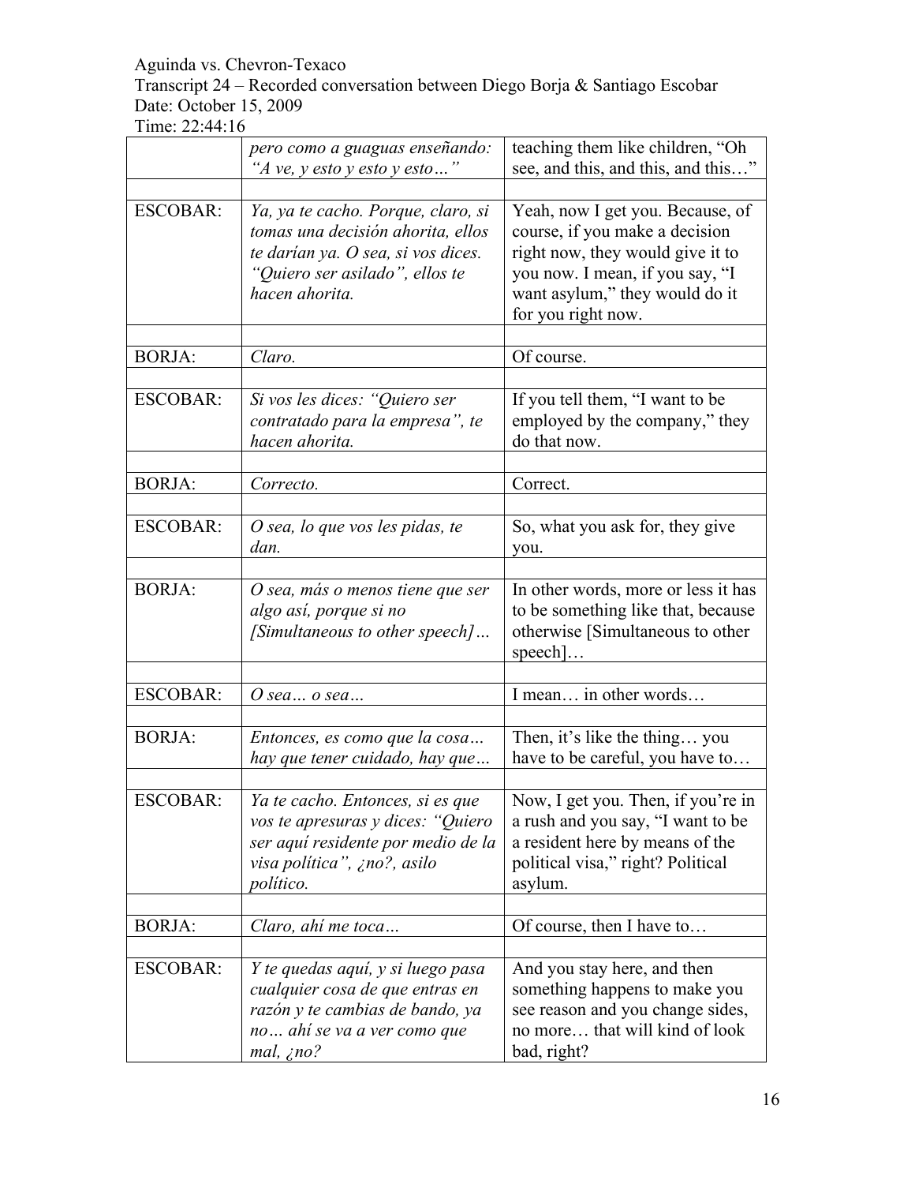| | | |
|---|---|---|
| | *pero como a guaguas enseñando: "A ve, y esto y esto y esto…"* | teaching them like children, "Oh see, and this, and this, and this…" |
| | | |
| ESCOBAR: | *Ya, ya te cacho. Porque, claro, si tomas una decisión ahorita, ellos te darían ya. O sea, si vos dices. "Quiero ser asilado", ellos te hacen ahorita.* | Yeah, now I get you. Because, of course, if you make a decision right now, they would give it to you now. I mean, if you say, "I want asylum," they would do it for you right now. |
| | | |
| BORJA: | *Claro.* | Of course. |
| | | |
| ESCOBAR: | *Si vos les dices: "Quiero ser contratado para la empresa", te hacen ahorita.* | If you tell them, "I want to be employed by the company," they do that now. |
| | | |
| BORJA: | *Correcto.* | Correct. |
| | | |
| ESCOBAR: | *O sea, lo que vos les pidas, te dan.* | So, what you ask for, they give you. |
| | | |
| BORJA: | *O sea, más o menos tiene que ser algo así, porque si no [Simultaneous to other speech]…* | In other words, more or less it has to be something like that, because otherwise [Simultaneous to other speech]… |
| | | |
| ESCOBAR: | *O sea… o sea…* | I mean… in other words… |
| | | |
| BORJA: | *Entonces, es como que la cosa… hay que tener cuidado, hay que…* | Then, it's like the thing… you have to be careful, you have to… |
| | | |
| ESCOBAR: | *Ya te cacho. Entonces, si es que vos te apresuras y dices: "Quiero ser aquí residente por medio de la visa política", ¿no?, asilo político.* | Now, I get you. Then, if you're in a rush and you say, "I want to be a resident here by means of the political visa," right? Political asylum. |
| | | |
| BORJA: | *Claro, ahí me toca…* | Of course, then I have to… |
| | | |
| ESCOBAR: | *Y te quedas aquí, y si luego pasa cualquier cosa de que entras en razón y te cambias de bando, ya no… ahí se va a ver como que mal, ¿no?* | And you stay here, and then something happens to make you see reason and you change sides, no more… that will kind of look bad, right? |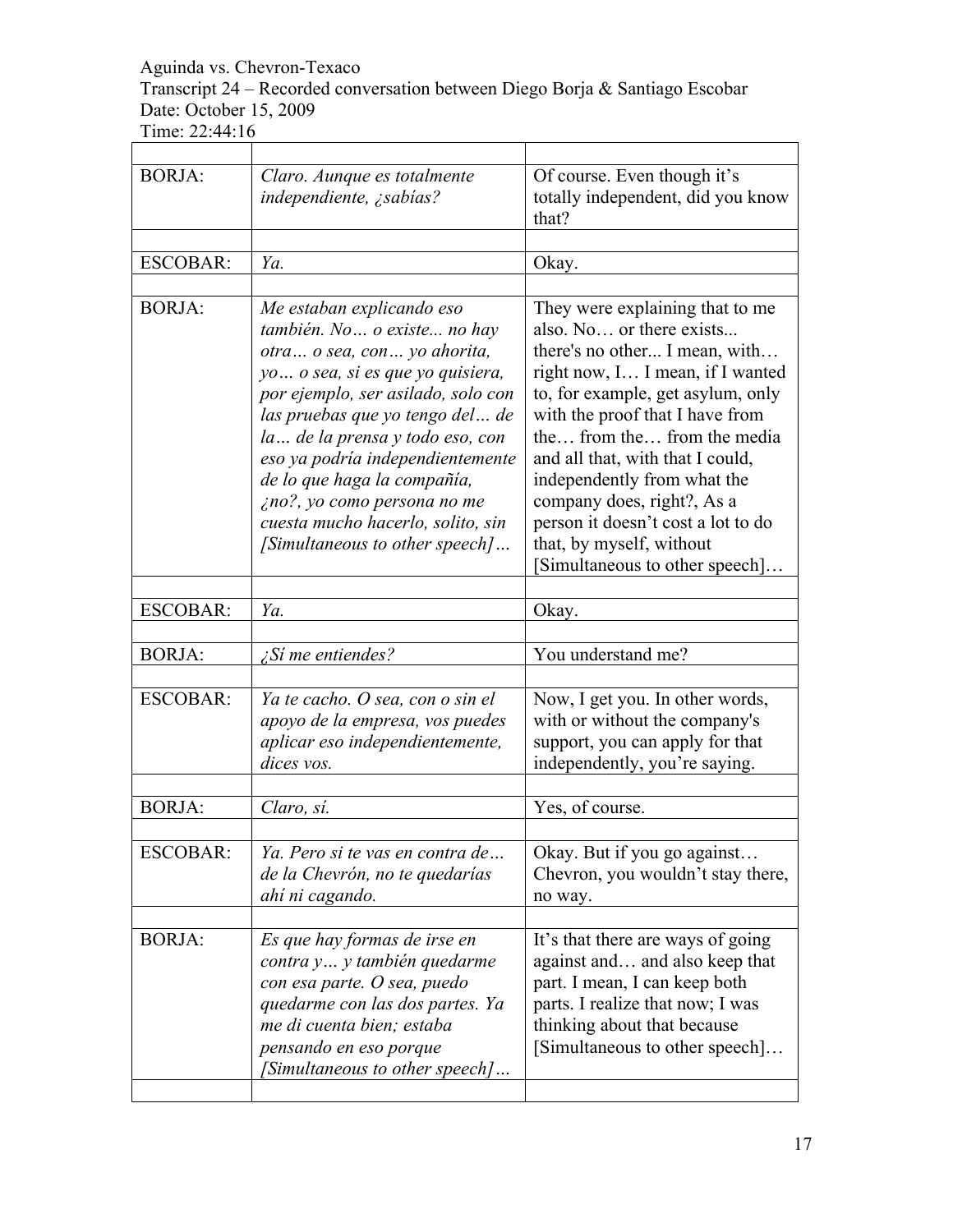Aguinda vs. Chevron-Texaco
Transcript 24 – Recorded conversation between Diego Borja & Santiago Escobar
Date: October 15, 2009
Time: 22:44:16

| | | |
|---|---|---|
| BORJA: | *Claro. Aunque es totalmente independiente, ¿sabías?* | Of course. Even though it's totally independent, did you know that? |
| ESCOBAR: | *Ya.* | Okay. |
| BORJA: | *Me estaban explicando eso también. No… o existe... no hay otra… o sea, con… yo ahorita, yo… o sea, si es que yo quisiera, por ejemplo, ser asilado, solo con las pruebas que yo tengo del… de la… de la prensa y todo eso, con eso ya podría independientemente de lo que haga la compañía, ¿no?, yo como persona no me cuesta mucho hacerlo, solito, sin [Simultaneous to other speech]…* | They were explaining that to me also. No… or there exists... there's no other... I mean, with… right now, I… I mean, if I wanted to, for example, get asylum, only with the proof that I have from the… from the… from the media and all that, with that I could, independently from what the company does, right?, As a person it doesn't cost a lot to do that, by myself, without [Simultaneous to other speech]… |
| ESCOBAR: | *Ya.* | Okay. |
| BORJA: | *¿Sí me entiendes?* | You understand me? |
| ESCOBAR: | *Ya te cacho. O sea, con o sin el apoyo de la empresa, vos puedes aplicar eso independientemente, dices vos.* | Now, I get you. In other words, with or without the company's support, you can apply for that independently, you're saying. |
| BORJA: | *Claro, sí.* | Yes, of course. |
| ESCOBAR: | *Ya. Pero si te vas en contra de… de la Chevrón, no te quedarías ahí ni cagando.* | Okay. But if you go against… Chevron, you wouldn't stay there, no way. |
| BORJA: | *Es que hay formas de irse en contra y… y también quedarme con esa parte. O sea, puedo quedarme con las dos partes. Ya me di cuenta bien; estaba pensando en eso porque [Simultaneous to other speech]…* | It's that there are ways of going against and… and also keep that part. I mean, I can keep both parts. I realize that now; I was thinking about that because [Simultaneous to other speech]… |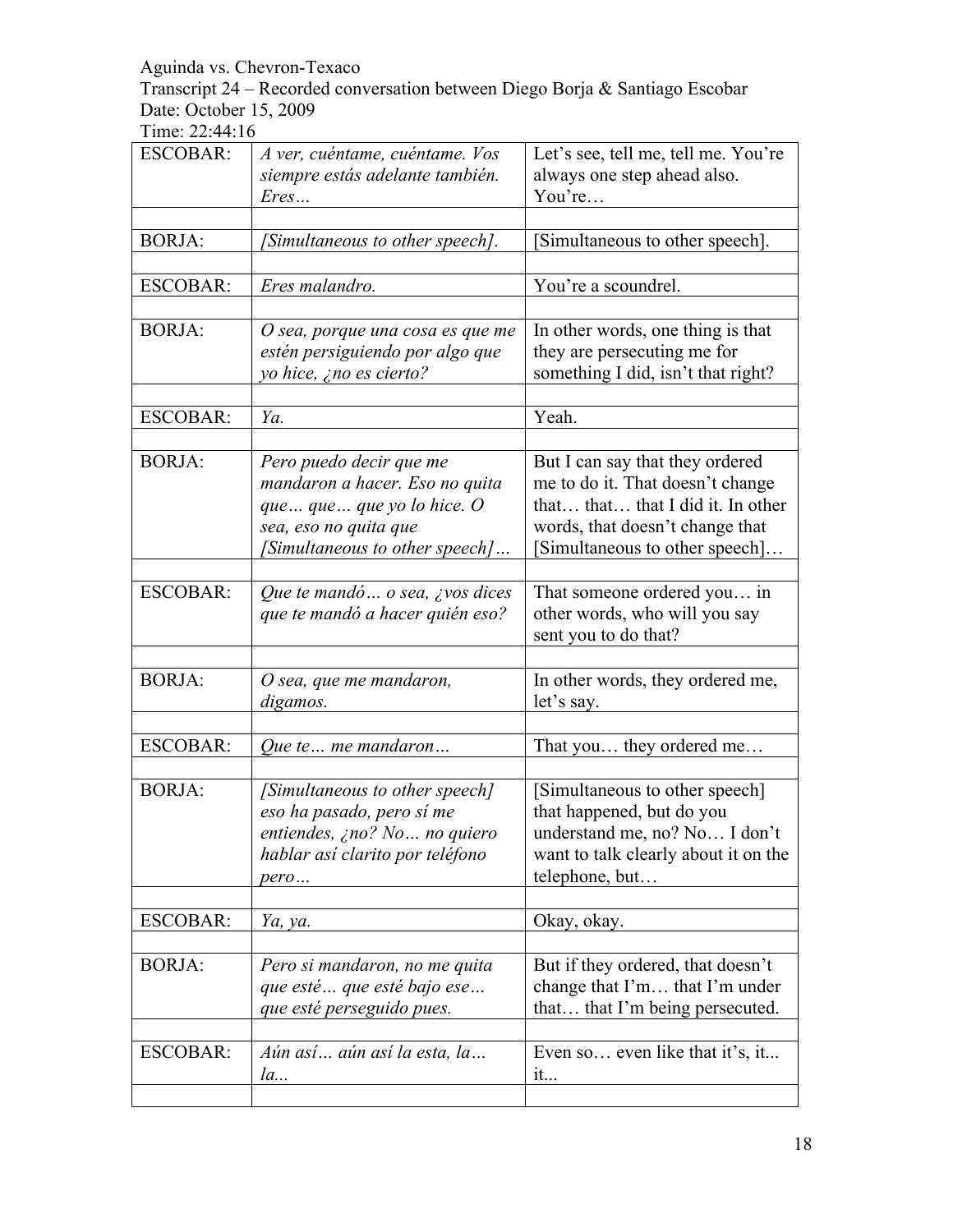Aguinda vs. Chevron-Texaco
Transcript 24 – Recorded conversation between Diego Borja & Santiago Escobar
Date: October 15, 2009
Time: 22:44:16

| | | |
|---|---|---|
| ESCOBAR: | *A ver, cuéntame, cuéntame. Vos siempre estás adelante también. Eres…* | Let's see, tell me, tell me. You're always one step ahead also. You're… |
| | | |
| BORJA: | *[Simultaneous to other speech].* | [Simultaneous to other speech]. |
| | | |
| ESCOBAR: | *Eres malandro.* | You're a scoundrel. |
| | | |
| BORJA: | *O sea, porque una cosa es que me estén persiguiendo por algo que yo hice, ¿no es cierto?* | In other words, one thing is that they are persecuting me for something I did, isn't that right? |
| | | |
| ESCOBAR: | *Ya.* | Yeah. |
| | | |
| BORJA: | *Pero puedo decir que me mandaron a hacer. Eso no quita que… que… que yo lo hice. O sea, eso no quita que [Simultaneous to other speech]…* | But I can say that they ordered me to do it. That doesn't change that… that… that I did it. In other words, that doesn't change that [Simultaneous to other speech]… |
| | | |
| ESCOBAR: | *Que te mandó… o sea, ¿vos dices que te mandó a hacer quién eso?* | That someone ordered you… in other words, who will you say sent you to do that? |
| | | |
| BORJA: | *O sea, que me mandaron, digamos.* | In other words, they ordered me, let's say. |
| | | |
| ESCOBAR: | *Que te… me mandaron…* | That you… they ordered me… |
| | | |
| BORJA: | *[Simultaneous to other speech] eso ha pasado, pero sí me entiendes, ¿no? No… no quiero hablar así clarito por teléfono pero…* | [Simultaneous to other speech] that happened, but do you understand me, no? No… I don't want to talk clearly about it on the telephone, but… |
| | | |
| ESCOBAR: | *Ya, ya.* | Okay, okay. |
| | | |
| BORJA: | *Pero si mandaron, no me quita que esté… que esté bajo ese… que esté perseguido pues.* | But if they ordered, that doesn't change that I'm… that I'm under that… that I'm being persecuted. |
| | | |
| ESCOBAR: | *Aún así… aún así la esta, la… la...* | Even so… even like that it's, it... it... |
| | | |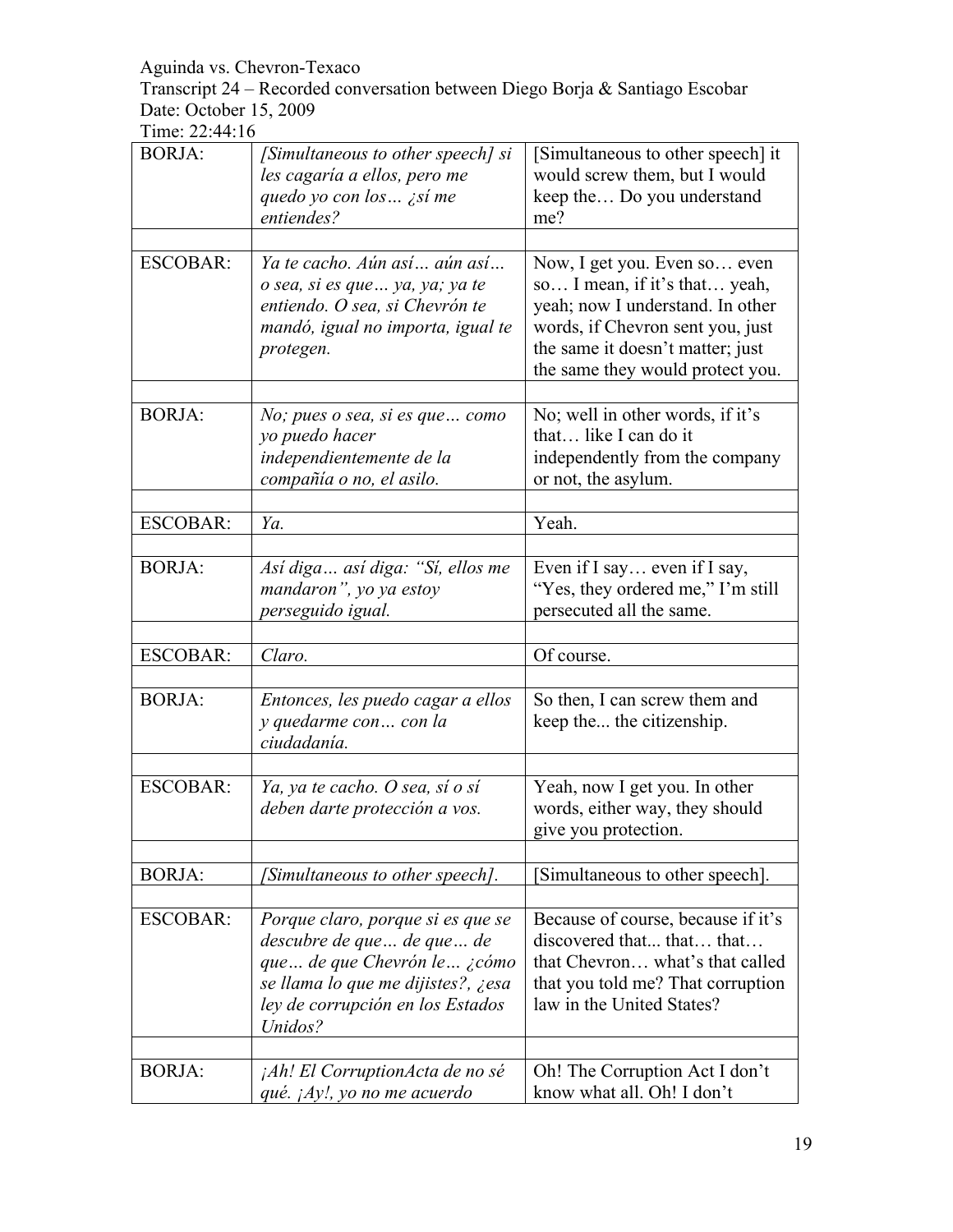Aguinda vs. Chevron-Texaco
Transcript 24 – Recorded conversation between Diego Borja & Santiago Escobar
Date: October 15, 2009
Time: 22:44:16

| | | |
|---|---|---|
| BORJA: | *[Simultaneous to other speech] si les cagaría a ellos, pero me quedo yo con los… ¿sí me entiendes?* | [Simultaneous to other speech] it would screw them, but I would keep the… Do you understand me? |
| | | |
| ESCOBAR: | *Ya te cacho. Aún así… aún así… o sea, si es que… ya, ya; ya te entiendo. O sea, si Chevrón te mandó, igual no importa, igual te protegen.* | Now, I get you. Even so… even so… I mean, if it's that… yeah, yeah; now I understand. In other words, if Chevron sent you, just the same it doesn't matter; just the same they would protect you. |
| | | |
| BORJA: | *No; pues o sea, si es que… como yo puedo hacer independientemente de la compañía o no, el asilo.* | No; well in other words, if it's that… like I can do it independently from the company or not, the asylum. |
| | | |
| ESCOBAR: | *Ya.* | Yeah. |
| | | |
| BORJA: | *Así diga… así diga: "Sí, ellos me mandaron", yo ya estoy perseguido igual.* | Even if I say… even if I say, "Yes, they ordered me," I'm still persecuted all the same. |
| | | |
| ESCOBAR: | *Claro.* | Of course. |
| | | |
| BORJA: | *Entonces, les puedo cagar a ellos y quedarme con… con la ciudadanía.* | So then, I can screw them and keep the... the citizenship. |
| | | |
| ESCOBAR: | *Ya, ya te cacho. O sea, sí o sí deben darte protección a vos.* | Yeah, now I get you. In other words, either way, they should give you protection. |
| | | |
| BORJA: | *[Simultaneous to other speech].* | [Simultaneous to other speech]. |
| | | |
| ESCOBAR: | *Porque claro, porque si es que se descubre de que… de que… de que… de que Chevrón le… ¿cómo se llama lo que me dijistes?, ¿esa ley de corrupción en los Estados Unidos?* | Because of course, because if it's discovered that... that… that… that Chevron… what's that called that you told me? That corruption law in the United States? |
| | | |
| BORJA: | *¡Ah! El CorruptionActa de no sé qué. ¡Ay!, yo no me acuerdo* | Oh! The Corruption Act I don't know what all. Oh! I don't |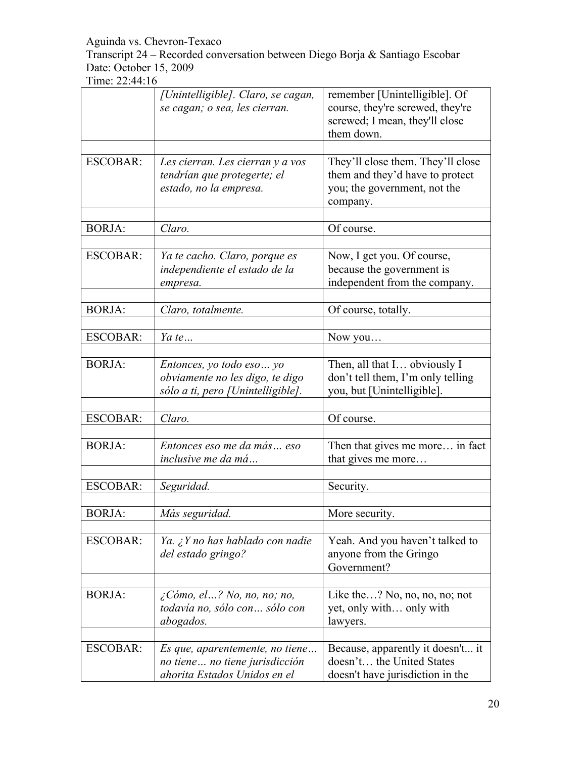| | | |
|---|---|---|
| | *[Unintelligible]. Claro, se cagan, se cagan; o sea, les cierran.* | remember [Unintelligible]. Of course, they're screwed, they're screwed; I mean, they'll close them down. |
| | | |
| ESCOBAR: | *Les cierran. Les cierran y a vos tendrían que protegerte; el estado, no la empresa.* | They'll close them. They'll close them and they'd have to protect you; the government, not the company. |
| | | |
| BORJA: | *Claro.* | Of course. |
| | | |
| ESCOBAR: | *Ya te cacho. Claro, porque es independiente el estado de la empresa.* | Now, I get you. Of course, because the government is independent from the company. |
| | | |
| BORJA: | *Claro, totalmente.* | Of course, totally. |
| | | |
| ESCOBAR: | *Ya te…* | Now you… |
| | | |
| BORJA: | *Entonces, yo todo eso… yo obviamente no les digo, te digo sólo a ti, pero [Unintelligible].* | Then, all that I… obviously I don't tell them, I'm only telling you, but [Unintelligible]. |
| | | |
| ESCOBAR: | *Claro.* | Of course. |
| | | |
| BORJA: | *Entonces eso me da más… eso inclusive me da má…* | Then that gives me more… in fact that gives me more… |
| | | |
| ESCOBAR: | *Seguridad.* | Security. |
| | | |
| BORJA: | *Más seguridad.* | More security. |
| | | |
| ESCOBAR: | *Ya. ¿Y no has hablado con nadie del estado gringo?* | Yeah. And you haven't talked to anyone from the Gringo Government? |
| | | |
| BORJA: | *¿Cómo, el…? No, no, no; no, todavía no, sólo con… sólo con abogados.* | Like the…? No, no, no, no; not yet, only with… only with lawyers. |
| | | |
| ESCOBAR: | *Es que, aparentemente, no tiene… no tiene… no tiene jurisdicción ahorita Estados Unidos en el* | Because, apparently it doesn't... it doesn't… the United States doesn't have jurisdiction in the |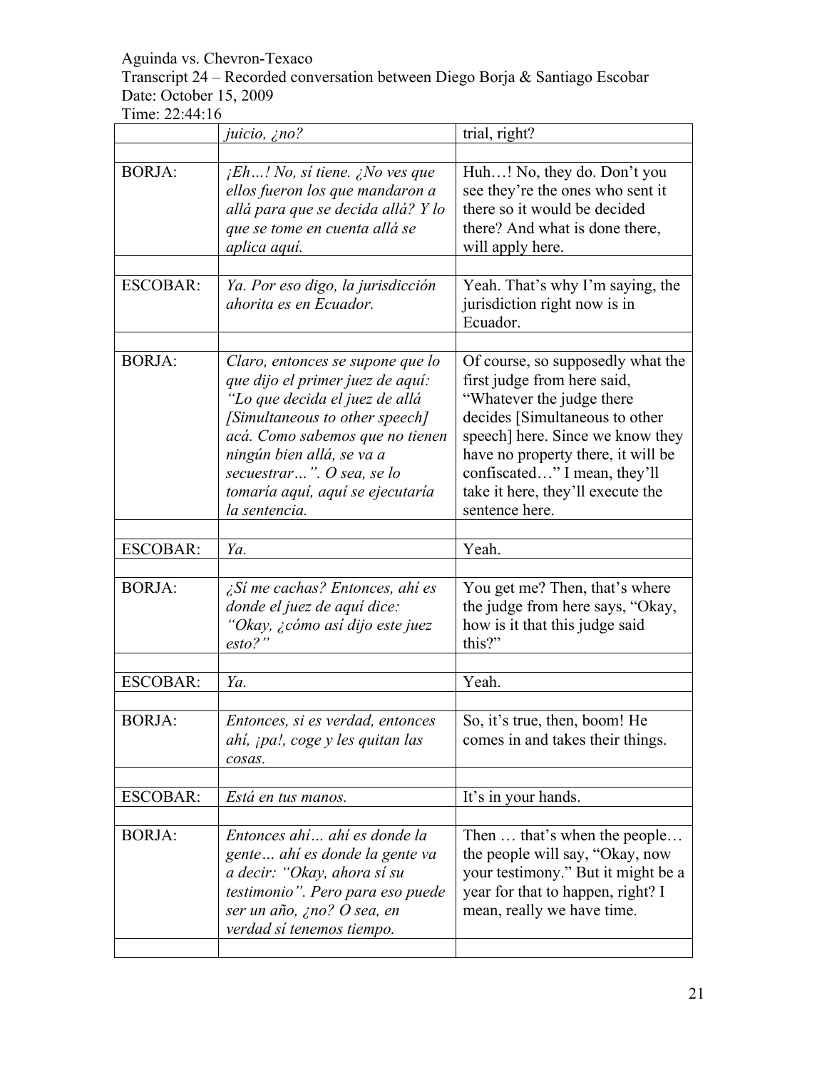Aguinda vs. Chevron-Texaco
Transcript 24 – Recorded conversation between Diego Borja & Santiago Escobar
Date: October 15, 2009
Time: 22:44:16

| | | |
|---|---|---|
| | *juicio, ¿no?* | trial, right? |
| | | |
| BORJA: | *¡Eh…! No, sí tiene. ¿No ves que ellos fueron los que mandaron a allá para que se decida allá? Y lo que se tome en cuenta allá se aplica aquí.* | Huh…! No, they do. Don't you see they're the ones who sent it there so it would be decided there? And what is done there, will apply here. |
| | | |
| ESCOBAR: | *Ya. Por eso digo, la jurisdicción ahorita es en Ecuador.* | Yeah. That's why I'm saying, the jurisdiction right now is in Ecuador. |
| | | |
| BORJA: | *Claro, entonces se supone que lo que dijo el primer juez de aquí: "Lo que decida el juez de allá [Simultaneous to other speech] acá. Como sabemos que no tienen ningún bien allá, se va a secuestrar…". O sea, se lo tomaría aquí, aquí se ejecutaría la sentencia.* | Of course, so supposedly what the first judge from here said, "Whatever the judge there decides [Simultaneous to other speech] here. Since we know they have no property there, it will be confiscated…" I mean, they'll take it here, they'll execute the sentence here. |
| | | |
| ESCOBAR: | *Ya.* | Yeah. |
| | | |
| BORJA: | *¿Sí me cachas? Entonces, ahí es donde el juez de aquí dice: "Okay, ¿cómo así dijo este juez esto?"* | You get me? Then, that's where the judge from here says, "Okay, how is it that this judge said this?" |
| | | |
| ESCOBAR: | *Ya.* | Yeah. |
| | | |
| BORJA: | *Entonces, si es verdad, entonces ahí, ¡pa!, coge y les quitan las cosas.* | So, it's true, then, boom! He comes in and takes their things. |
| | | |
| ESCOBAR: | *Está en tus manos.* | It's in your hands. |
| | | |
| BORJA: | *Entonces ahí… ahí es donde la gente… ahí es donde la gente va a decir: "Okay, ahora sí su testimonio". Pero para eso puede ser un año, ¿no? O sea, en verdad sí tenemos tiempo.* | Then … that's when the people… the people will say, "Okay, now your testimony." But it might be a year for that to happen, right? I mean, really we have time. |
| | | |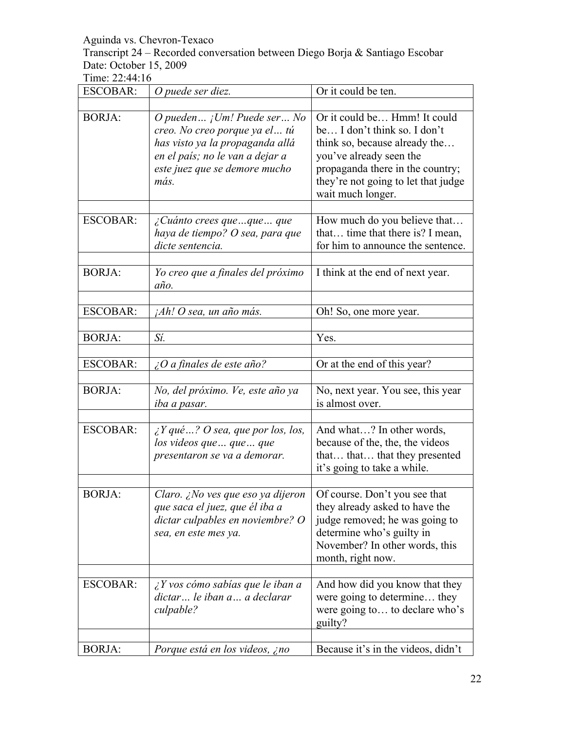Aguinda vs. Chevron-Texaco
Transcript 24 – Recorded conversation between Diego Borja & Santiago Escobar
Date: October 15, 2009
Time: 22:44:16

| | | |
|---|---|---|
| ESCOBAR: | *O puede ser diez.* | Or it could be ten. |
| | | |
| BORJA: | *O pueden… ¡Um! Puede ser… No creo. No creo porque ya el… tú has visto ya la propaganda allá en el país; no le van a dejar a este juez que se demore mucho más.* | Or it could be… Hmm! It could be… I don't think so. I don't think so, because already the… you've already seen the propaganda there in the country; they're not going to let that judge wait much longer. |
| | | |
| ESCOBAR: | *¿Cuánto crees que…que… que haya de tiempo? O sea, para que dicte sentencia.* | How much do you believe that… that… time that there is? I mean, for him to announce the sentence. |
| | | |
| BORJA: | *Yo creo que a finales del próximo año.* | I think at the end of next year. |
| | | |
| ESCOBAR: | *¡Ah! O sea, un año más.* | Oh! So, one more year. |
| | | |
| BORJA: | *Sí.* | Yes. |
| | | |
| ESCOBAR: | *¿O a finales de este año?* | Or at the end of this year? |
| | | |
| BORJA: | *No, del próximo. Ve, este año ya iba a pasar.* | No, next year. You see, this year is almost over. |
| | | |
| ESCOBAR: | *¿Y qué…? O sea, que por los, los, los videos que… que… que presentaron se va a demorar.* | And what…? In other words, because of the, the, the videos that… that… that they presented it's going to take a while. |
| | | |
| BORJA: | *Claro. ¿No ves que eso ya dijeron que saca el juez, que él iba a dictar culpables en noviembre? O sea, en este mes ya.* | Of course. Don't you see that they already asked to have the judge removed; he was going to determine who's guilty in November? In other words, this month, right now. |
| | | |
| ESCOBAR: | *¿Y vos cómo sabías que le iban a dictar… le iban a… a declarar culpable?* | And how did you know that they were going to determine… they were going to… to declare who's guilty? |
| | | |
| BORJA: | *Porque está en los videos, ¿no* | Because it's in the videos, didn't |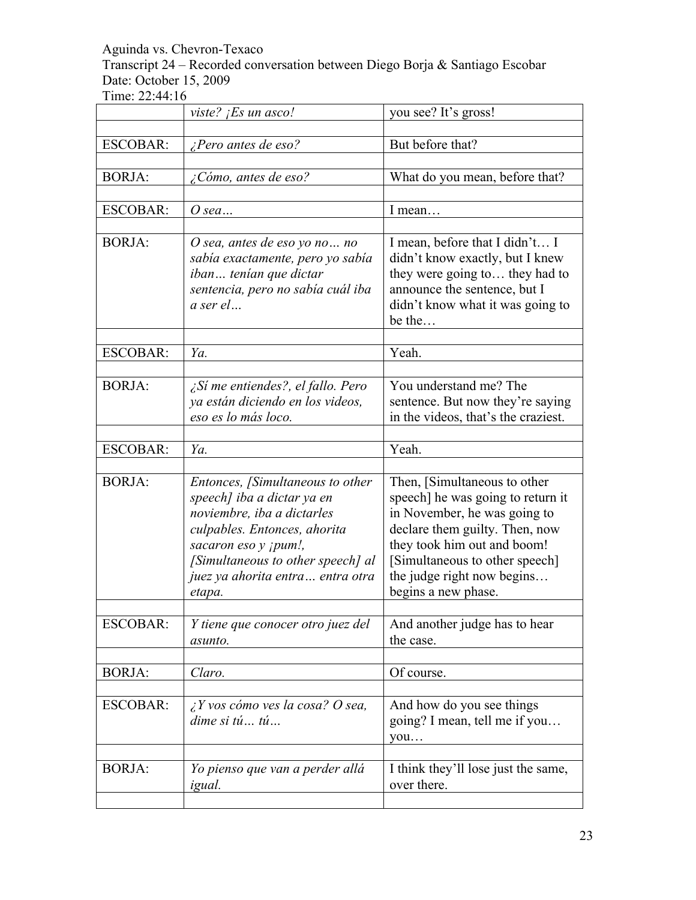Aguinda vs. Chevron-Texaco
Transcript 24 – Recorded conversation between Diego Borja & Santiago Escobar
Date: October 15, 2009
Time: 22:44:16

| | | |
|---|---|---|
| | *viste? ¡Es un asco!* | you see? It's gross! |
| | | |
| ESCOBAR: | *¿Pero antes de eso?* | But before that? |
| | | |
| BORJA: | *¿Cómo, antes de eso?* | What do you mean, before that? |
| | | |
| ESCOBAR: | *O sea…* | I mean… |
| | | |
| BORJA: | *O sea, antes de eso yo no… no sabía exactamente, pero yo sabía iban… tenían que dictar sentencia, pero no sabía cuál iba a ser el…* | I mean, before that I didn't… I didn't know exactly, but I knew they were going to… they had to announce the sentence, but I didn't know what it was going to be the… |
| | | |
| ESCOBAR: | *Ya.* | Yeah. |
| | | |
| BORJA: | *¿Sí me entiendes?, el fallo. Pero ya están diciendo en los videos, eso es lo más loco.* | You understand me? The sentence. But now they're saying in the videos, that's the craziest. |
| | | |
| ESCOBAR: | *Ya.* | Yeah. |
| | | |
| BORJA: | *Entonces, [Simultaneous to other speech] iba a dictar ya en noviembre, iba a dictarles culpables. Entonces, ahorita sacaron eso y ¡pum!, [Simultaneous to other speech] al juez ya ahorita entra… entra otra etapa.* | Then, [Simultaneous to other speech] he was going to return it in November, he was going to declare them guilty. Then, now they took him out and boom! [Simultaneous to other speech] the judge right now begins… begins a new phase. |
| | | |
| ESCOBAR: | *Y tiene que conocer otro juez del asunto.* | And another judge has to hear the case. |
| | | |
| BORJA: | *Claro.* | Of course. |
| | | |
| ESCOBAR: | *¿Y vos cómo ves la cosa? O sea, dime si tú… tú…* | And how do you see things going? I mean, tell me if you… you… |
| | | |
| BORJA: | *Yo pienso que van a perder allá igual.* | I think they'll lose just the same, over there. |
| | | |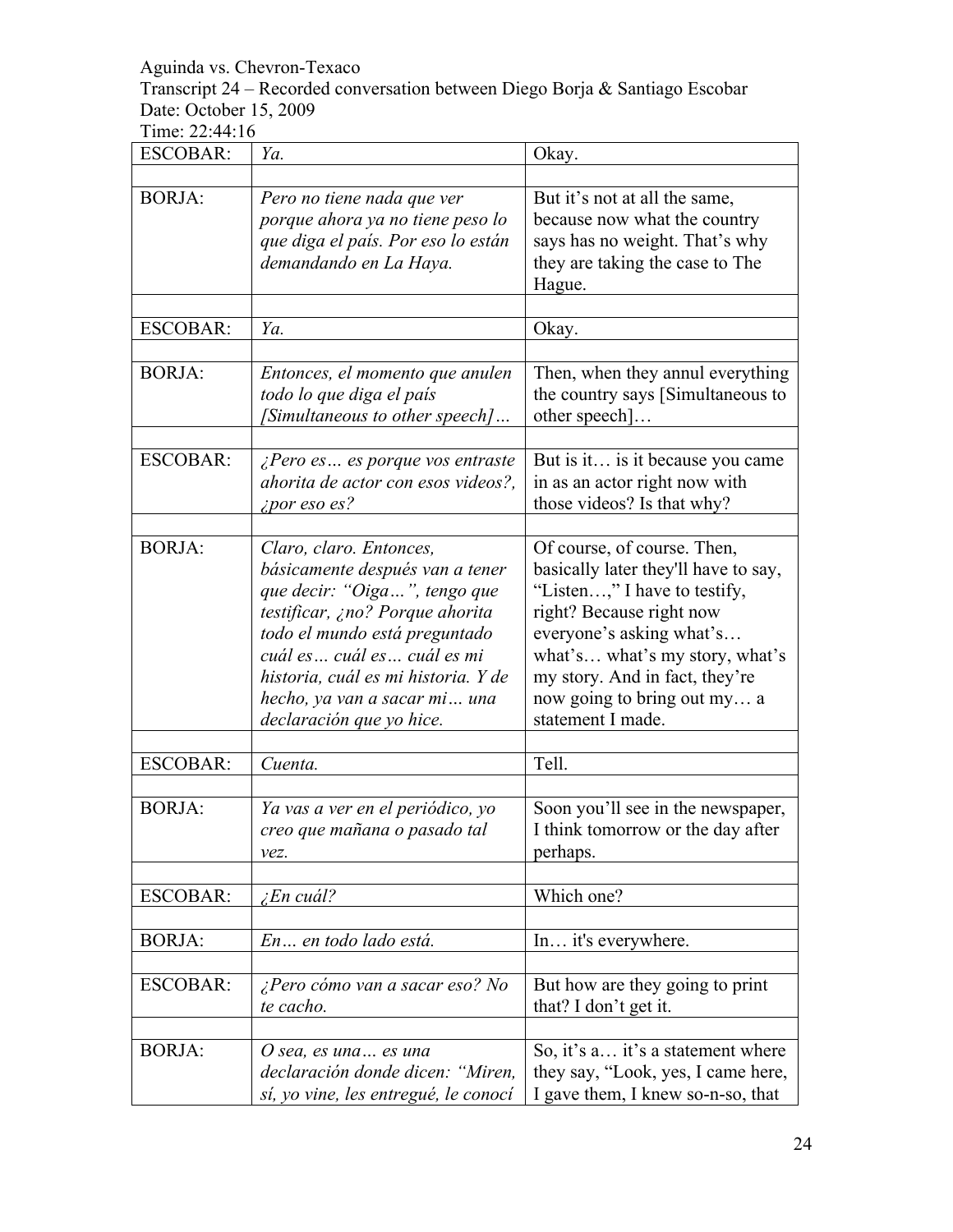Aguinda vs. Chevron-Texaco
Transcript 24 – Recorded conversation between Diego Borja & Santiago Escobar
Date: October 15, 2009
Time: 22:44:16

| | | |
|---|---|---|
| ESCOBAR: | *Ya.* | Okay. |
| | | |
| BORJA: | *Pero no tiene nada que ver porque ahora ya no tiene peso lo que diga el país. Por eso lo están demandando en La Haya.* | But it's not at all the same, because now what the country says has no weight. That's why they are taking the case to The Hague. |
| | | |
| ESCOBAR: | *Ya.* | Okay. |
| | | |
| BORJA: | *Entonces, el momento que anulen todo lo que diga el país [Simultaneous to other speech]…* | Then, when they annul everything the country says [Simultaneous to other speech]… |
| | | |
| ESCOBAR: | *¿Pero es… es porque vos entraste ahorita de actor con esos videos?, ¿por eso es?* | But is it… is it because you came in as an actor right now with those videos? Is that why? |
| | | |
| BORJA: | *Claro, claro. Entonces, básicamente después van a tener que decir: "Oiga…", tengo que testificar, ¿no? Porque ahorita todo el mundo está preguntado cuál es… cuál es… cuál es mi historia, cuál es mi historia. Y de hecho, ya van a sacar mi… una declaración que yo hice.* | Of course, of course. Then, basically later they'll have to say, "Listen…," I have to testify, right? Because right now everyone's asking what's… what's… what's my story, what's my story. And in fact, they're now going to bring out my… a statement I made. |
| | | |
| ESCOBAR: | *Cuenta.* | Tell. |
| | | |
| BORJA: | *Ya vas a ver en el periódico, yo creo que mañana o pasado tal vez.* | Soon you'll see in the newspaper, I think tomorrow or the day after perhaps. |
| | | |
| ESCOBAR: | *¿En cuál?* | Which one? |
| | | |
| BORJA: | *En… en todo lado está.* | In… it's everywhere. |
| | | |
| ESCOBAR: | *¿Pero cómo van a sacar eso? No te cacho.* | But how are they going to print that? I don't get it. |
| | | |
| BORJA: | *O sea, es una… es una declaración donde dicen: "Miren, sí, yo vine, les entregué, le conocí* | So, it's a… it's a statement where they say, "Look, yes, I came here, I gave them, I knew so-n-so, that |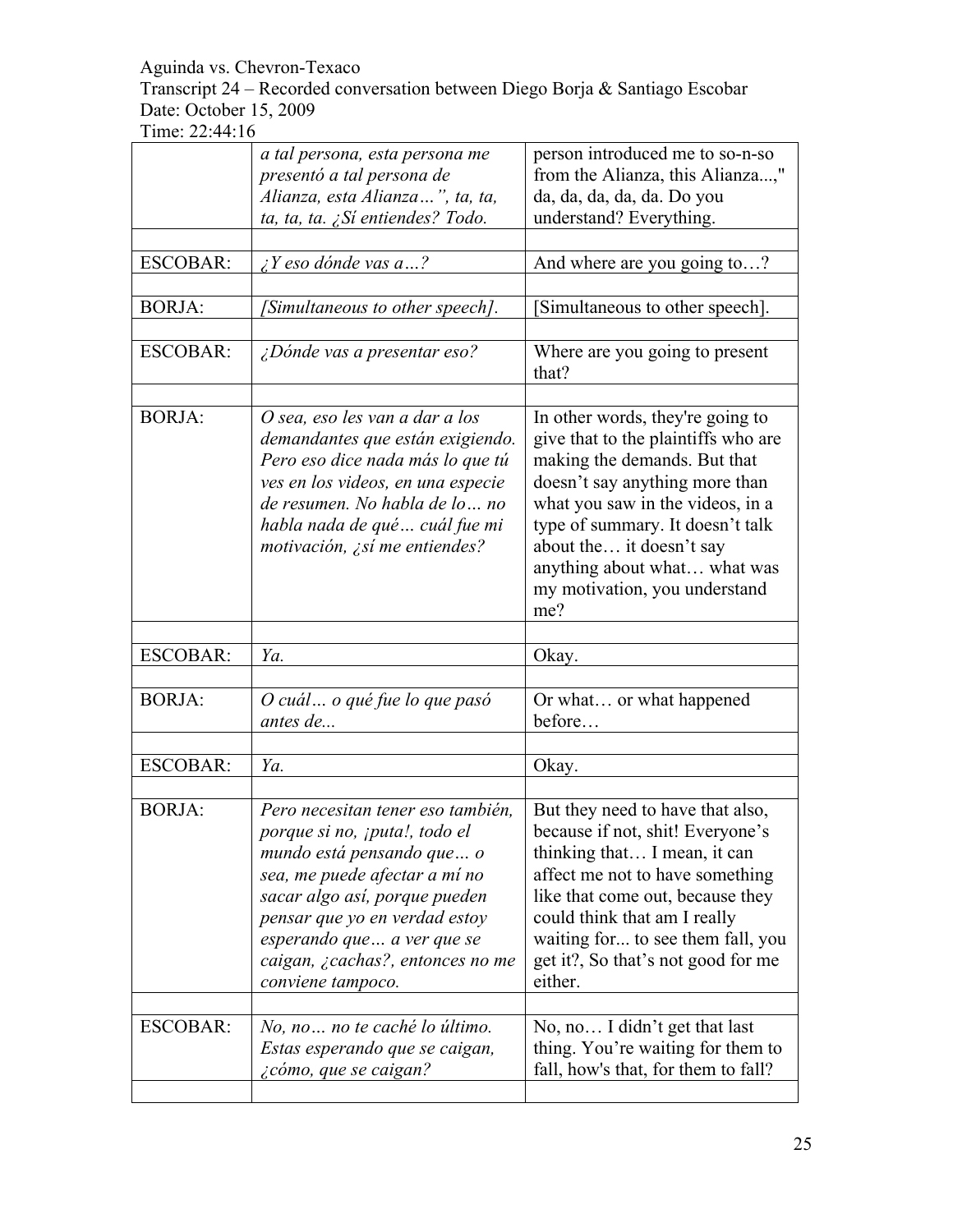| | *a tal persona, esta persona me presentó a tal persona de Alianza, esta Alianza…", ta, ta, ta, ta, ta. ¿Sí entiendes? Todo.* | person introduced me to so-n-so from the Alianza, this Alianza...," da, da, da, da, da. Do you understand? Everything. |
|---|---|---|
| | | |
| ESCOBAR: | *¿Y eso dónde vas a…?* | And where are you going to…? |
| | | |
| BORJA: | *[Simultaneous to other speech].* | [Simultaneous to other speech]. |
| | | |
| ESCOBAR: | *¿Dónde vas a presentar eso?* | Where are you going to present that? |
| | | |
| BORJA: | *O sea, eso les van a dar a los demandantes que están exigiendo. Pero eso dice nada más lo que tú ves en los videos, en una especie de resumen. No habla de lo… no habla nada de qué… cuál fue mi motivación, ¿sí me entiendes?* | In other words, they're going to give that to the plaintiffs who are making the demands. But that doesn't say anything more than what you saw in the videos, in a type of summary. It doesn't talk about the… it doesn't say anything about what… what was my motivation, you understand me? |
| | | |
| ESCOBAR: | *Ya.* | Okay. |
| | | |
| BORJA: | *O cuál… o qué fue lo que pasó antes de...* | Or what… or what happened before… |
| | | |
| ESCOBAR: | *Ya.* | Okay. |
| | | |
| BORJA: | *Pero necesitan tener eso también, porque si no, ¡puta!, todo el mundo está pensando que… o sea, me puede afectar a mí no sacar algo así, porque pueden pensar que yo en verdad estoy esperando que… a ver que se caigan, ¿cachas?, entonces no me conviene tampoco.* | But they need to have that also, because if not, shit! Everyone's thinking that… I mean, it can affect me not to have something like that come out, because they could think that am I really waiting for... to see them fall, you get it?, So that's not good for me either. |
| | | |
| ESCOBAR: | *No, no… no te caché lo último. Estas esperando que se caigan, ¿cómo, que se caigan?* | No, no… I didn't get that last thing. You're waiting for them to fall, how's that, for them to fall? |
| | | |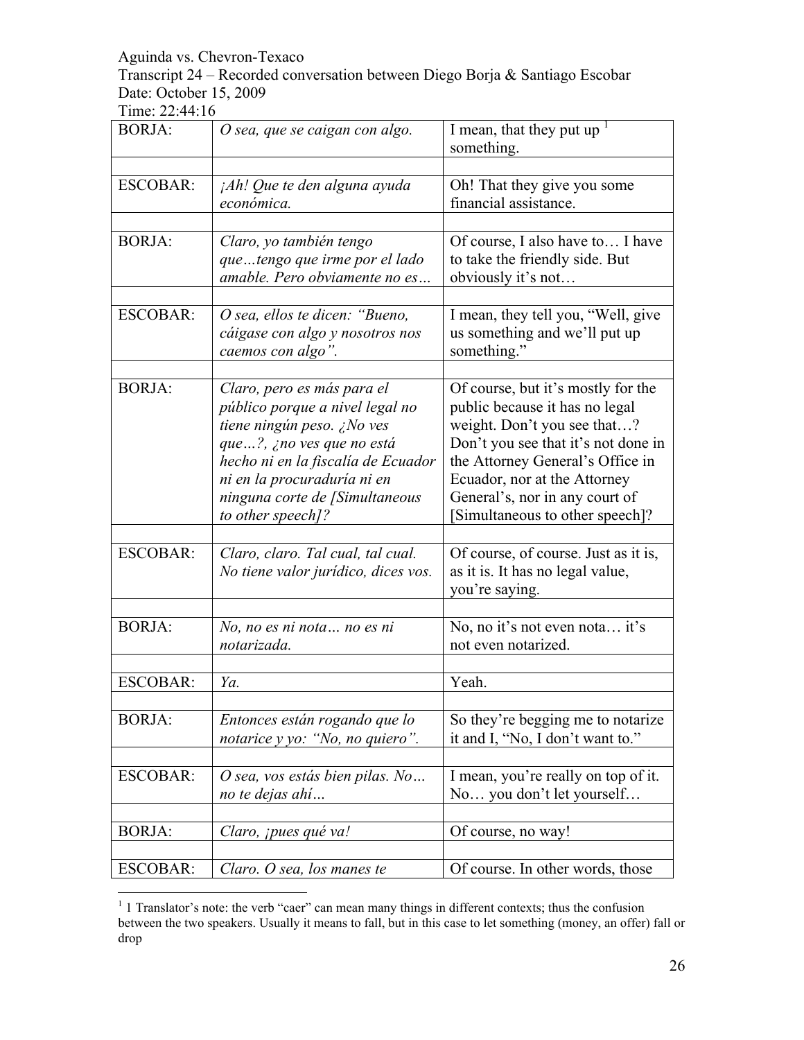Aguinda vs. Chevron-Texaco
Transcript 24 – Recorded conversation between Diego Borja & Santiago Escobar
Date: October 15, 2009
Time: 22:44:16

| | | |
|---|---|---|
| BORJA: | *O sea, que se caigan con algo.* | I mean, that they put up [1] something. |
| | | |
| ESCOBAR: | *¡Ah! Que te den alguna ayuda económica.* | Oh! That they give you some financial assistance. |
| | | |
| BORJA: | *Claro, yo también tengo que…tengo que irme por el lado amable. Pero obviamente no es…* | Of course, I also have to… I have to take the friendly side. But obviously it's not… |
| | | |
| ESCOBAR: | *O sea, ellos te dicen: "Bueno, cáigase con algo y nosotros nos caemos con algo".* | I mean, they tell you, "Well, give us something and we'll put up something." |
| | | |
| BORJA: | *Claro, pero es más para el público porque a nivel legal no tiene ningún peso. ¿No ves que…?, ¿no ves que no está hecho ni en la fiscalía de Ecuador ni en la procuraduría ni en ninguna corte de [Simultaneous to other speech]?* | Of course, but it's mostly for the public because it has no legal weight. Don't you see that…? Don't you see that it's not done in the Attorney General's Office in Ecuador, nor at the Attorney General's, nor in any court of [Simultaneous to other speech]? |
| | | |
| ESCOBAR: | *Claro, claro. Tal cual, tal cual. No tiene valor jurídico, dices vos.* | Of course, of course. Just as it is, as it is. It has no legal value, you're saying. |
| | | |
| BORJA: | *No, no es ni nota… no es ni notarizada.* | No, no it's not even nota… it's not even notarized. |
| | | |
| ESCOBAR: | *Ya.* | Yeah. |
| | | |
| BORJA: | *Entonces están rogando que lo notarice y yo: "No, no quiero".* | So they're begging me to notarize it and I, "No, I don't want to." |
| | | |
| ESCOBAR: | *O sea, vos estás bien pilas. No… no te dejas ahí…* | I mean, you're really on top of it. No… you don't let yourself… |
| | | |
| BORJA: | *Claro, ¡pues qué va!* | Of course, no way! |
| | | |
| ESCOBAR: | *Claro. O sea, los manes te* | Of course. In other words, those |

[1] 1 Translator's note: the verb "caer" can mean many things in different contexts; thus the confusion between the two speakers. Usually it means to fall, but in this case to let something (money, an offer) fall or drop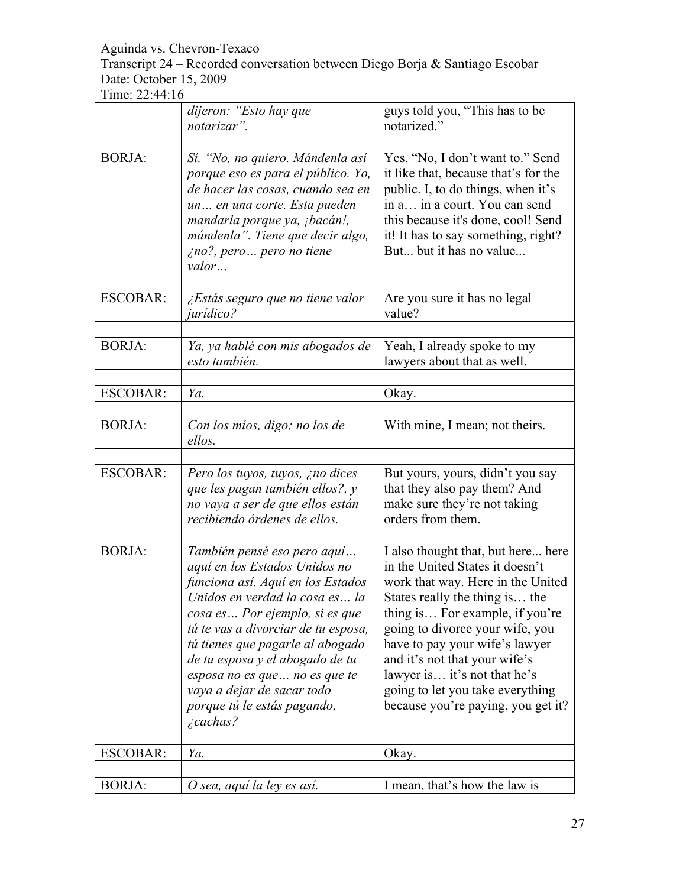Aguinda vs. Chevron-Texaco
Transcript 24 – Recorded conversation between Diego Borja & Santiago Escobar
Date: October 15, 2009
Time: 22:44:16

| | | |
|---|---|---|
| | *dijeron: "Esto hay que notarizar".* | guys told you, "This has to be notarized." |
| | | |
| BORJA: | *Sí. "No, no quiero. Mándenla así porque eso es para el público. Yo, de hacer las cosas, cuando sea en un… en una corte. Esta pueden mandarla porque ya, ¡bacán!, mándenla". Tiene que decir algo, ¿no?, pero… pero no tiene valor…* | Yes. "No, I don't want to." Send it like that, because that's for the public. I, to do things, when it's in a… in a court. You can send this because it's done, cool! Send it! It has to say something, right? But... but it has no value... |
| | | |
| ESCOBAR: | *¿Estás seguro que no tiene valor jurídico?* | Are you sure it has no legal value? |
| | | |
| BORJA: | *Ya, ya hablé con mis abogados de esto también.* | Yeah, I already spoke to my lawyers about that as well. |
| | | |
| ESCOBAR: | *Ya.* | Okay. |
| | | |
| BORJA: | *Con los míos, digo; no los de ellos.* | With mine, I mean; not theirs. |
| | | |
| ESCOBAR: | *Pero los tuyos, tuyos, ¿no dices que les pagan también ellos?, y no vaya a ser de que ellos están recibiendo órdenes de ellos.* | But yours, yours, didn't you say that they also pay them? And make sure they're not taking orders from them. |
| | | |
| BORJA: | *También pensé eso pero aquí… aquí en los Estados Unidos no funciona así. Aquí en los Estados Unidos en verdad la cosa es… la cosa es… Por ejemplo, si es que tú te vas a divorciar de tu esposa, tú tienes que pagarle al abogado de tu esposa y el abogado de tu esposa no es que… no es que te vaya a dejar de sacar todo porque tú le estás pagando, ¿cachas?* | I also thought that, but here... here in the United States it doesn't work that way. Here in the United States really the thing is… the thing is… For example, if you're going to divorce your wife, you have to pay your wife's lawyer and it's not that your wife's lawyer is… it's not that he's going to let you take everything because you're paying, you get it? |
| | | |
| ESCOBAR: | *Ya.* | Okay. |
| | | |
| BORJA: | *O sea, aquí la ley es así.* | I mean, that's how the law is |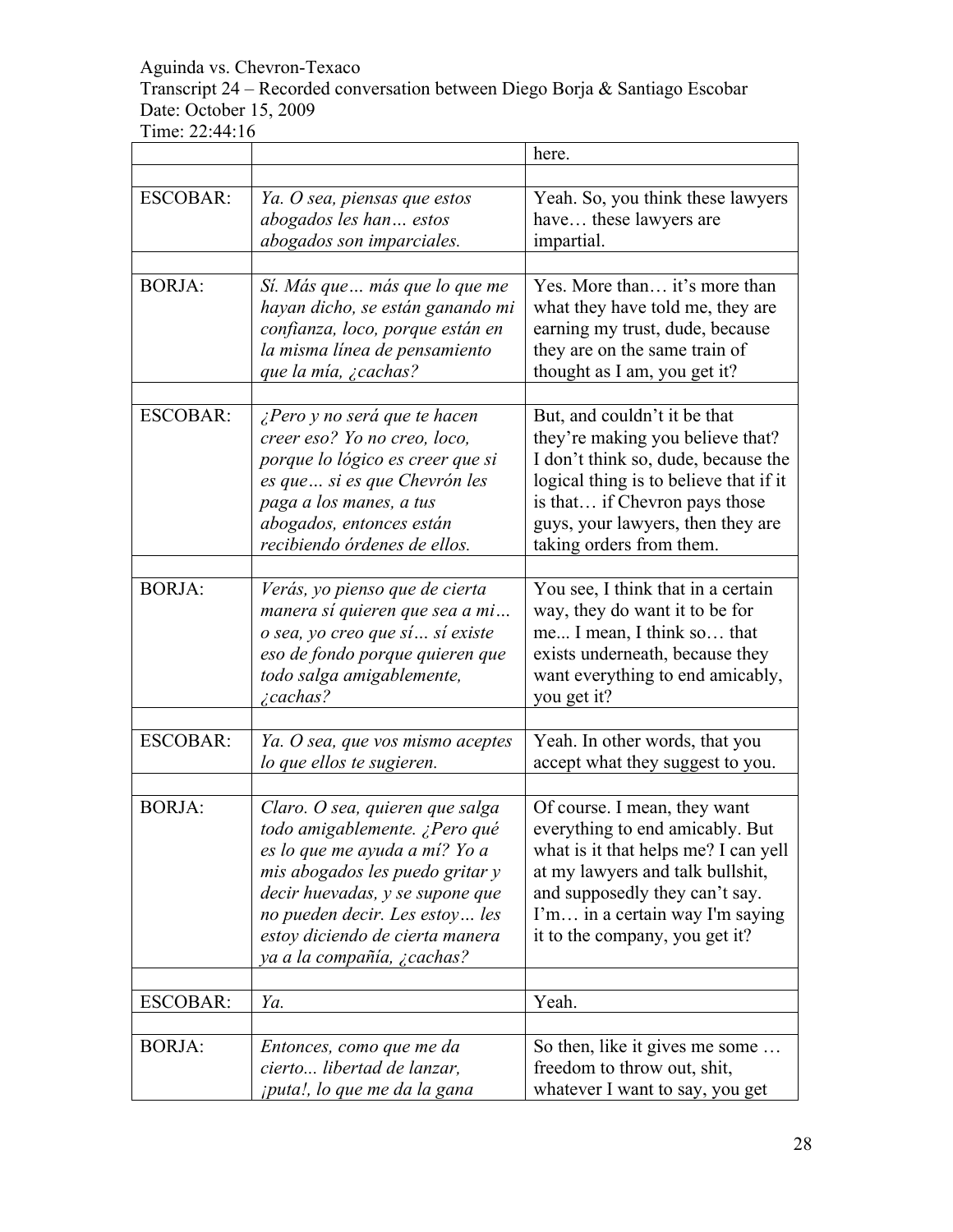| | | here. |
|---|---|---|
| | | |
| ESCOBAR: | *Ya. O sea, piensas que estos abogados les han… estos abogados son imparciales.* | Yeah. So, you think these lawyers have… these lawyers are impartial. |
| | | |
| BORJA: | *Sí. Más que… más que lo que me hayan dicho, se están ganando mi confianza, loco, porque están en la misma línea de pensamiento que la mía, ¿cachas?* | Yes. More than… it's more than what they have told me, they are earning my trust, dude, because they are on the same train of thought as I am, you get it? |
| | | |
| ESCOBAR: | *¿Pero y no será que te hacen creer eso? Yo no creo, loco, porque lo lógico es creer que si es que… si es que Chevrón les paga a los manes, a tus abogados, entonces están recibiendo órdenes de ellos.* | But, and couldn't it be that they're making you believe that? I don't think so, dude, because the logical thing is to believe that if it is that… if Chevron pays those guys, your lawyers, then they are taking orders from them. |
| | | |
| BORJA: | *Verás, yo pienso que de cierta manera sí quieren que sea a mi… o sea, yo creo que sí… sí existe eso de fondo porque quieren que todo salga amigablemente, ¿cachas?* | You see, I think that in a certain way, they do want it to be for me... I mean, I think so… that exists underneath, because they want everything to end amicably, you get it? |
| | | |
| ESCOBAR: | *Ya. O sea, que vos mismo aceptes lo que ellos te sugieren.* | Yeah. In other words, that you accept what they suggest to you. |
| | | |
| BORJA: | *Claro. O sea, quieren que salga todo amigablemente. ¿Pero qué es lo que me ayuda a mí? Yo a mis abogados les puedo gritar y decir huevadas, y se supone que no pueden decir. Les estoy… les estoy diciendo de cierta manera ya a la compañía, ¿cachas?* | Of course. I mean, they want everything to end amicably. But what is it that helps me? I can yell at my lawyers and talk bullshit, and supposedly they can't say. I'm… in a certain way I'm saying it to the company, you get it? |
| | | |
| ESCOBAR: | *Ya.* | Yeah. |
| | | |
| BORJA: | *Entonces, como que me da cierto... libertad de lanzar, ¡puta!, lo que me da la gana* | So then, like it gives me some … freedom to throw out, shit, whatever I want to say, you get |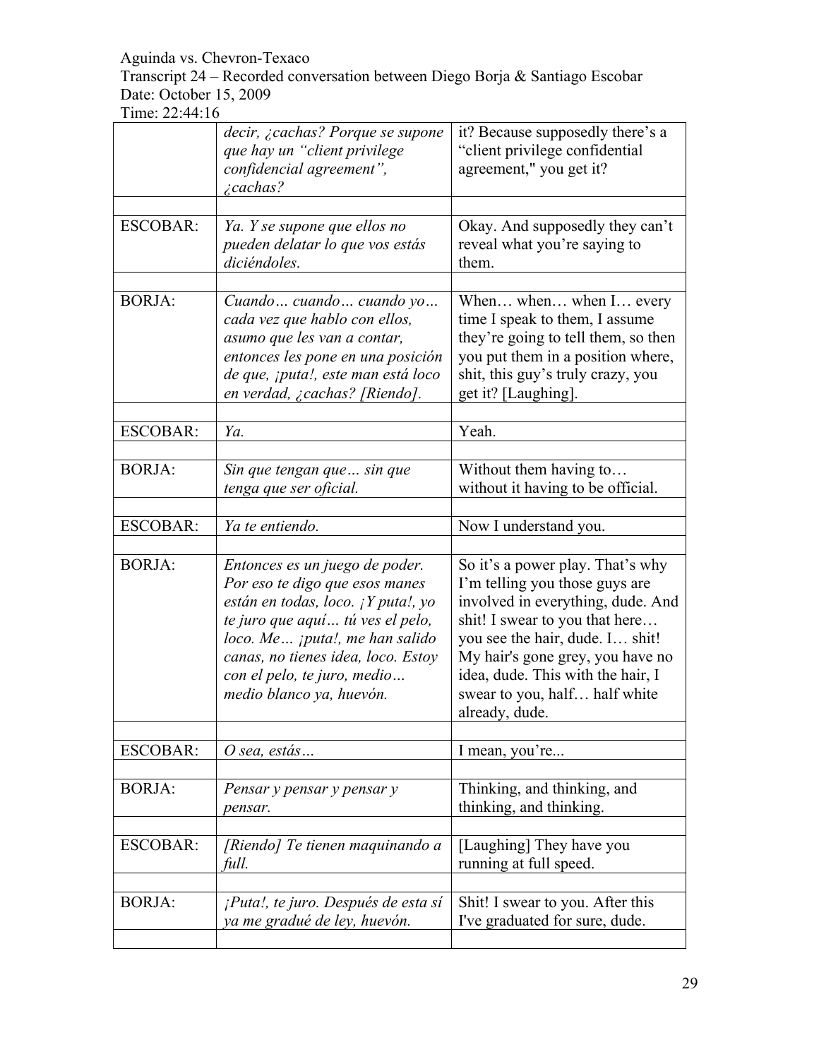Aguinda vs. Chevron-Texaco
Transcript 24 – Recorded conversation between Diego Borja & Santiago Escobar
Date: October 15, 2009
Time: 22:44:16

| | | |
|---|---|---|
| | *decir, ¿cachas? Porque se supone que hay un "client privilege confidencial agreement", ¿cachas?* | it? Because supposedly there's a "client privilege confidential agreement," you get it? |
| | | |
| ESCOBAR: | *Ya. Y se supone que ellos no pueden delatar lo que vos estás diciéndoles.* | Okay. And supposedly they can't reveal what you're saying to them. |
| | | |
| BORJA: | *Cuando… cuando… cuando yo… cada vez que hablo con ellos, asumo que les van a contar, entonces les pone en una posición de que, ¡puta!, este man está loco en verdad, ¿cachas? [Riendo].* | When… when… when I… every time I speak to them, I assume they're going to tell them, so then you put them in a position where, shit, this guy's truly crazy, you get it? [Laughing]. |
| | | |
| ESCOBAR: | *Ya.* | Yeah. |
| | | |
| BORJA: | *Sin que tengan que… sin que tenga que ser oficial.* | Without them having to… without it having to be official. |
| | | |
| ESCOBAR: | *Ya te entiendo.* | Now I understand you. |
| | | |
| BORJA: | *Entonces es un juego de poder. Por eso te digo que esos manes están en todas, loco. ¡Y puta!, yo te juro que aquí… tú ves el pelo, loco. Me… ¡puta!, me han salido canas, no tienes idea, loco. Estoy con el pelo, te juro, medio… medio blanco ya, huevón.* | So it's a power play. That's why I'm telling you those guys are involved in everything, dude. And shit! I swear to you that here… you see the hair, dude. I… shit! My hair's gone grey, you have no idea, dude. This with the hair, I swear to you, half… half white already, dude. |
| | | |
| ESCOBAR: | *O sea, estás…* | I mean, you're... |
| | | |
| BORJA: | *Pensar y pensar y pensar y pensar.* | Thinking, and thinking, and thinking, and thinking. |
| | | |
| ESCOBAR: | *[Riendo] Te tienen maquinando a full.* | [Laughing] They have you running at full speed. |
| | | |
| BORJA: | *¡Puta!, te juro. Después de esta sí ya me gradué de ley, huevón.* | Shit! I swear to you. After this I've graduated for sure, dude. |
| | | |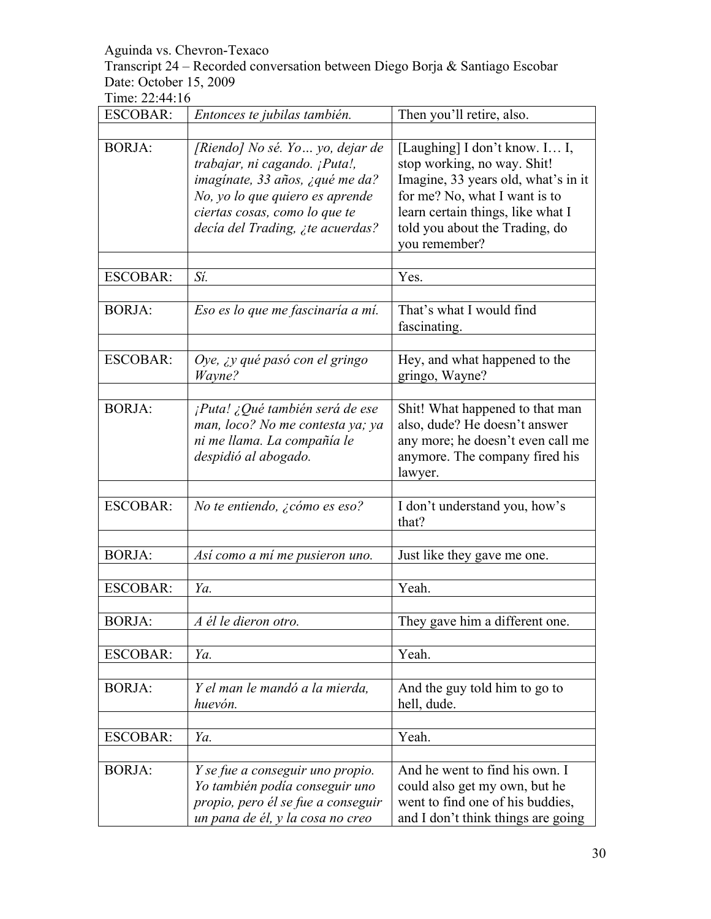Aguinda vs. Chevron-Texaco
Transcript 24 – Recorded conversation between Diego Borja & Santiago Escobar
Date: October 15, 2009
Time: 22:44:16

| | | |
|---|---|---|
| ESCOBAR: | *Entonces te jubilas también.* | Then you'll retire, also. |
| | | |
| BORJA: | *[Riendo] No sé. Yo… yo, dejar de trabajar, ni cagando. ¡Puta!, imagínate, 33 años, ¿qué me da? No, yo lo que quiero es aprende ciertas cosas, como lo que te decía del Trading, ¿te acuerdas?* | [Laughing] I don't know. I… I, stop working, no way. Shit! Imagine, 33 years old, what's in it for me? No, what I want is to learn certain things, like what I told you about the Trading, do you remember? |
| | | |
| ESCOBAR: | *Sí.* | Yes. |
| | | |
| BORJA: | *Eso es lo que me fascinaría a mí.* | That's what I would find fascinating. |
| | | |
| ESCOBAR: | *Oye, ¿y qué pasó con el gringo Wayne?* | Hey, and what happened to the gringo, Wayne? |
| | | |
| BORJA: | *¡Puta! ¿Qué también será de ese man, loco? No me contesta ya; ya ni me llama. La compañía le despidió al abogado.* | Shit! What happened to that man also, dude? He doesn't answer any more; he doesn't even call me anymore. The company fired his lawyer. |
| | | |
| ESCOBAR: | *No te entiendo, ¿cómo es eso?* | I don't understand you, how's that? |
| | | |
| BORJA: | *Así como a mí me pusieron uno.* | Just like they gave me one. |
| | | |
| ESCOBAR: | *Ya.* | Yeah. |
| | | |
| BORJA: | *A él le dieron otro.* | They gave him a different one. |
| | | |
| ESCOBAR: | *Ya.* | Yeah. |
| | | |
| BORJA: | *Y el man le mandó a la mierda, huevón.* | And the guy told him to go to hell, dude. |
| | | |
| ESCOBAR: | *Ya.* | Yeah. |
| | | |
| BORJA: | *Y se fue a conseguir uno propio. Yo también podía conseguir uno propio, pero él se fue a conseguir un pana de él, y la cosa no creo* | And he went to find his own. I could also get my own, but he went to find one of his buddies, and I don't think things are going |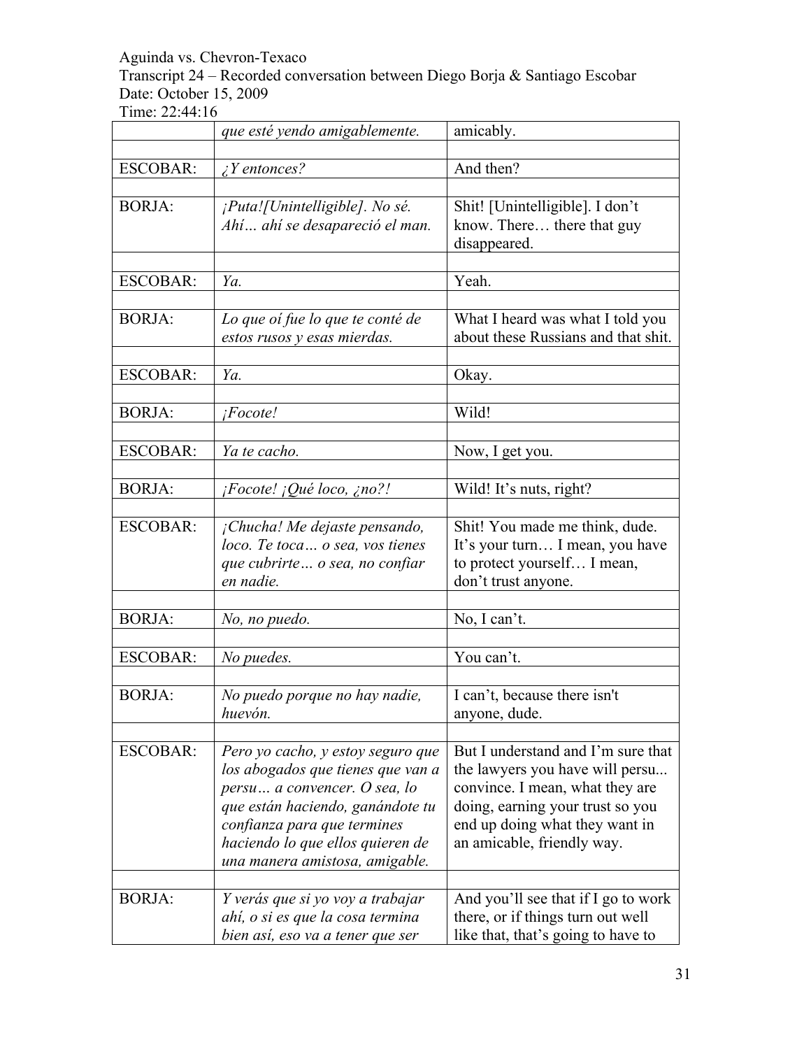Aguinda vs. Chevron-Texaco
Transcript 24 – Recorded conversation between Diego Borja & Santiago Escobar
Date: October 15, 2009
Time: 22:44:16

| | | |
|---|---|---|
| | *que esté yendo amigablemente.* | amicably. |
| | | |
| ESCOBAR: | *¿Y entonces?* | And then? |
| | | |
| BORJA: | *¡Puta![Unintelligible]. No sé. Ahí… ahí se desapareció el man.* | Shit! [Unintelligible]. I don't know. There… there that guy disappeared. |
| | | |
| ESCOBAR: | *Ya.* | Yeah. |
| | | |
| BORJA: | *Lo que oí fue lo que te conté de estos rusos y esas mierdas.* | What I heard was what I told you about these Russians and that shit. |
| | | |
| ESCOBAR: | *Ya.* | Okay. |
| | | |
| BORJA: | *¡Focote!* | Wild! |
| | | |
| ESCOBAR: | *Ya te cacho.* | Now, I get you. |
| | | |
| BORJA: | *¡Focote! ¡Qué loco, ¿no?!* | Wild! It's nuts, right? |
| | | |
| ESCOBAR: | *¡Chucha! Me dejaste pensando, loco. Te toca… o sea, vos tienes que cubrirte… o sea, no confiar en nadie.* | Shit! You made me think, dude. It's your turn… I mean, you have to protect yourself… I mean, don't trust anyone. |
| | | |
| BORJA: | *No, no puedo.* | No, I can't. |
| | | |
| ESCOBAR: | *No puedes.* | You can't. |
| | | |
| BORJA: | *No puedo porque no hay nadie, huevón.* | I can't, because there isn't anyone, dude. |
| | | |
| ESCOBAR: | *Pero yo cacho, y estoy seguro que los abogados que tienes que van a persu… a convencer. O sea, lo que están haciendo, ganándote tu confianza para que termines haciendo lo que ellos quieren de una manera amistosa, amigable.* | But I understand and I'm sure that the lawyers you have will persu... convince. I mean, what they are doing, earning your trust so you end up doing what they want in an amicable, friendly way. |
| | | |
| BORJA: | *Y verás que si yo voy a trabajar ahí, o si es que la cosa termina bien así, eso va a tener que ser* | And you'll see that if I go to work there, or if things turn out well like that, that's going to have to |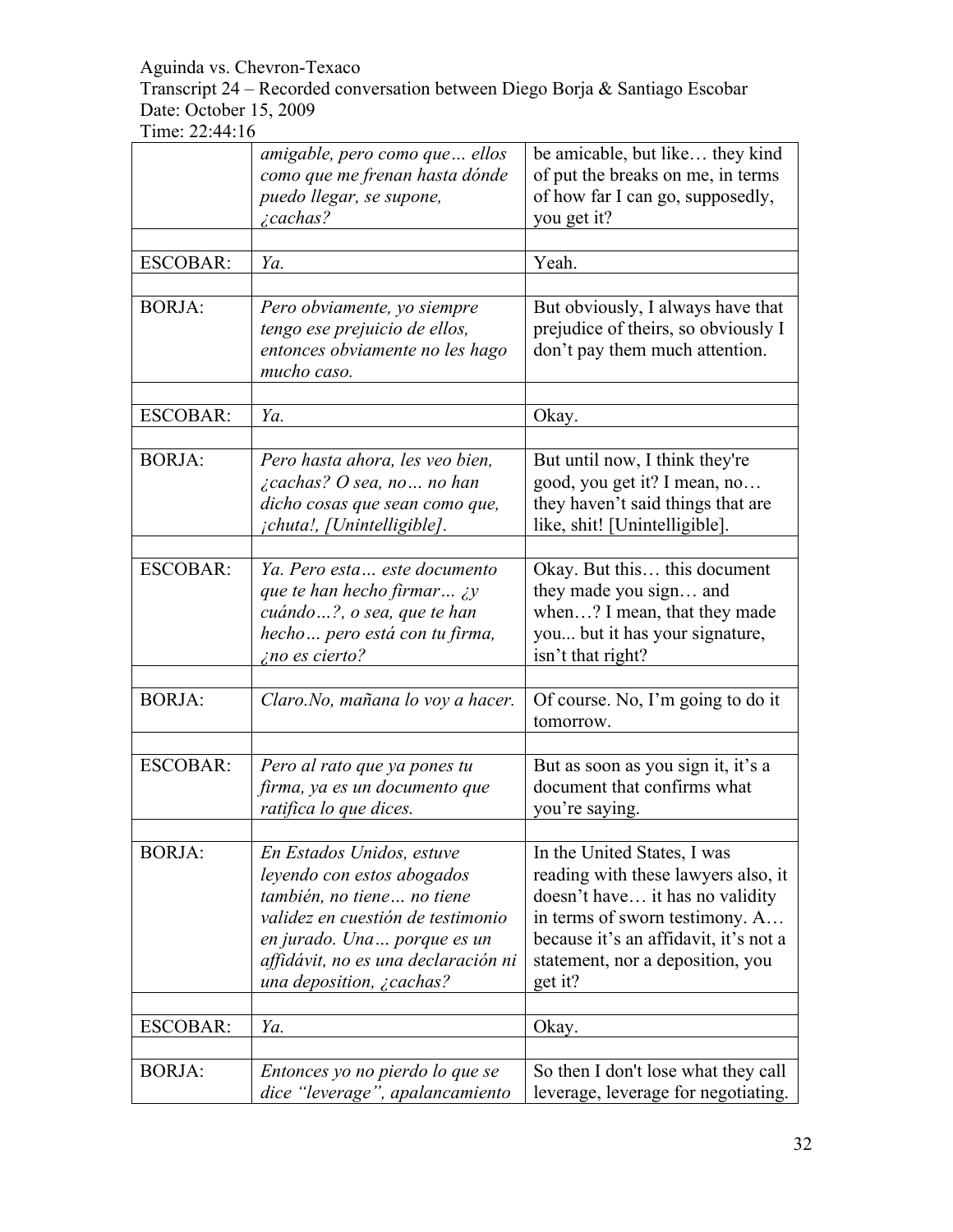| | | |
|---|---|---|
| | *amigable, pero como que… ellos como que me frenan hasta dónde puedo llegar, se supone, ¿cachas?* | be amicable, but like… they kind of put the breaks on me, in terms of how far I can go, supposedly, you get it? |
| | | |
| ESCOBAR: | *Ya.* | Yeah. |
| | | |
| BORJA: | *Pero obviamente, yo siempre tengo ese prejuicio de ellos, entonces obviamente no les hago mucho caso.* | But obviously, I always have that prejudice of theirs, so obviously I don't pay them much attention. |
| | | |
| ESCOBAR: | *Ya.* | Okay. |
| | | |
| BORJA: | *Pero hasta ahora, les veo bien, ¿cachas? O sea, no… no han dicho cosas que sean como que, ¡chuta!, [Unintelligible].* | But until now, I think they're good, you get it? I mean, no… they haven't said things that are like, shit! [Unintelligible]. |
| | | |
| ESCOBAR: | *Ya. Pero esta… este documento que te han hecho firmar… ¿y cuándo…?, o sea, que te han hecho… pero está con tu firma, ¿no es cierto?* | Okay. But this… this document they made you sign… and when…? I mean, that they made you... but it has your signature, isn't that right? |
| | | |
| BORJA: | *Claro.No, mañana lo voy a hacer.* | Of course. No, I'm going to do it tomorrow. |
| | | |
| ESCOBAR: | *Pero al rato que ya pones tu firma, ya es un documento que ratifica lo que dices.* | But as soon as you sign it, it's a document that confirms what you're saying. |
| | | |
| BORJA: | *En Estados Unidos, estuve leyendo con estos abogados también, no tiene… no tiene validez en cuestión de testimonio en jurado. Una… porque es un affidávit, no es una declaración ni una deposition, ¿cachas?* | In the United States, I was reading with these lawyers also, it doesn't have… it has no validity in terms of sworn testimony. A… because it's an affidavit, it's not a statement, nor a deposition, you get it? |
| | | |
| ESCOBAR: | *Ya.* | Okay. |
| | | |
| BORJA: | *Entonces yo no pierdo lo que se dice "leverage", apalancamiento* | So then I don't lose what they call leverage, leverage for negotiating. |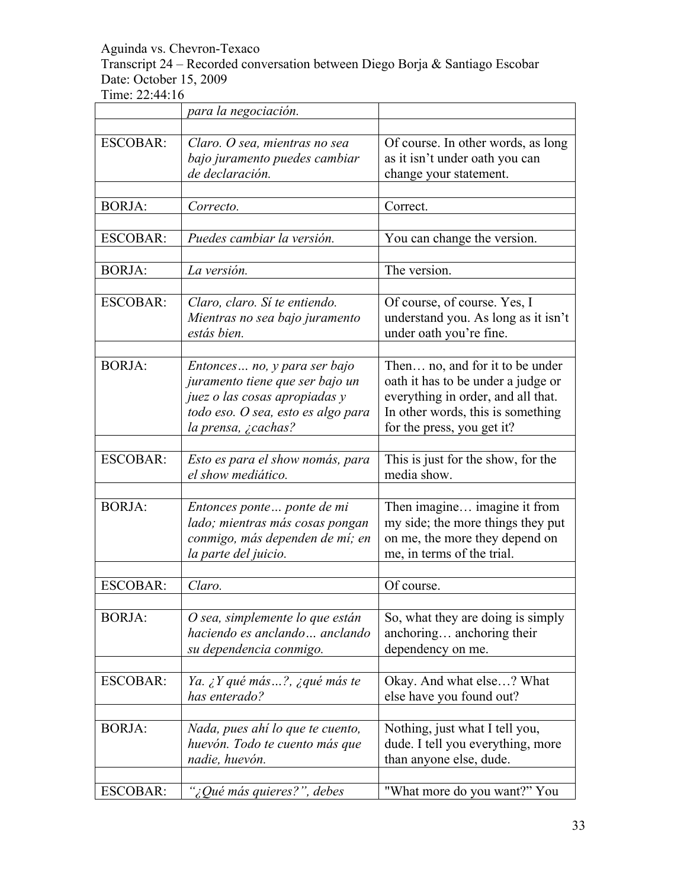Aguinda vs. Chevron-Texaco
Transcript 24 – Recorded conversation between Diego Borja & Santiago Escobar
Date: October 15, 2009
Time: 22:44:16

| | | |
|---|---|---|
| | *para la negociación.* | |
| | | |
| ESCOBAR: | *Claro. O sea, mientras no sea bajo juramento puedes cambiar de declaración.* | Of course. In other words, as long as it isn't under oath you can change your statement. |
| | | |
| BORJA: | *Correcto.* | Correct. |
| | | |
| ESCOBAR: | *Puedes cambiar la versión.* | You can change the version. |
| | | |
| BORJA: | *La versión.* | The version. |
| | | |
| ESCOBAR: | *Claro, claro. Sí te entiendo. Mientras no sea bajo juramento estás bien.* | Of course, of course. Yes, I understand you. As long as it isn't under oath you're fine. |
| | | |
| BORJA: | *Entonces… no, y para ser bajo juramento tiene que ser bajo un juez o las cosas apropiadas y todo eso. O sea, esto es algo para la prensa, ¿cachas?* | Then… no, and for it to be under oath it has to be under a judge or everything in order, and all that. In other words, this is something for the press, you get it? |
| | | |
| ESCOBAR: | *Esto es para el show nomás, para el show mediático.* | This is just for the show, for the media show. |
| | | |
| BORJA: | *Entonces ponte… ponte de mi lado; mientras más cosas pongan conmigo, más dependen de mí; en la parte del juicio.* | Then imagine… imagine it from my side; the more things they put on me, the more they depend on me, in terms of the trial. |
| | | |
| ESCOBAR: | *Claro.* | Of course. |
| | | |
| BORJA: | *O sea, simplemente lo que están haciendo es anclando… anclando su dependencia conmigo.* | So, what they are doing is simply anchoring… anchoring their dependency on me. |
| | | |
| ESCOBAR: | *Ya. ¿Y qué más…?, ¿qué más te has enterado?* | Okay. And what else…? What else have you found out? |
| | | |
| BORJA: | *Nada, pues ahí lo que te cuento, huevón. Todo te cuento más que nadie, huevón.* | Nothing, just what I tell you, dude. I tell you everything, more than anyone else, dude. |
| | | |
| ESCOBAR: | *"¿Qué más quieres?", debes* | "What more do you want?" You |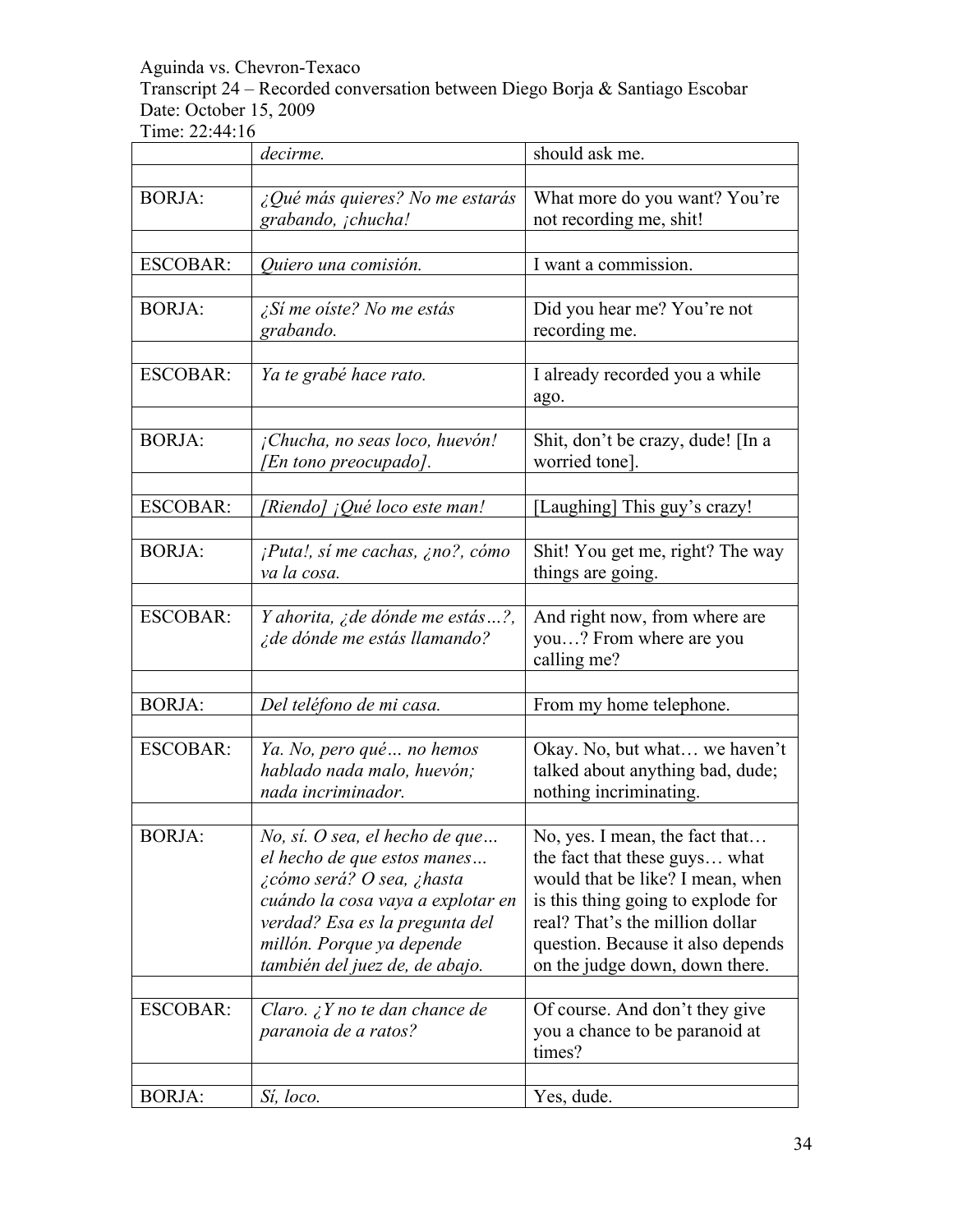Aguinda vs. Chevron-Texaco
Transcript 24 – Recorded conversation between Diego Borja & Santiago Escobar
Date: October 15, 2009
Time: 22:44:16

| | | |
|---|---|---|
| | *decirme.* | should ask me. |
| | | |
| BORJA: | *¿Qué más quieres? No me estarás grabando, ¡chucha!* | What more do you want? You're not recording me, shit! |
| | | |
| ESCOBAR: | *Quiero una comisión.* | I want a commission. |
| | | |
| BORJA: | *¿Sí me oíste? No me estás grabando.* | Did you hear me? You're not recording me. |
| | | |
| ESCOBAR: | *Ya te grabé hace rato.* | I already recorded you a while ago. |
| | | |
| BORJA: | *¡Chucha, no seas loco, huevón! [En tono preocupado].* | Shit, don't be crazy, dude! [In a worried tone]. |
| | | |
| ESCOBAR: | *[Riendo] ¡Qué loco este man!* | [Laughing] This guy's crazy! |
| | | |
| BORJA: | *¡Puta!, sí me cachas, ¿no?, cómo va la cosa.* | Shit! You get me, right? The way things are going. |
| | | |
| ESCOBAR: | *Y ahorita, ¿de dónde me estás…?, ¿de dónde me estás llamando?* | And right now, from where are you…? From where are you calling me? |
| | | |
| BORJA: | *Del teléfono de mi casa.* | From my home telephone. |
| | | |
| ESCOBAR: | *Ya. No, pero qué… no hemos hablado nada malo, huevón; nada incriminador.* | Okay. No, but what… we haven't talked about anything bad, dude; nothing incriminating. |
| | | |
| BORJA: | *No, sí. O sea, el hecho de que… el hecho de que estos manes… ¿cómo será? O sea, ¿hasta cuándo la cosa vaya a explotar en verdad? Esa es la pregunta del millón. Porque ya depende también del juez de, de abajo.* | No, yes. I mean, the fact that… the fact that these guys… what would that be like? I mean, when is this thing going to explode for real? That's the million dollar question. Because it also depends on the judge down, down there. |
| | | |
| ESCOBAR: | *Claro. ¿Y no te dan chance de paranoia de a ratos?* | Of course. And don't they give you a chance to be paranoid at times? |
| | | |
| BORJA: | *Sí, loco.* | Yes, dude. |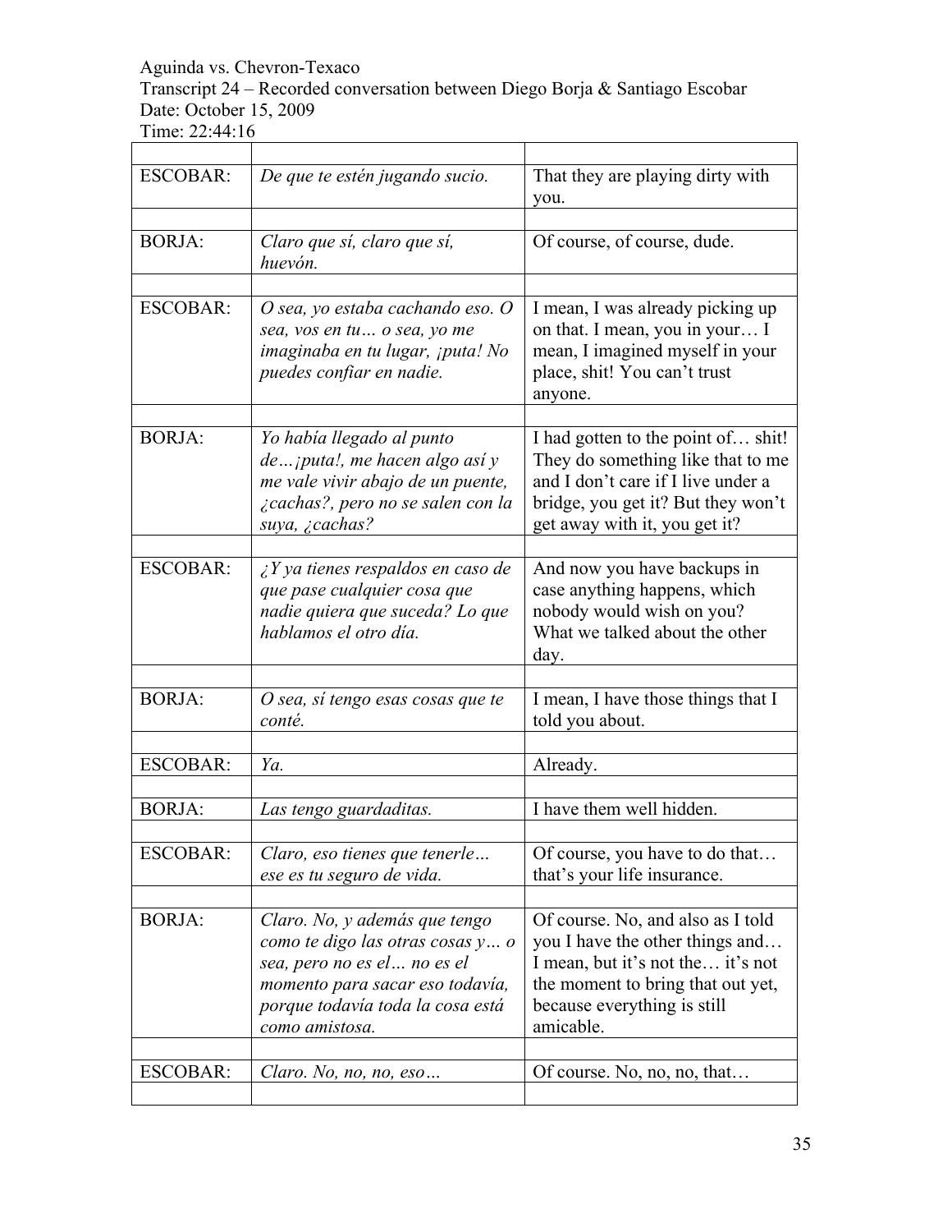Aguinda vs. Chevron-Texaco
Transcript 24 – Recorded conversation between Diego Borja & Santiago Escobar
Date: October 15, 2009
Time: 22:44:16

| | | |
|---|---|---|
| ESCOBAR: | *De que te estén jugando sucio.* | That they are playing dirty with you. |
| | | |
| BORJA: | *Claro que sí, claro que sí, huevón.* | Of course, of course, dude. |
| | | |
| ESCOBAR: | *O sea, yo estaba cachando eso. O sea, vos en tu… o sea, yo me imaginaba en tu lugar, ¡puta! No puedes confiar en nadie.* | I mean, I was already picking up on that. I mean, you in your… I mean, I imagined myself in your place, shit! You can't trust anyone. |
| | | |
| BORJA: | *Yo había llegado al punto de…¡puta!, me hacen algo así y me vale vivir abajo de un puente, ¿cachas?, pero no se salen con la suya, ¿cachas?* | I had gotten to the point of… shit! They do something like that to me and I don't care if I live under a bridge, you get it? But they won't get away with it, you get it? |
| | | |
| ESCOBAR: | *¿Y ya tienes respaldos en caso de que pase cualquier cosa que nadie quiera que suceda? Lo que hablamos el otro día.* | And now you have backups in case anything happens, which nobody would wish on you? What we talked about the other day. |
| | | |
| BORJA: | *O sea, sí tengo esas cosas que te conté.* | I mean, I have those things that I told you about. |
| | | |
| ESCOBAR: | *Ya.* | Already. |
| | | |
| BORJA: | *Las tengo guardaditas.* | I have them well hidden. |
| | | |
| ESCOBAR: | *Claro, eso tienes que tenerle… ese es tu seguro de vida.* | Of course, you have to do that… that's your life insurance. |
| | | |
| BORJA: | *Claro. No, y además que tengo como te digo las otras cosas y… o sea, pero no es el… no es el momento para sacar eso todavía, porque todavía toda la cosa está como amistosa.* | Of course. No, and also as I told you I have the other things and… I mean, but it's not the… it's not the moment to bring that out yet, because everything is still amicable. |
| | | |
| ESCOBAR: | *Claro. No, no, no, eso…* | Of course. No, no, no, that… |
| | | |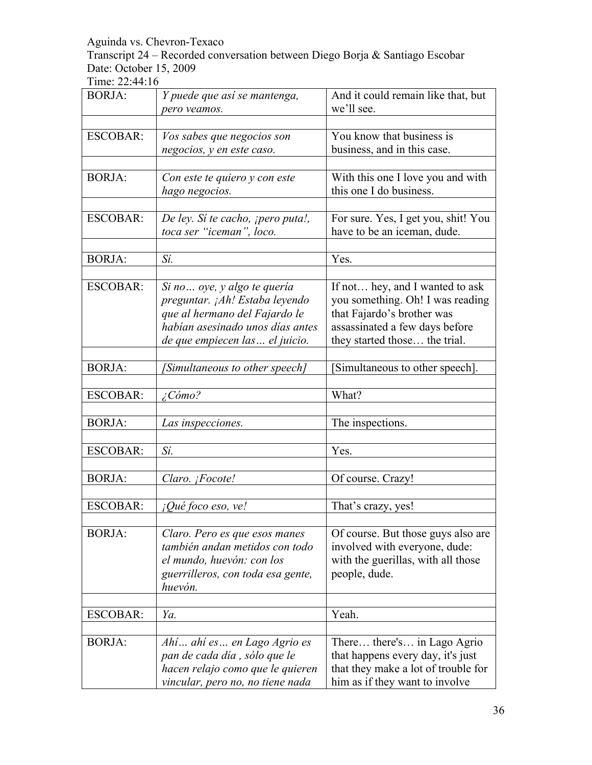Aguinda vs. Chevron-Texaco
Transcript 24 – Recorded conversation between Diego Borja & Santiago Escobar
Date: October 15, 2009
Time: 22:44:16

| | | |
|---|---|---|
| BORJA: | *Y puede que así se mantenga, pero veamos.* | And it could remain like that, but we'll see. |
| | | |
| ESCOBAR: | *Vos sabes que negocios son negocios, y en este caso.* | You know that business is business, and in this case. |
| | | |
| BORJA: | *Con este te quiero y con este hago negocios.* | With this one I love you and with this one I do business. |
| | | |
| ESCOBAR: | *De ley. Sí te cacho, ¡pero puta!, toca ser "iceman", loco.* | For sure. Yes, I get you, shit! You have to be an iceman, dude. |
| | | |
| BORJA: | *Sí.* | Yes. |
| | | |
| ESCOBAR: | *Si no… oye, y algo te quería preguntar. ¡Ah! Estaba leyendo que al hermano del Fajardo le habían asesinado unos días antes de que empiecen las… el juicio.* | If not… hey, and I wanted to ask you something. Oh! I was reading that Fajardo's brother was assassinated a few days before they started those… the trial. |
| | | |
| BORJA: | *[Simultaneous to other speech]* | [Simultaneous to other speech]. |
| | | |
| ESCOBAR: | *¿Cómo?* | What? |
| | | |
| BORJA: | *Las inspecciones.* | The inspections. |
| | | |
| ESCOBAR: | *Sí.* | Yes. |
| | | |
| BORJA: | *Claro. ¡Focote!* | Of course. Crazy! |
| | | |
| ESCOBAR: | *¡Qué foco eso, ve!* | That's crazy, yes! |
| | | |
| BORJA: | *Claro. Pero es que esos manes también andan metidos con todo el mundo, huevón: con los guerrilleros, con toda esa gente, huevón.* | Of course. But those guys also are involved with everyone, dude: with the guerillas, with all those people, dude. |
| | | |
| ESCOBAR: | *Ya.* | Yeah. |
| | | |
| BORJA: | *Ahí… ahí es… en Lago Agrio es pan de cada día , sólo que le hacen relajo como que le quieren vincular, pero no, no tiene nada* | There… there's… in Lago Agrio that happens every day, it's just that they make a lot of trouble for him as if they want to involve |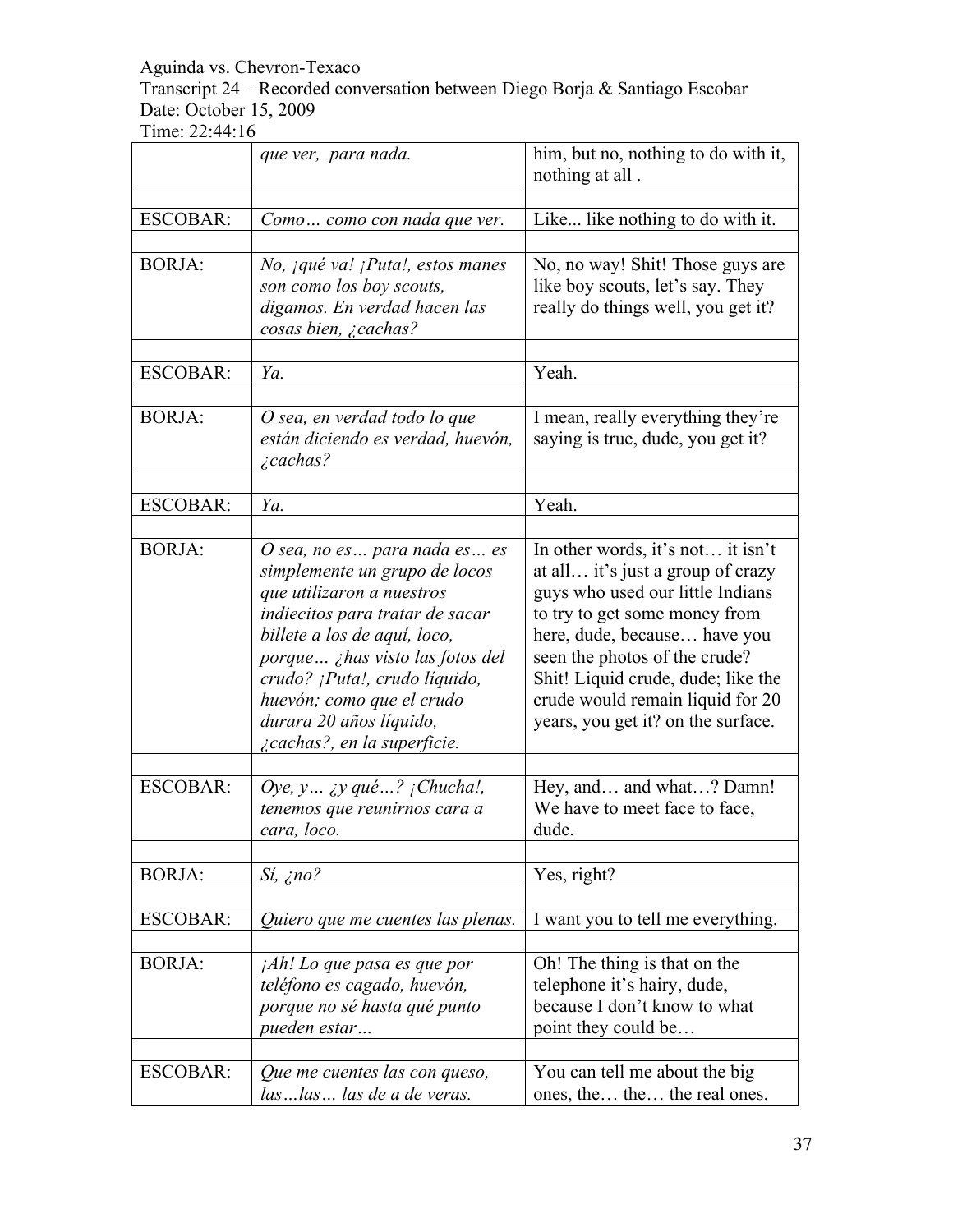Aguinda vs. Chevron-Texaco
Transcript 24 – Recorded conversation between Diego Borja & Santiago Escobar
Date: October 15, 2009
Time: 22:44:16

| | | |
|---|---|---|
| | *que ver,  para nada.* | him, but no, nothing to do with it, nothing at all . |
| | | |
| ESCOBAR: | *Como… como con nada que ver.* | Like... like nothing to do with it. |
| | | |
| BORJA: | *No, ¡qué va! ¡Puta!, estos manes son como los boy scouts, digamos. En verdad hacen las cosas bien, ¿cachas?* | No, no way! Shit! Those guys are like boy scouts, let's say. They really do things well, you get it? |
| | | |
| ESCOBAR: | *Ya.* | Yeah. |
| | | |
| BORJA: | *O sea, en verdad todo lo que están diciendo es verdad, huevón, ¿cachas?* | I mean, really everything they're saying is true, dude, you get it? |
| | | |
| ESCOBAR: | *Ya.* | Yeah. |
| | | |
| BORJA: | *O sea, no es… para nada es… es simplemente un grupo de locos que utilizaron a nuestros indiecitos para tratar de sacar billete a los de aquí, loco, porque… ¿has visto las fotos del crudo? ¡Puta!, crudo líquido, huevón; como que el crudo durara 20 años líquido, ¿cachas?, en la superficie.* | In other words, it's not… it isn't at all… it's just a group of crazy guys who used our little Indians to try to get some money from here, dude, because… have you seen the photos of the crude? Shit! Liquid crude, dude; like the crude would remain liquid for 20 years, you get it? on the surface. |
| | | |
| ESCOBAR: | *Oye, y… ¿y qué…? ¡Chucha!, tenemos que reunirnos cara a cara, loco.* | Hey, and… and what…? Damn! We have to meet face to face, dude. |
| | | |
| BORJA: | *Sí, ¿no?* | Yes, right? |
| | | |
| ESCOBAR: | *Quiero que me cuentes las plenas.* | I want you to tell me everything. |
| | | |
| BORJA: | *¡Ah! Lo que pasa es que por teléfono es cagado, huevón, porque no sé hasta qué punto pueden estar…* | Oh! The thing is that on the telephone it's hairy, dude, because I don't know to what point they could be… |
| | | |
| ESCOBAR: | *Que me cuentes las con queso, las…las… las de a de veras.* | You can tell me about the big ones, the… the… the real ones. |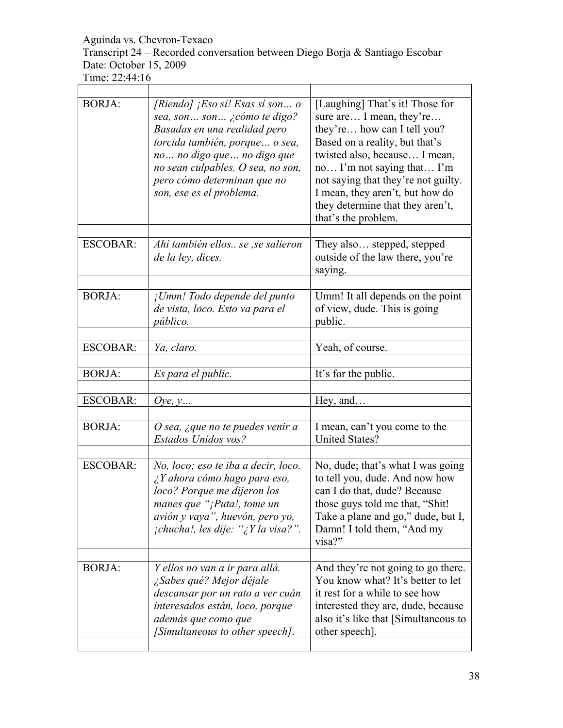Aguinda vs. Chevron-Texaco
Transcript 24 – Recorded conversation between Diego Borja & Santiago Escobar
Date: October 15, 2009
Time: 22:44:16

| | | |
|---|---|---|
| BORJA: | *[Riendo] ¡Eso sí! Esas sí son… o sea, son… son… ¿cómo te digo? Basadas en una realidad pero torcida también, porque… o sea, no… no digo que… no digo que no sean culpables. O sea, no son, pero cómo determinan que no son, ese es el problema.* | [Laughing] That's it! Those for sure are… I mean, they're… they're… how can I tell you? Based on a reality, but that's twisted also, because… I mean, no… I'm not saying that… I'm not saying that they're not guilty. I mean, they aren't, but how do they determine that they aren't, that's the problem. |
| | | |
| ESCOBAR: | *Ahí también ellos.. se ,se salieron de la ley, dices.* | They also… stepped, stepped outside of the law there, you're saying. |
| | | |
| BORJA: | *¡Umm! Todo depende del punto de vista, loco. Esto va para el público.* | Umm! It all depends on the point of view, dude. This is going public. |
| | | |
| ESCOBAR: | *Ya, claro.* | Yeah, of course. |
| | | |
| BORJA: | *Es para el public.* | It's for the public. |
| | | |
| ESCOBAR: | *Oye, y…* | Hey, and… |
| | | |
| BORJA: | *O sea, ¿que no te puedes venir a Estados Unidos vos?* | I mean, can't you come to the United States? |
| | | |
| ESCOBAR: | *No, loco; eso te iba a decir, loco. ¿Y ahora cómo hago para eso, loco? Porque me dijeron los manes que "¡Puta!, tome un avión y vaya", huevón, pero yo, ¡chucha!, les dije: "¿Y la visa?".* | No, dude; that's what I was going to tell you, dude. And now how can I do that, dude? Because those guys told me that, "Shit! Take a plane and go," dude, but I, Damn! I told them, "And my visa?" |
| | | |
| BORJA: | *Y ellos no van a ir para allá. ¿Sabes qué? Mejor déjale descansar por un rato a ver cuán interesados están, loco, porque además que como que [Simultaneous to other speech].* | And they're not going to go there. You know what? It's better to let it rest for a while to see how interested they are, dude, because also it's like that [Simultaneous to other speech]. |
| | | |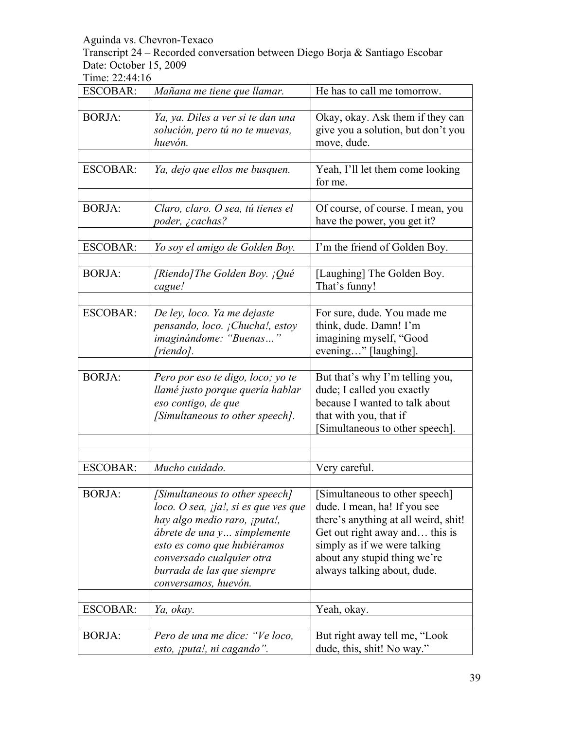Aguinda vs. Chevron-Texaco
Transcript 24 – Recorded conversation between Diego Borja & Santiago Escobar
Date: October 15, 2009
Time: 22:44:16

| | | |
|---|---|---|
| ESCOBAR: | *Mañana me tiene que llamar.* | He has to call me tomorrow. |
| | | |
| BORJA: | *Ya, ya. Diles a ver si te dan una solución, pero tú no te muevas, huevón.* | Okay, okay. Ask them if they can give you a solution, but don't you move, dude. |
| | | |
| ESCOBAR: | *Ya, dejo que ellos me busquen.* | Yeah, I'll let them come looking for me. |
| | | |
| BORJA: | *Claro, claro. O sea, tú tienes el poder, ¿cachas?* | Of course, of course. I mean, you have the power, you get it? |
| | | |
| ESCOBAR: | *Yo soy el amigo de Golden Boy.* | I'm the friend of Golden Boy. |
| | | |
| BORJA: | *[Riendo]The Golden Boy. ¡Qué cague!* | [Laughing] The Golden Boy. That's funny! |
| | | |
| ESCOBAR: | *De ley, loco. Ya me dejaste pensando, loco. ¡Chucha!, estoy imaginándome: "Buenas…" [riendo].* | For sure, dude. You made me think, dude. Damn! I'm imagining myself, "Good evening…" [laughing]. |
| | | |
| BORJA: | *Pero por eso te digo, loco; yo te llamé justo porque quería hablar eso contigo, de que [Simultaneous to other speech].* | But that's why I'm telling you, dude; I called you exactly because I wanted to talk about that with you, that if [Simultaneous to other speech]. |
| | | |
| | | |
| ESCOBAR: | *Mucho cuidado.* | Very careful. |
| | | |
| BORJA: | *[Simultaneous to other speech] loco. O sea, ¡ja!, si es que ves que hay algo medio raro, ¡puta!, ábrete de una y… simplemente esto es como que hubiéramos conversado cualquier otra burrada de las que siempre conversamos, huevón.* | [Simultaneous to other speech] dude. I mean, ha! If you see there's anything at all weird, shit! Get out right away and… this is simply as if we were talking about any stupid thing we're always talking about, dude. |
| | | |
| ESCOBAR: | *Ya, okay.* | Yeah, okay. |
| | | |
| BORJA: | *Pero de una me dice: "Ve loco, esto, ¡puta!, ni cagando".* | But right away tell me, "Look dude, this, shit! No way." |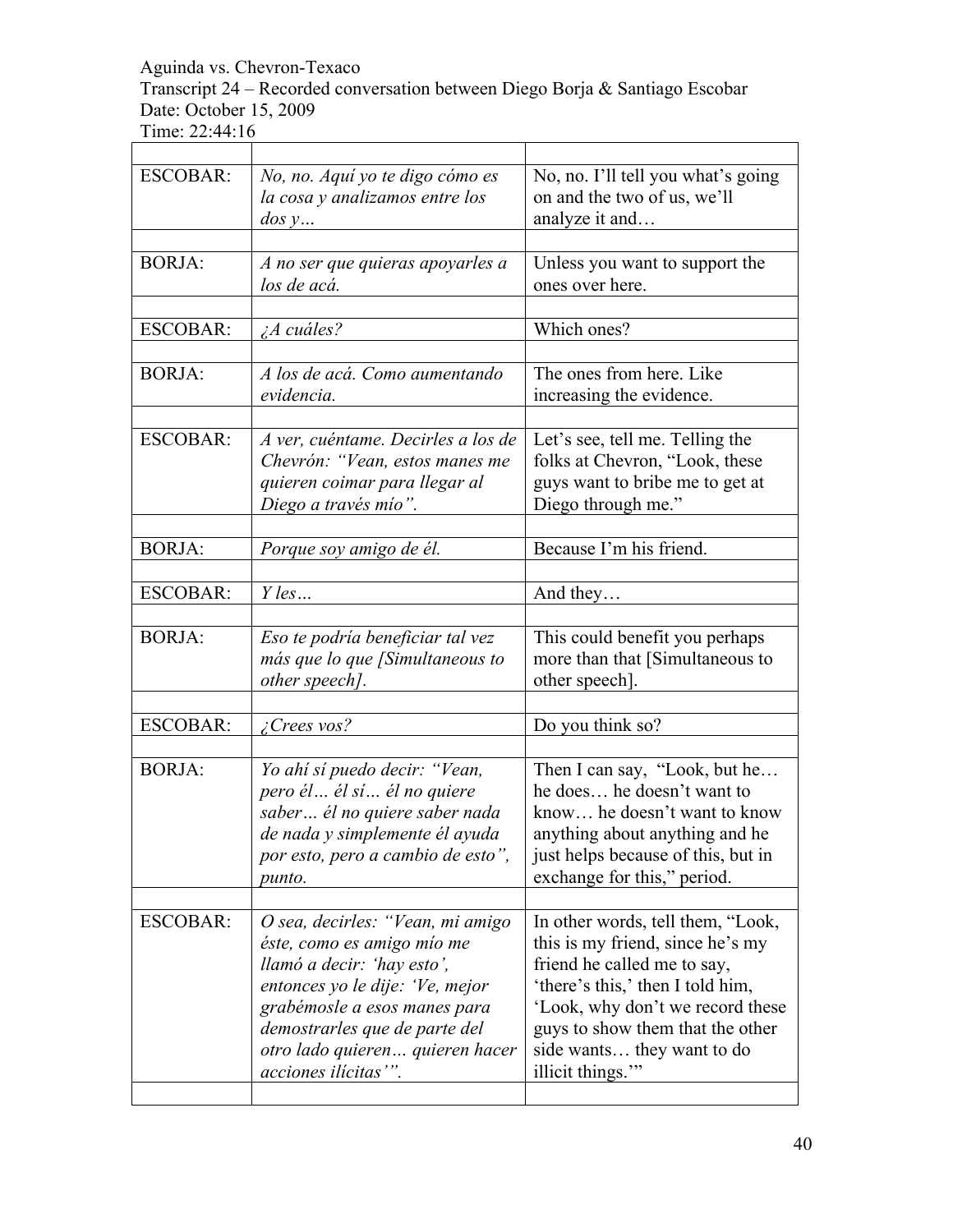Aguinda vs. Chevron-Texaco
Transcript 24 – Recorded conversation between Diego Borja & Santiago Escobar
Date: October 15, 2009
Time: 22:44:16

| | | |
|---|---|---|
| ESCOBAR: | *No, no. Aquí yo te digo cómo es la cosa y analizamos entre los dos y…* | No, no. I'll tell you what's going on and the two of us, we'll analyze it and… |
| BORJA: | *A no ser que quieras apoyarles a los de acá.* | Unless you want to support the ones over here. |
| ESCOBAR: | *¿A cuáles?* | Which ones? |
| BORJA: | *A los de acá. Como aumentando evidencia.* | The ones from here. Like increasing the evidence. |
| ESCOBAR: | *A ver, cuéntame. Decirles a los de Chevrón: "Vean, estos manes me quieren coimar para llegar al Diego a través mío".* | Let's see, tell me. Telling the folks at Chevron, "Look, these guys want to bribe me to get at Diego through me." |
| BORJA: | *Porque soy amigo de él.* | Because I'm his friend. |
| ESCOBAR: | *Y les…* | And they… |
| BORJA: | *Eso te podría beneficiar tal vez más que lo que [Simultaneous to other speech].* | This could benefit you perhaps more than that [Simultaneous to other speech]. |
| ESCOBAR: | *¿Crees vos?* | Do you think so? |
| BORJA: | *Yo ahí sí puedo decir: "Vean, pero él… él sí… él no quiere saber… él no quiere saber nada de nada y simplemente él ayuda por esto, pero a cambio de esto", punto.* | Then I can say, "Look, but he… he does… he doesn't want to know… he doesn't want to know anything about anything and he just helps because of this, but in exchange for this," period. |
| ESCOBAR: | *O sea, decirles: "Vean, mi amigo éste, como es amigo mío me llamó a decir: 'hay esto', entonces yo le dije: 'Ve, mejor grabémosle a esos manes para demostrarles que de parte del otro lado quieren… quieren hacer acciones ilícitas'".* | In other words, tell them, "Look, this is my friend, since he's my friend he called me to say, 'there's this,' then I told him, 'Look, why don't we record these guys to show them that the other side wants… they want to do illicit things.'" |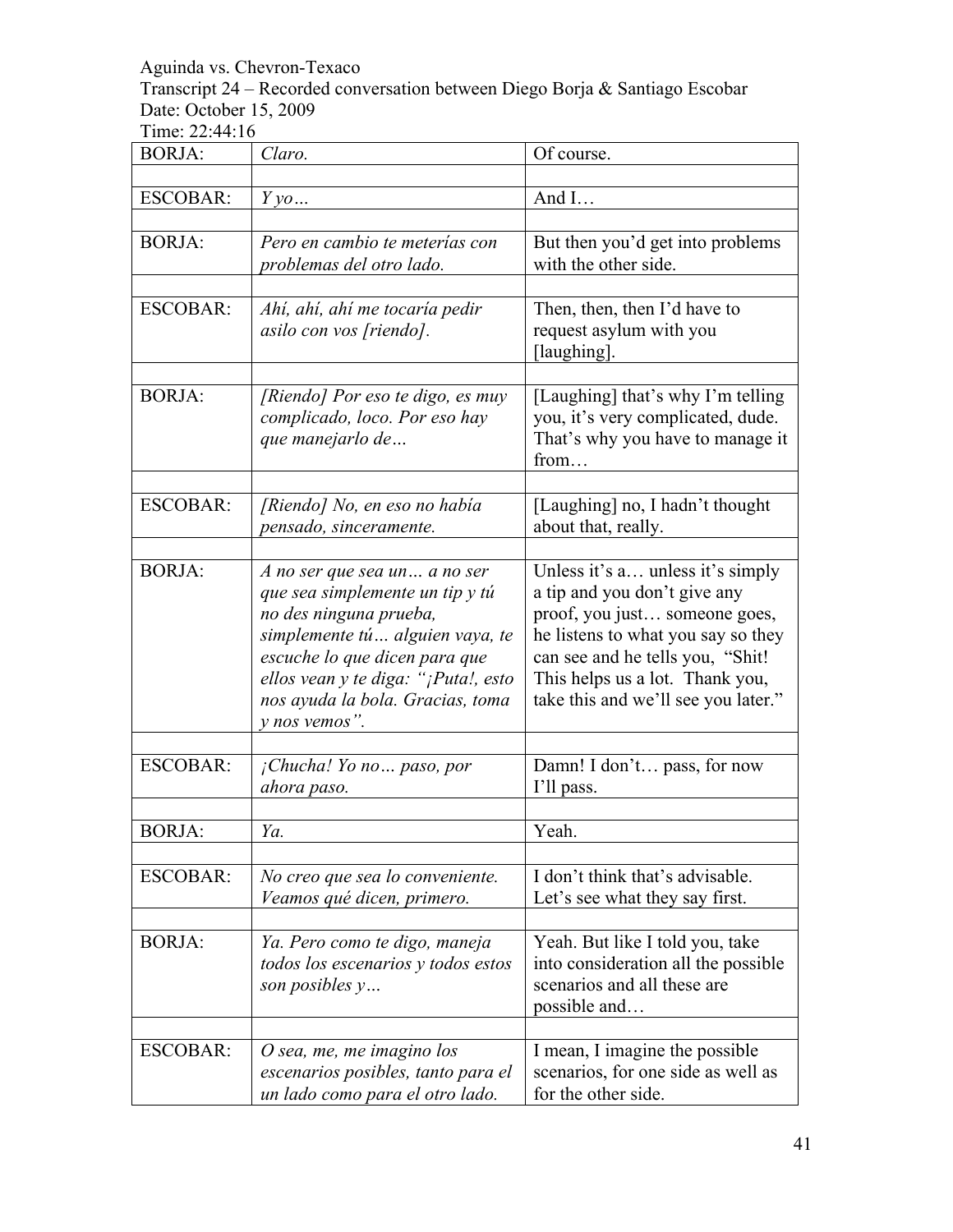Aguinda vs. Chevron-Texaco
Transcript 24 – Recorded conversation between Diego Borja & Santiago Escobar
Date: October 15, 2009
Time: 22:44:16

| | | |
|---|---|---|
| BORJA: | *Claro.* | Of course. |
| | | |
| ESCOBAR: | *Y yo…* | And I… |
| | | |
| BORJA: | *Pero en cambio te meterías con problemas del otro lado.* | But then you'd get into problems with the other side. |
| | | |
| ESCOBAR: | *Ahí, ahí, ahí me tocaría pedir asilo con vos [riendo].* | Then, then, then I'd have to request asylum with you [laughing]. |
| | | |
| BORJA: | *[Riendo] Por eso te digo, es muy complicado, loco. Por eso hay que manejarlo de…* | [Laughing] that's why I'm telling you, it's very complicated, dude. That's why you have to manage it from… |
| | | |
| ESCOBAR: | *[Riendo] No, en eso no había pensado, sinceramente.* | [Laughing] no, I hadn't thought about that, really. |
| | | |
| BORJA: | *A no ser que sea un… a no ser que sea simplemente un tip y tú no des ninguna prueba, simplemente tú… alguien vaya, te escuche lo que dicen para que ellos vean y te diga: "¡Puta!, esto nos ayuda la bola. Gracias, toma y nos vemos".* | Unless it's a… unless it's simply a tip and you don't give any proof, you just… someone goes, he listens to what you say so they can see and he tells you, "Shit! This helps us a lot. Thank you, take this and we'll see you later." |
| | | |
| ESCOBAR: | *¡Chucha! Yo no… paso, por ahora paso.* | Damn! I don't… pass, for now I'll pass. |
| | | |
| BORJA: | *Ya.* | Yeah. |
| | | |
| ESCOBAR: | *No creo que sea lo conveniente. Veamos qué dicen, primero.* | I don't think that's advisable. Let's see what they say first. |
| | | |
| BORJA: | *Ya. Pero como te digo, maneja todos los escenarios y todos estos son posibles y…* | Yeah. But like I told you, take into consideration all the possible scenarios and all these are possible and… |
| | | |
| ESCOBAR: | *O sea, me, me imagino los escenarios posibles, tanto para el un lado como para el otro lado.* | I mean, I imagine the possible scenarios, for one side as well as for the other side. |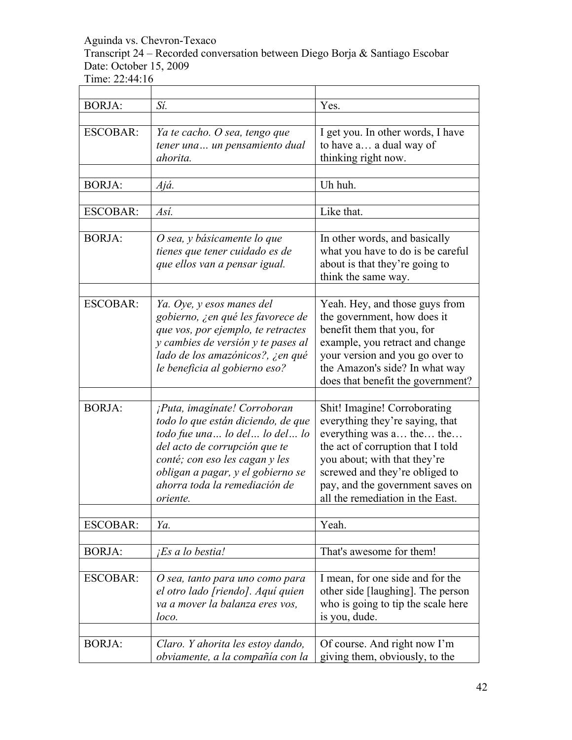Aguinda vs. Chevron-Texaco
Transcript 24 – Recorded conversation between Diego Borja & Santiago Escobar
Date: October 15, 2009
Time: 22:44:16

| | | |
|---|---|---|
| BORJA: | *Sí.* | Yes. |
| | | |
| ESCOBAR: | *Ya te cacho. O sea, tengo que tener una… un pensamiento dual ahorita.* | I get you. In other words, I have to have a… a dual way of thinking right now. |
| | | |
| BORJA: | *Ajá.* | Uh huh. |
| | | |
| ESCOBAR: | *Así.* | Like that. |
| | | |
| BORJA: | *O sea, y básicamente lo que tienes que tener cuidado es de que ellos van a pensar igual.* | In other words, and basically what you have to do is be careful about is that they're going to think the same way. |
| | | |
| ESCOBAR: | *Ya. Oye, y esos manes del gobierno, ¿en qué les favorece de que vos, por ejemplo, te retractes y cambies de versión y te pases al lado de los amazónicos?, ¿en qué le beneficia al gobierno eso?* | Yeah. Hey, and those guys from the government, how does it benefit them that you, for example, you retract and change your version and you go over to the Amazon's side? In what way does that benefit the government? |
| | | |
| BORJA: | *¡Puta, imagínate! Corroboran todo lo que están diciendo, de que todo fue una… lo del… lo del… lo del acto de corrupción que te conté; con eso les cagan y les obligan a pagar, y el gobierno se ahorra toda la remediación de oriente.* | Shit! Imagine! Corroborating everything they're saying, that everything was a… the… the… the act of corruption that I told you about; with that they're screwed and they're obliged to pay, and the government saves on all the remediation in the East. |
| | | |
| ESCOBAR: | *Ya.* | Yeah. |
| | | |
| BORJA: | *¡Es a lo bestia!* | That's awesome for them! |
| | | |
| ESCOBAR: | *O sea, tanto para uno como para el otro lado [riendo]. Aquí quien va a mover la balanza eres vos, loco.* | I mean, for one side and for the other side [laughing]. The person who is going to tip the scale here is you, dude. |
| | | |
| BORJA: | *Claro. Y ahorita les estoy dando, obviamente, a la compañía con la* | Of course. And right now I'm giving them, obviously, to the |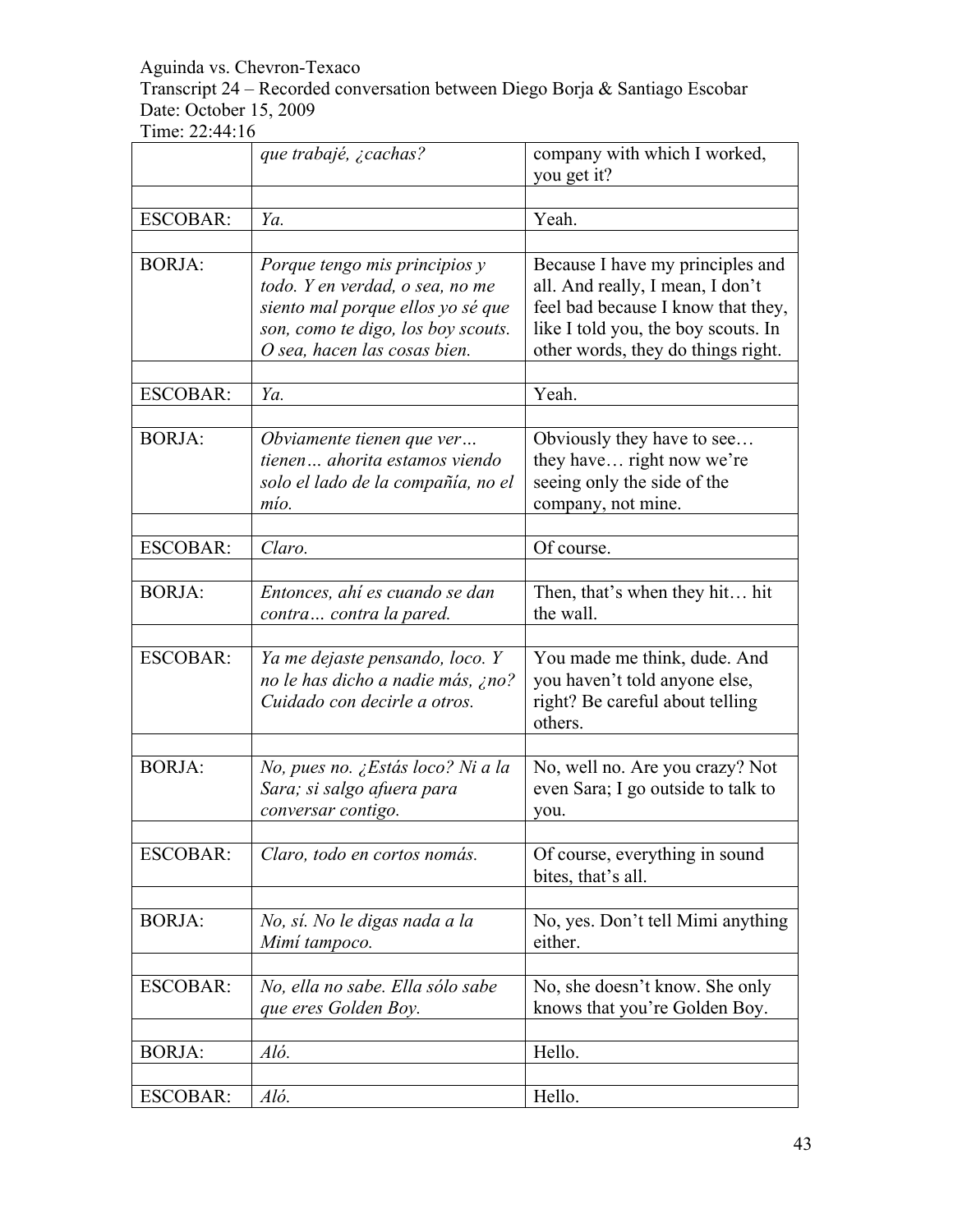Aguinda vs. Chevron-Texaco
Transcript 24 – Recorded conversation between Diego Borja & Santiago Escobar
Date: October 15, 2009
Time: 22:44:16

| | | |
|---|---|---|
| | *que trabajé, ¿cachas?* | company with which I worked, you get it? |
| | | |
| ESCOBAR: | *Ya.* | Yeah. |
| | | |
| BORJA: | *Porque tengo mis principios y todo. Y en verdad, o sea, no me siento mal porque ellos yo sé que son, como te digo, los boy scouts. O sea, hacen las cosas bien.* | Because I have my principles and all. And really, I mean, I don't feel bad because I know that they, like I told you, the boy scouts. In other words, they do things right. |
| | | |
| ESCOBAR: | *Ya.* | Yeah. |
| | | |
| BORJA: | *Obviamente tienen que ver… tienen… ahorita estamos viendo solo el lado de la compañía, no el mío.* | Obviously they have to see… they have… right now we're seeing only the side of the company, not mine. |
| | | |
| ESCOBAR: | *Claro.* | Of course. |
| | | |
| BORJA: | *Entonces, ahí es cuando se dan contra… contra la pared.* | Then, that's when they hit… hit the wall. |
| | | |
| ESCOBAR: | *Ya me dejaste pensando, loco. Y no le has dicho a nadie más, ¿no? Cuidado con decirle a otros.* | You made me think, dude. And you haven't told anyone else, right? Be careful about telling others. |
| | | |
| BORJA: | *No, pues no. ¿Estás loco? Ni a la Sara; si salgo afuera para conversar contigo.* | No, well no. Are you crazy? Not even Sara; I go outside to talk to you. |
| | | |
| ESCOBAR: | *Claro, todo en cortos nomás.* | Of course, everything in sound bites, that's all. |
| | | |
| BORJA: | *No, sí. No le digas nada a la Mimí tampoco.* | No, yes. Don't tell Mimi anything either. |
| | | |
| ESCOBAR: | *No, ella no sabe. Ella sólo sabe que eres Golden Boy.* | No, she doesn't know. She only knows that you're Golden Boy. |
| | | |
| BORJA: | *Aló.* | Hello. |
| | | |
| ESCOBAR: | *Aló.* | Hello. |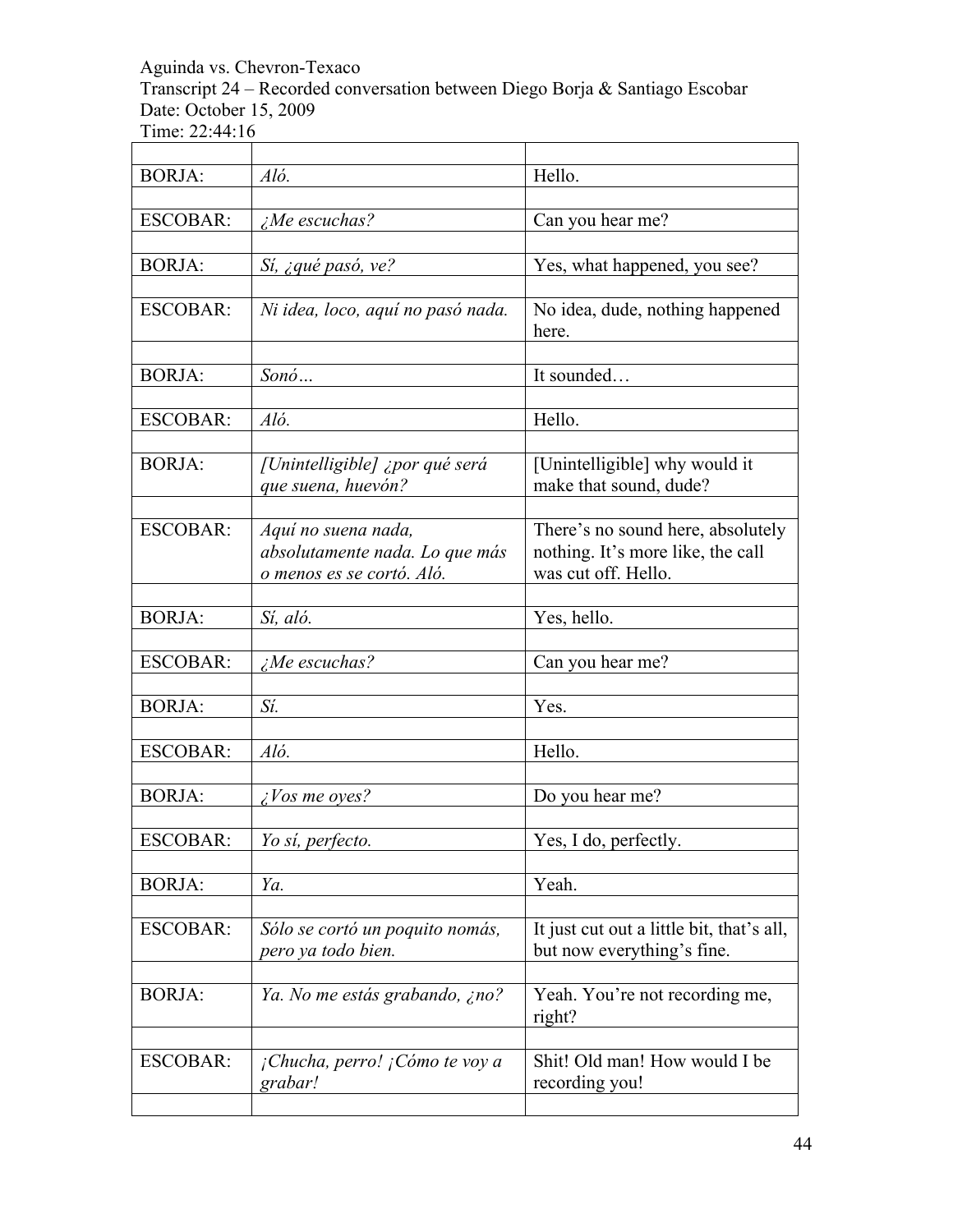Aguinda vs. Chevron-Texaco
Transcript 24 – Recorded conversation between Diego Borja & Santiago Escobar
Date: October 15, 2009
Time: 22:44:16

| | | |
|---|---|---|
| BORJA: | *Aló.* | Hello. |
| ESCOBAR: | *¿Me escuchas?* | Can you hear me? |
| BORJA: | *Sí, ¿qué pasó, ve?* | Yes, what happened, you see? |
| ESCOBAR: | *Ni idea, loco, aquí no pasó nada.* | No idea, dude, nothing happened here. |
| BORJA: | *Sonó…* | It sounded… |
| ESCOBAR: | *Aló.* | Hello. |
| BORJA: | *[Unintelligible] ¿por qué será que suena, huevón?* | [Unintelligible] why would it make that sound, dude? |
| ESCOBAR: | *Aquí no suena nada, absolutamente nada. Lo que más o menos es se cortó. Aló.* | There's no sound here, absolutely nothing. It's more like, the call was cut off. Hello. |
| BORJA: | *Sí, aló.* | Yes, hello. |
| ESCOBAR: | *¿Me escuchas?* | Can you hear me? |
| BORJA: | *Sí.* | Yes. |
| ESCOBAR: | *Aló.* | Hello. |
| BORJA: | *¿Vos me oyes?* | Do you hear me? |
| ESCOBAR: | *Yo sí, perfecto.* | Yes, I do, perfectly. |
| BORJA: | *Ya.* | Yeah. |
| ESCOBAR: | *Sólo se cortó un poquito nomás, pero ya todo bien.* | It just cut out a little bit, that's all, but now everything's fine. |
| BORJA: | *Ya. No me estás grabando, ¿no?* | Yeah. You're not recording me, right? |
| ESCOBAR: | *¡Chucha, perro! ¡Cómo te voy a grabar!* | Shit! Old man! How would I be recording you! |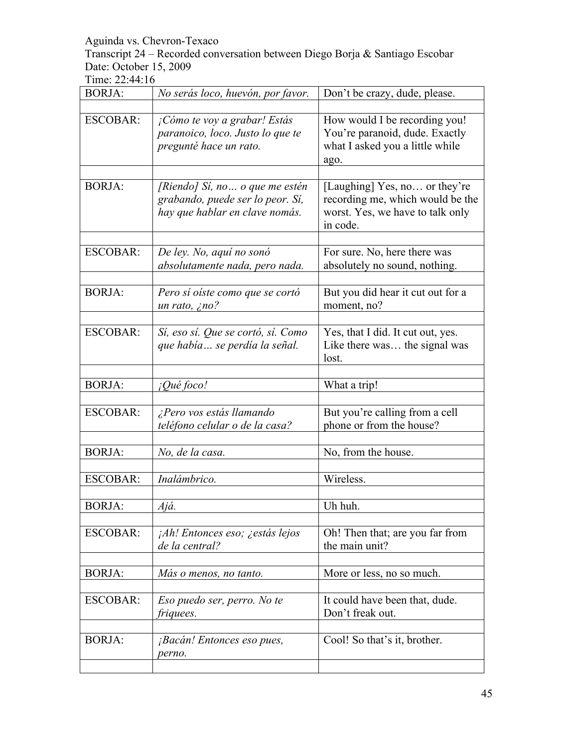Aguinda vs. Chevron-Texaco
Transcript 24 – Recorded conversation between Diego Borja & Santiago Escobar
Date: October 15, 2009
Time: 22:44:16

| | | |
|---|---|---|
| BORJA: | *No serás loco, huevón, por favor.* | Don't be crazy, dude, please. |
| | | |
| ESCOBAR: | *¡Cómo te voy a grabar! Estás paranoico, loco. Justo lo que te pregunté hace un rato.* | How would I be recording you! You're paranoid, dude. Exactly what I asked you a little while ago. |
| | | |
| BORJA: | *[Riendo] Sí, no… o que me estén grabando, puede ser lo peor. Sí, hay que hablar en clave nomás.* | [Laughing] Yes, no… or they're recording me, which would be the worst. Yes, we have to talk only in code. |
| | | |
| ESCOBAR: | *De ley. No, aquí no sonó absolutamente nada, pero nada.* | For sure. No, here there was absolutely no sound, nothing. |
| | | |
| BORJA: | *Pero sí oíste como que se cortó un rato, ¿no?* | But you did hear it cut out for a moment, no? |
| | | |
| ESCOBAR: | *Sí, eso sí. Que se cortó, sí. Como que había… se perdía la señal.* | Yes, that I did. It cut out, yes. Like there was… the signal was lost. |
| | | |
| BORJA: | *¡Qué foco!* | What a trip! |
| | | |
| ESCOBAR: | *¿Pero vos estás llamando teléfono celular o de la casa?* | But you're calling from a cell phone or from the house? |
| | | |
| BORJA: | *No, de la casa.* | No, from the house. |
| | | |
| ESCOBAR: | *Inalámbrico.* | Wireless. |
| | | |
| BORJA: | *Ajá.* | Uh huh. |
| | | |
| ESCOBAR: | *¡Ah! Entonces eso; ¿estás lejos de la central?* | Oh! Then that; are you far from the main unit? |
| | | |
| BORJA: | *Más o menos, no tanto.* | More or less, no so much. |
| | | |
| ESCOBAR: | *Eso puedo ser, perro. No te friquees.* | It could have been that, dude. Don't freak out. |
| | | |
| BORJA: | *¡Bacán! Entonces eso pues, perno.* | Cool! So that's it, brother. |
| | | |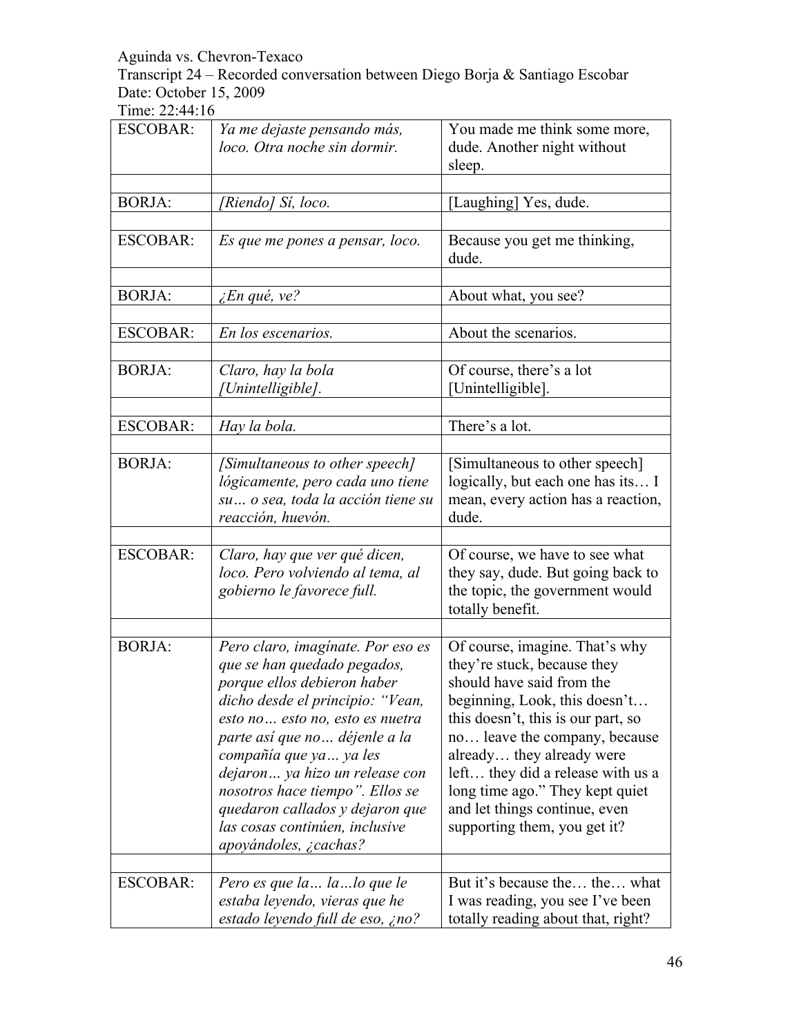Aguinda vs. Chevron-Texaco
Transcript 24 – Recorded conversation between Diego Borja & Santiago Escobar
Date: October 15, 2009
Time: 22:44:16

| | | |
|---|---|---|
| ESCOBAR: | *Ya me dejaste pensando más, loco. Otra noche sin dormir.* | You made me think some more, dude. Another night without sleep. |
| | | |
| BORJA: | *[Riendo] Sí, loco.* | [Laughing] Yes, dude. |
| | | |
| ESCOBAR: | *Es que me pones a pensar, loco.* | Because you get me thinking, dude. |
| | | |
| BORJA: | *¿En qué, ve?* | About what, you see? |
| | | |
| ESCOBAR: | *En los escenarios.* | About the scenarios. |
| | | |
| BORJA: | *Claro, hay la bola [Unintelligible].* | Of course, there's a lot [Unintelligible]. |
| | | |
| ESCOBAR: | *Hay la bola.* | There's a lot. |
| | | |
| BORJA: | *[Simultaneous to other speech] lógicamente, pero cada uno tiene su… o sea, toda la acción tiene su reacción, huevón.* | [Simultaneous to other speech] logically, but each one has its… I mean, every action has a reaction, dude. |
| | | |
| ESCOBAR: | *Claro, hay que ver qué dicen, loco. Pero volviendo al tema, al gobierno le favorece full.* | Of course, we have to see what they say, dude. But going back to the topic, the government would totally benefit. |
| | | |
| BORJA: | *Pero claro, imagínate. Por eso es que se han quedado pegados, porque ellos debieron haber dicho desde el principio: "Vean, esto no… esto no, esto es nuetra parte así que no… déjenle a la compañía que ya… ya les dejaron… ya hizo un release con nosotros hace tiempo". Ellos se quedaron callados y dejaron que las cosas continúen, inclusive apoyándoles, ¿cachas?* | Of course, imagine. That's why they're stuck, because they should have said from the beginning, Look, this doesn't… this doesn't, this is our part, so no… leave the company, because already… they already were left… they did a release with us a long time ago." They kept quiet and let things continue, even supporting them, you get it? |
| | | |
| ESCOBAR: | *Pero es que la… la…lo que le estaba leyendo, vieras que he estado leyendo full de eso, ¿no?* | But it's because the… the… what I was reading, you see I've been totally reading about that, right? |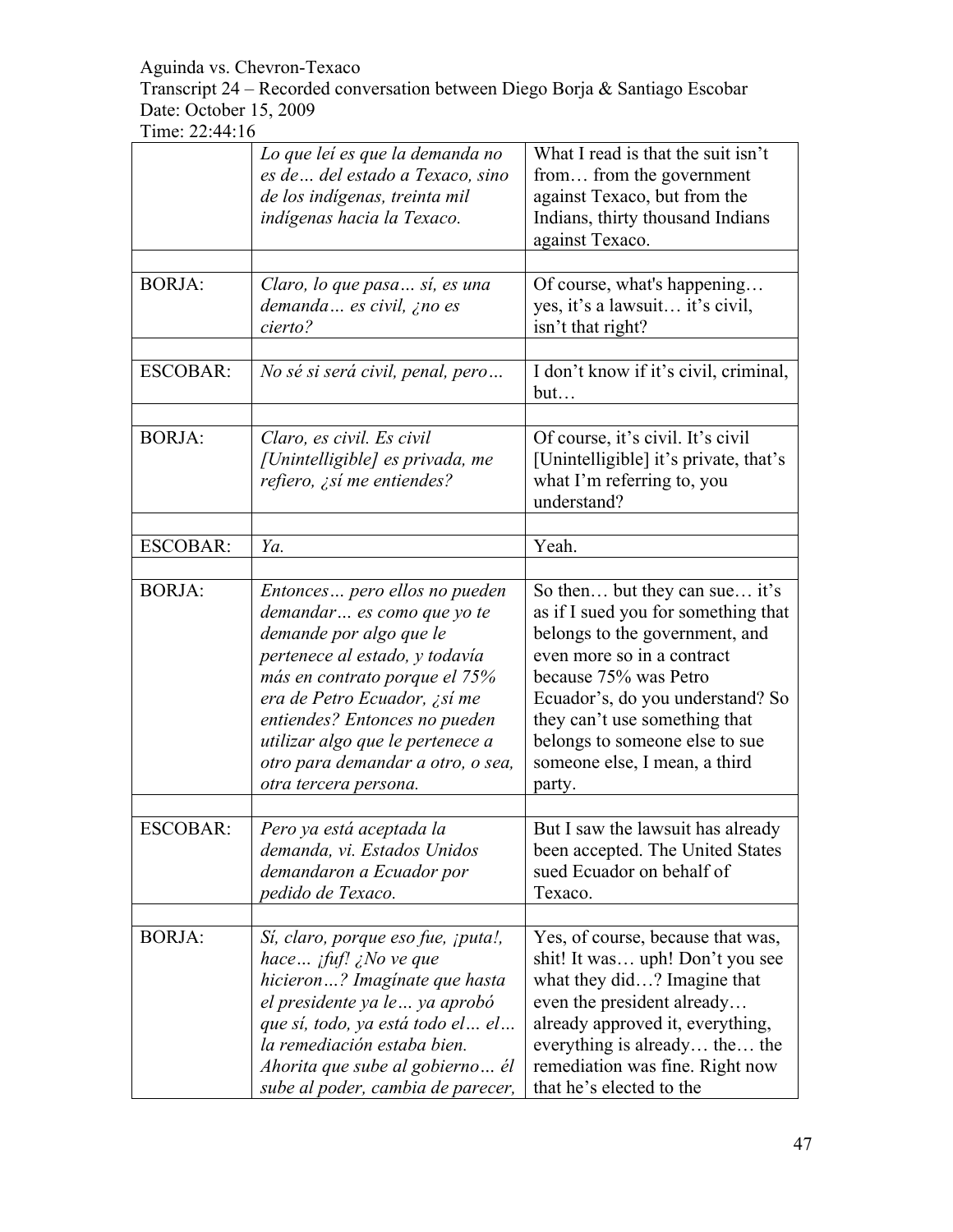Aguinda vs. Chevron-Texaco
Transcript 24 – Recorded conversation between Diego Borja & Santiago Escobar
Date: October 15, 2009
Time: 22:44:16

| | | |
|---|---|---|
| | *Lo que leí es que la demanda no es de… del estado a Texaco, sino de los indígenas, treinta mil indígenas hacia la Texaco.* | What I read is that the suit isn't from… from the government against Texaco, but from the Indians, thirty thousand Indians against Texaco. |
| | | |
| BORJA: | *Claro, lo que pasa… sí, es una demanda… es civil, ¿no es cierto?* | Of course, what's happening… yes, it's a lawsuit… it's civil, isn't that right? |
| | | |
| ESCOBAR: | *No sé si será civil, penal, pero…* | I don't know if it's civil, criminal, but… |
| | | |
| BORJA: | *Claro, es civil. Es civil [Unintelligible] es privada, me refiero, ¿sí me entiendes?* | Of course, it's civil. It's civil [Unintelligible] it's private, that's what I'm referring to, you understand? |
| | | |
| ESCOBAR: | *Ya.* | Yeah. |
| | | |
| BORJA: | *Entonces… pero ellos no pueden demandar… es como que yo te demande por algo que le pertenece al estado, y todavía más en contrato porque el 75% era de Petro Ecuador, ¿sí me entiendes? Entonces no pueden utilizar algo que le pertenece a otro para demandar a otro, o sea, otra tercera persona.* | So then… but they can sue… it's as if I sued you for something that belongs to the government, and even more so in a contract because 75% was Petro Ecuador's, do you understand? So they can't use something that belongs to someone else to sue someone else, I mean, a third party. |
| | | |
| ESCOBAR: | *Pero ya está aceptada la demanda, vi. Estados Unidos demandaron a Ecuador por pedido de Texaco.* | But I saw the lawsuit has already been accepted. The United States sued Ecuador on behalf of Texaco. |
| | | |
| BORJA: | *Sí, claro, porque eso fue, ¡puta!, hace… ¡fuf! ¿No ve que hicieron…? Imagínate que hasta el presidente ya le… ya aprobó que sí, todo, ya está todo el… el… la remediación estaba bien. Ahorita que sube al gobierno… él sube al poder, cambia de parecer,* | Yes, of course, because that was, shit! It was… uph! Don't you see what they did…? Imagine that even the president already… already approved it, everything, everything is already… the… the remediation was fine. Right now that he's elected to the |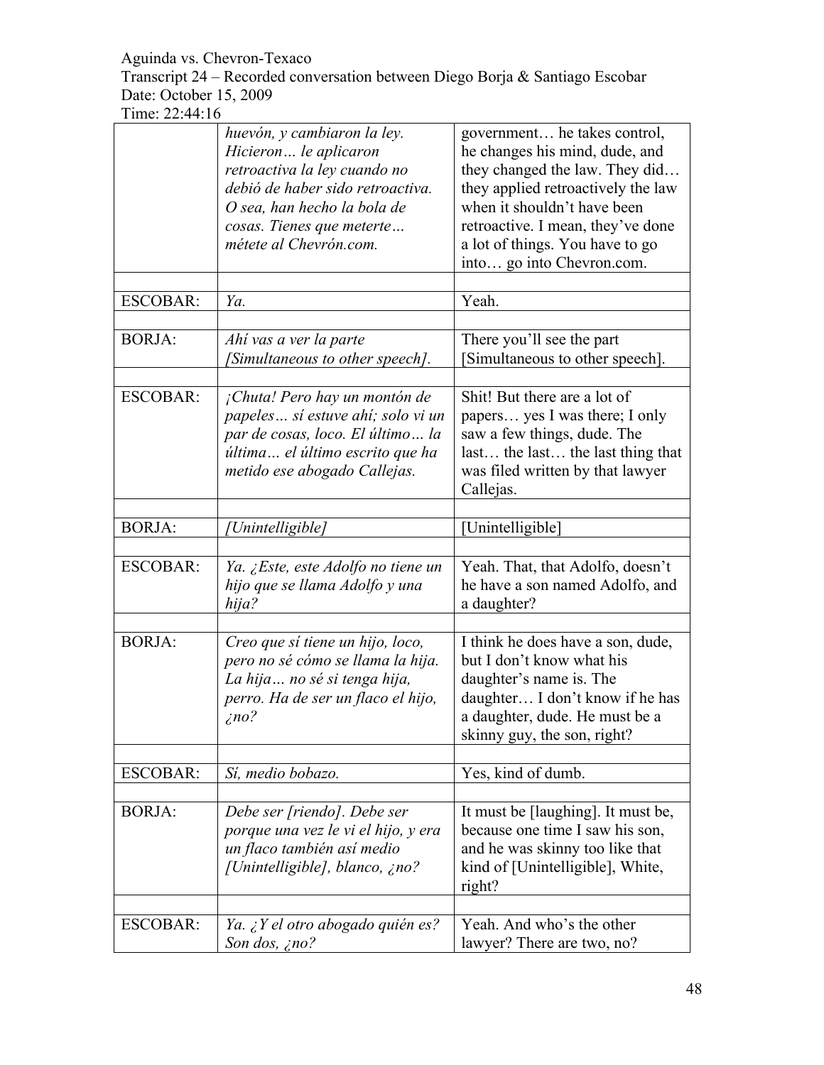| | | |
|---|---|---|
| | *huevón, y cambiaron la ley. Hicieron… le aplicaron retroactiva la ley cuando no debió de haber sido retroactiva. O sea, han hecho la bola de cosas. Tienes que meterte… métete al Chevrón.com.* | government… he takes control, he changes his mind, dude, and they changed the law. They did… they applied retroactively the law when it shouldn't have been retroactive. I mean, they've done a lot of things. You have to go into… go into Chevron.com. |
| | | |
| ESCOBAR: | *Ya.* | Yeah. |
| | | |
| BORJA: | *Ahí vas a ver la parte [Simultaneous to other speech].* | There you'll see the part [Simultaneous to other speech]. |
| | | |
| ESCOBAR: | *¡Chuta! Pero hay un montón de papeles… sí estuve ahí; solo vi un par de cosas, loco. El último… la última… el último escrito que ha metido ese abogado Callejas.* | Shit! But there are a lot of papers… yes I was there; I only saw a few things, dude. The last… the last… the last thing that was filed written by that lawyer Callejas. |
| | | |
| BORJA: | *[Unintelligible]* | [Unintelligible] |
| | | |
| ESCOBAR: | *Ya. ¿Este, este Adolfo no tiene un hijo que se llama Adolfo y una hija?* | Yeah. That, that Adolfo, doesn't he have a son named Adolfo, and a daughter? |
| | | |
| BORJA: | *Creo que sí tiene un hijo, loco, pero no sé cómo se llama la hija. La hija… no sé si tenga hija, perro. Ha de ser un flaco el hijo, ¿no?* | I think he does have a son, dude, but I don't know what his daughter's name is. The daughter… I don't know if he has a daughter, dude. He must be a skinny guy, the son, right? |
| | | |
| ESCOBAR: | *Sí, medio bobazo.* | Yes, kind of dumb. |
| | | |
| BORJA: | *Debe ser [riendo]. Debe ser porque una vez le vi el hijo, y era un flaco también así medio [Unintelligible], blanco, ¿no?* | It must be [laughing]. It must be, because one time I saw his son, and he was skinny too like that kind of [Unintelligible], White, right? |
| | | |
| ESCOBAR: | *Ya. ¿Y el otro abogado quién es? Son dos, ¿no?* | Yeah. And who's the other lawyer? There are two, no? |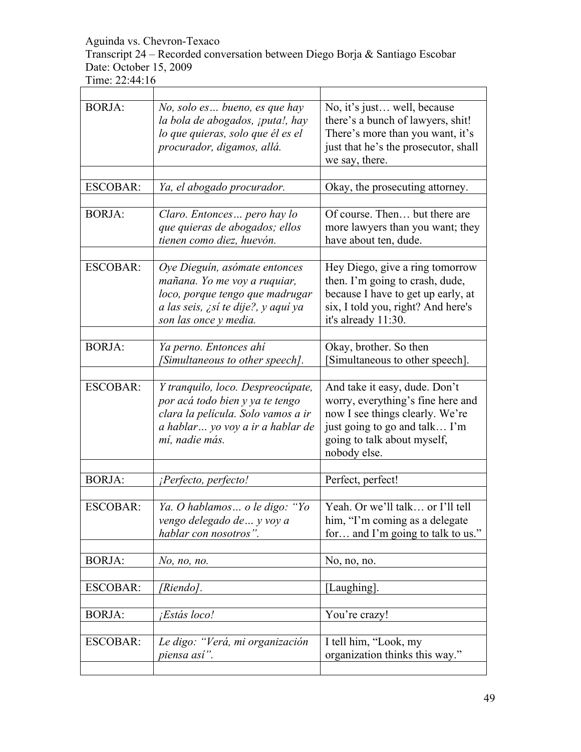Aguinda vs. Chevron-Texaco
Transcript 24 – Recorded conversation between Diego Borja & Santiago Escobar
Date: October 15, 2009
Time: 22:44:16

| | | |
|---|---|---|
| BORJA: | *No, solo es… bueno, es que hay la bola de abogados, ¡puta!, hay lo que quieras, solo que él es el procurador, digamos, allá.* | No, it's just… well, because there's a bunch of lawyers, shit! There's more than you want, it's just that he's the prosecutor, shall we say, there. |
| ESCOBAR: | *Ya, el abogado procurador.* | Okay, the prosecuting attorney. |
| BORJA: | *Claro. Entonces… pero hay lo que quieras de abogados; ellos tienen como diez, huevón.* | Of course. Then… but there are more lawyers than you want; they have about ten, dude. |
| ESCOBAR: | *Oye Dieguín, asómate entonces mañana. Yo me voy a ruquiar, loco, porque tengo que madrugar a las seis, ¿sí te dije?, y aquí ya son las once y media.* | Hey Diego, give a ring tomorrow then. I'm going to crash, dude, because I have to get up early, at six, I told you, right? And here's it's already 11:30. |
| BORJA: | *Ya perno. Entonces ahí [Simultaneous to other speech].* | Okay, brother. So then [Simultaneous to other speech]. |
| ESCOBAR: | *Y tranquilo, loco. Despreocúpate, por acá todo bien y ya te tengo clara la película. Solo vamos a ir a hablar… yo voy a ir a hablar de mí, nadie más.* | And take it easy, dude. Don't worry, everything's fine here and now I see things clearly. We're just going to go and talk… I'm going to talk about myself, nobody else. |
| BORJA: | *¡Perfecto, perfecto!* | Perfect, perfect! |
| ESCOBAR: | *Ya. O hablamos… o le digo: "Yo vengo delegado de… y voy a hablar con nosotros".* | Yeah. Or we'll talk… or I'll tell him, "I'm coming as a delegate for… and I'm going to talk to us." |
| BORJA: | *No, no, no.* | No, no, no. |
| ESCOBAR: | *[Riendo].* | [Laughing]. |
| BORJA: | *¡Estás loco!* | You're crazy! |
| ESCOBAR: | *Le digo: "Verá, mi organización piensa así".* | I tell him, "Look, my organization thinks this way." |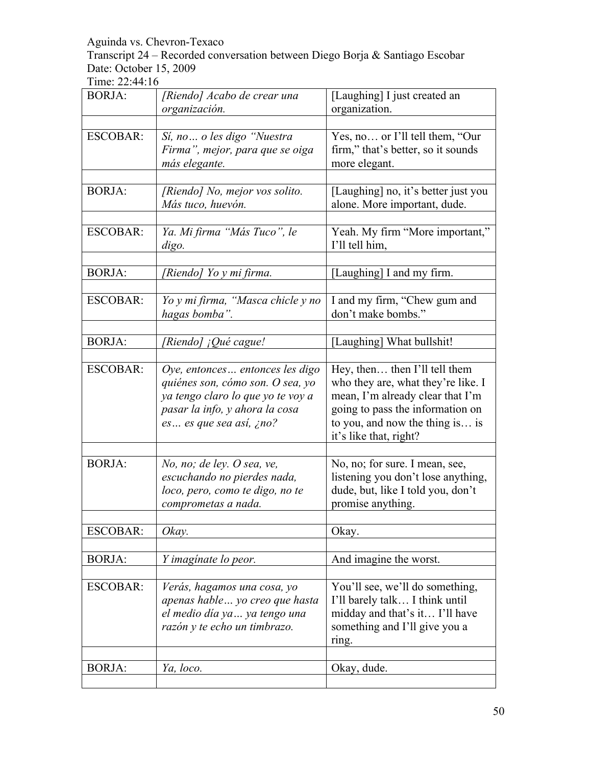Aguinda vs. Chevron-Texaco
Transcript 24 – Recorded conversation between Diego Borja & Santiago Escobar
Date: October 15, 2009
Time: 22:44:16

| | | |
|---|---|---|
| BORJA: | *[Riendo] Acabo de crear una organización.* | [Laughing] I just created an organization. |
| | | |
| ESCOBAR: | *Sí, no… o les digo "Nuestra Firma", mejor, para que se oiga más elegante.* | Yes, no… or I'll tell them, "Our firm," that's better, so it sounds more elegant. |
| | | |
| BORJA: | *[Riendo] No, mejor vos solito. Más tuco, huevón.* | [Laughing] no, it's better just you alone. More important, dude. |
| | | |
| ESCOBAR: | *Ya. Mi firma "Más Tuco", le digo.* | Yeah. My firm "More important," I'll tell him, |
| | | |
| BORJA: | *[Riendo] Yo y mi firma.* | [Laughing] I and my firm. |
| | | |
| ESCOBAR: | *Yo y mi firma, "Masca chicle y no hagas bomba".* | I and my firm, "Chew gum and don't make bombs." |
| | | |
| BORJA: | *[Riendo] ¡Qué cague!* | [Laughing] What bullshit! |
| | | |
| ESCOBAR: | *Oye, entonces… entonces les digo quiénes son, cómo son. O sea, yo ya tengo claro lo que yo te voy a pasar la info, y ahora la cosa es… es que sea así, ¿no?* | Hey, then… then I'll tell them who they are, what they're like. I mean, I'm already clear that I'm going to pass the information on to you, and now the thing is… is it's like that, right? |
| | | |
| BORJA: | *No, no; de ley. O sea, ve, escuchando no pierdes nada, loco, pero, como te digo, no te comprometas a nada.* | No, no; for sure. I mean, see, listening you don't lose anything, dude, but, like I told you, don't promise anything. |
| | | |
| ESCOBAR: | *Okay.* | Okay. |
| | | |
| BORJA: | *Y imagínate lo peor.* | And imagine the worst. |
| | | |
| ESCOBAR: | *Verás, hagamos una cosa, yo apenas hable… yo creo que hasta el medio día ya… ya tengo una razón y te echo un timbrazo.* | You'll see, we'll do something, I'll barely talk… I think until midday and that's it… I'll have something and I'll give you a ring. |
| | | |
| BORJA: | *Ya, loco.* | Okay, dude. |
| | | |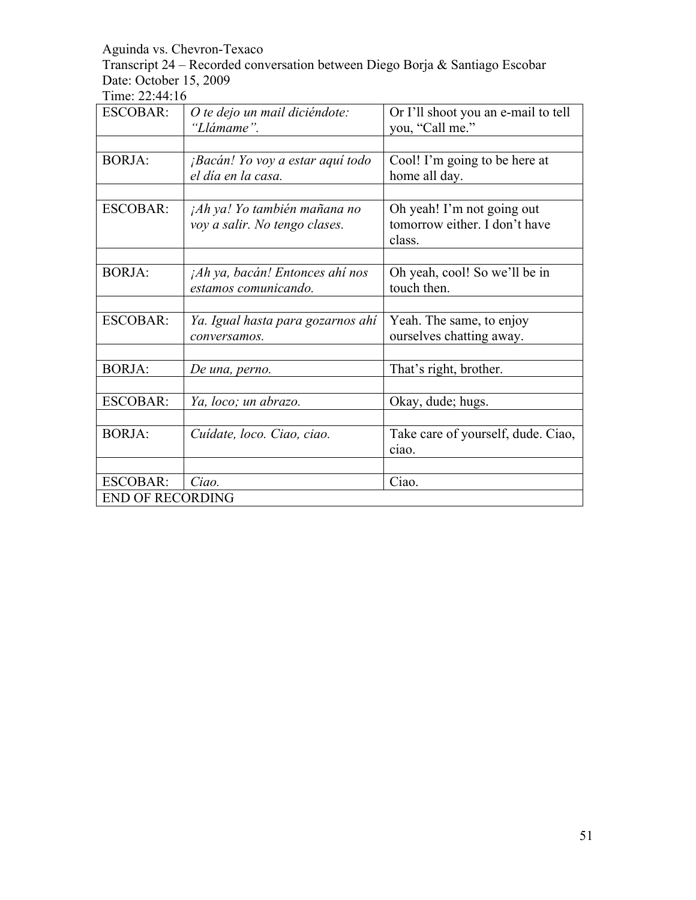Aguinda vs. Chevron-Texaco

Transcript 24 – Recorded conversation between Diego Borja & Santiago Escobar

Date: October 15, 2009

Time: 22:44:16

| | | |
|---|---|---|
| ESCOBAR: | *O te dejo un mail diciéndote: "Llámame".* | Or I'll shoot you an e-mail to tell you, "Call me." |
| | | |
| BORJA: | *¡Bacán! Yo voy a estar aquí todo el día en la casa.* | Cool! I'm going to be here at home all day. |
| | | |
| ESCOBAR: | *¡Ah ya! Yo también mañana no voy a salir. No tengo clases.* | Oh yeah! I'm not going out tomorrow either. I don't have class. |
| | | |
| BORJA: | *¡Ah ya, bacán! Entonces ahí nos estamos comunicando.* | Oh yeah, cool! So we'll be in touch then. |
| | | |
| ESCOBAR: | *Ya. Igual hasta para gozarnos ahí conversamos.* | Yeah. The same, to enjoy ourselves chatting away. |
| | | |
| BORJA: | *De una, perno.* | That's right, brother. |
| | | |
| ESCOBAR: | *Ya, loco; un abrazo.* | Okay, dude; hugs. |
| | | |
| BORJA: | *Cuídate, loco. Ciao, ciao.* | Take care of yourself, dude. Ciao, ciao. |
| | | |
| ESCOBAR: | *Ciao.* | Ciao. |
| END OF RECORDING | | |